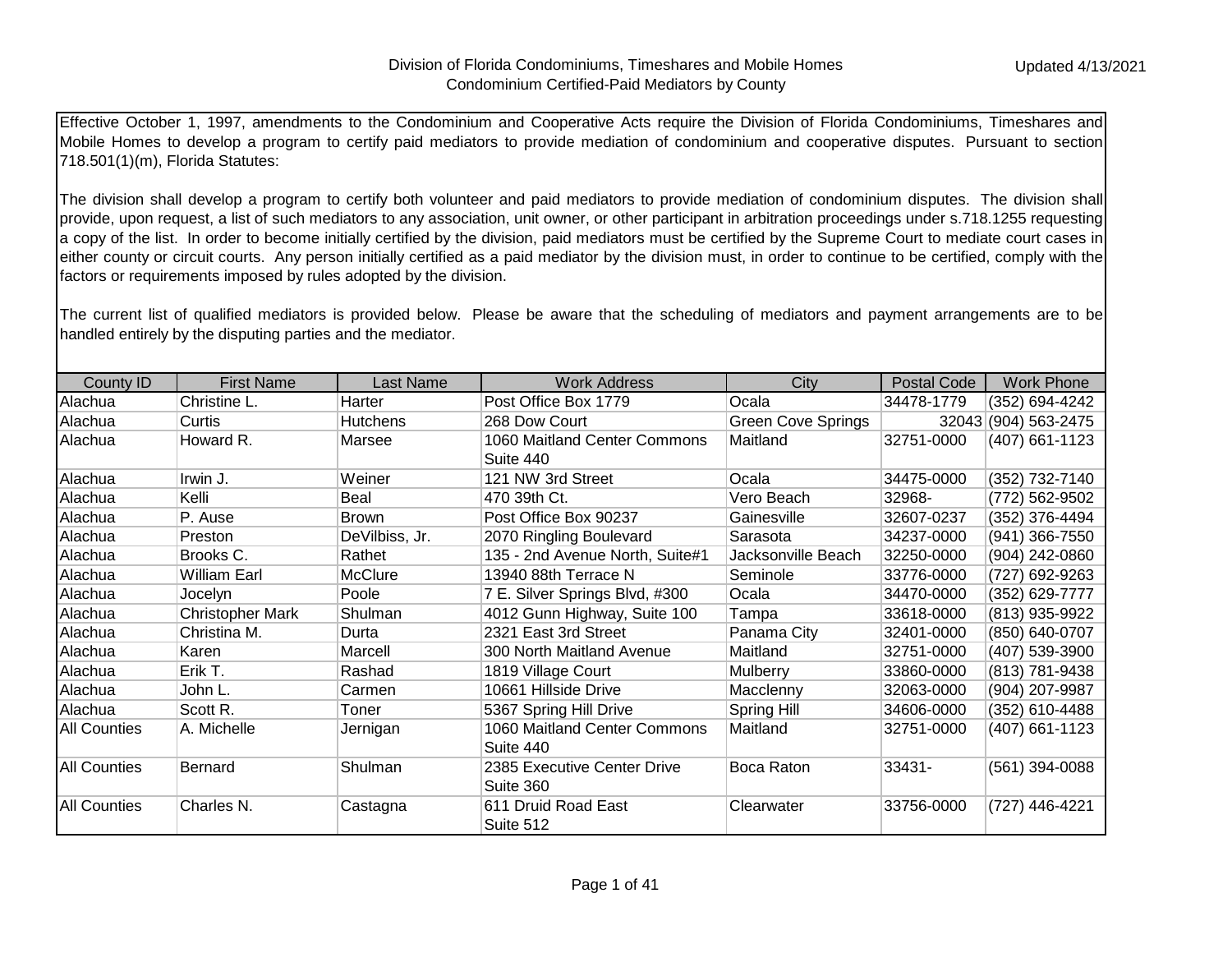# Division of Florida Condominiums, Timeshares and Mobile Homes
## Condominium Certified-Paid Mediators by County

Updated 4/13/2021

Effective October 1, 1997, amendments to the Condominium and Cooperative Acts require the Division of Florida Condominiums, Timeshares and Mobile Homes to develop a program to certify paid mediators to provide mediation of condominium and cooperative disputes. Pursuant to section 718.501(1)(m), Florida Statutes:

The division shall develop a program to certify both volunteer and paid mediators to provide mediation of condominium disputes. The division shall provide, upon request, a list of such mediators to any association, unit owner, or other participant in arbitration proceedings under s.718.1255 requesting a copy of the list. In order to become initially certified by the division, paid mediators must be certified by the Supreme Court to mediate court cases in either county or circuit courts. Any person initially certified as a paid mediator by the division must, in order to continue to be certified, comply with the factors or requirements imposed by rules adopted by the division.

The current list of qualified mediators is provided below. Please be aware that the scheduling of mediators and payment arrangements are to be handled entirely by the disputing parties and the mediator.

| County ID | First Name | Last Name | Work Address | City | Postal Code | Work Phone |
|---|---|---|---|---|---|---|
| Alachua | Christine L. | Harter | Post Office Box 1779 | Ocala | 34478-1779 | (352) 694-4242 |
| Alachua | Curtis | Hutchens | 268 Dow Court | Green Cove Springs | 32043 | (904) 563-2475 |
| Alachua | Howard R. | Marsee | 1060 Maitland Center Commons Suite 440 | Maitland | 32751-0000 | (407) 661-1123 |
| Alachua | Irwin J. | Weiner | 121 NW 3rd Street | Ocala | 34475-0000 | (352) 732-7140 |
| Alachua | Kelli | Beal | 470 39th Ct. | Vero Beach | 32968- | (772) 562-9502 |
| Alachua | P. Ause | Brown | Post Office Box 90237 | Gainesville | 32607-0237 | (352) 376-4494 |
| Alachua | Preston | DeVilbiss, Jr. | 2070 Ringling Boulevard | Sarasota | 34237-0000 | (941) 366-7550 |
| Alachua | Brooks C. | Rathet | 135 - 2nd Avenue North, Suite#1 | Jacksonville Beach | 32250-0000 | (904) 242-0860 |
| Alachua | William Earl | McClure | 13940 88th Terrace N | Seminole | 33776-0000 | (727) 692-9263 |
| Alachua | Jocelyn | Poole | 7 E. Silver Springs Blvd, #300 | Ocala | 34470-0000 | (352) 629-7777 |
| Alachua | Christopher Mark | Shulman | 4012 Gunn Highway, Suite 100 | Tampa | 33618-0000 | (813) 935-9922 |
| Alachua | Christina M. | Durta | 2321 East 3rd Street | Panama City | 32401-0000 | (850) 640-0707 |
| Alachua | Karen | Marcell | 300 North Maitland Avenue | Maitland | 32751-0000 | (407) 539-3900 |
| Alachua | Erik T. | Rashad | 1819 Village Court | Mulberry | 33860-0000 | (813) 781-9438 |
| Alachua | John L. | Carmen | 10661 Hillside Drive | Macclenny | 32063-0000 | (904) 207-9987 |
| Alachua | Scott R. | Toner | 5367 Spring Hill Drive | Spring Hill | 34606-0000 | (352) 610-4488 |
| All Counties | A. Michelle | Jernigan | 1060 Maitland Center Commons Suite 440 | Maitland | 32751-0000 | (407) 661-1123 |
| All Counties | Bernard | Shulman | 2385 Executive Center Drive Suite 360 | Boca Raton | 33431- | (561) 394-0088 |
| All Counties | Charles N. | Castagna | 611 Druid Road East Suite 512 | Clearwater | 33756-0000 | (727) 446-4221 |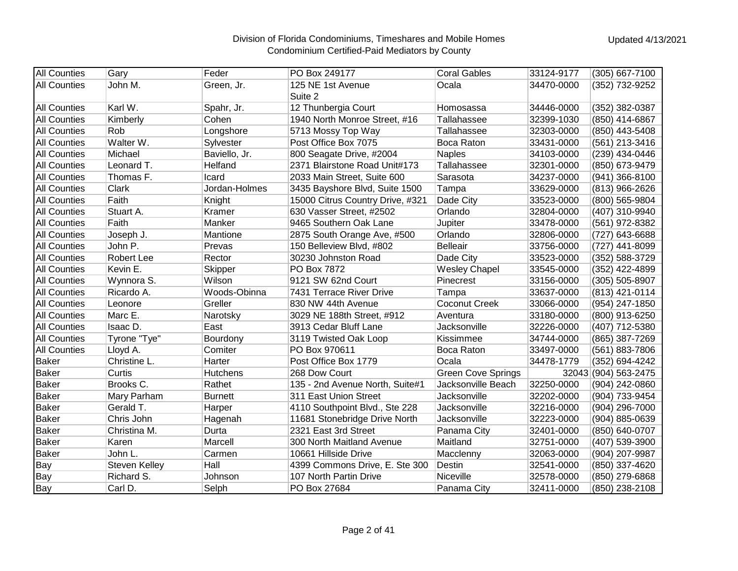# Division of Florida Condominiums, Timeshares and Mobile Homes

## Condominium Certified-Paid Mediators by County

Updated 4/13/2021

| | | | | | | |
|---|---|---|---|---|---|---|
| All Counties | Gary | Feder | PO Box 249177 | Coral Gables | 33124-9177 | (305) 667-7100 |
| All Counties | John M. | Green, Jr. | 125 NE 1st Avenue Suite 2 | Ocala | 34470-0000 | (352) 732-9252 |
| All Counties | Karl W. | Spahr, Jr. | 12 Thunbergia Court | Homosassa | 34446-0000 | (352) 382-0387 |
| All Counties | Kimberly | Cohen | 1940 North Monroe Street, #16 | Tallahassee | 32399-1030 | (850) 414-6867 |
| All Counties | Rob | Longshore | 5713 Mossy Top Way | Tallahassee | 32303-0000 | (850) 443-5408 |
| All Counties | Walter W. | Sylvester | Post Office Box 7075 | Boca Raton | 33431-0000 | (561) 213-3416 |
| All Counties | Michael | Baviello, Jr. | 800 Seagate Drive, #2004 | Naples | 34103-0000 | (239) 434-0446 |
| All Counties | Leonard T. | Helfand | 2371 Blairstone Road Unit#173 | Tallahassee | 32301-0000 | (850) 673-9479 |
| All Counties | Thomas F. | Icard | 2033 Main Street, Suite 600 | Sarasota | 34237-0000 | (941) 366-8100 |
| All Counties | Clark | Jordan-Holmes | 3435 Bayshore Blvd, Suite 1500 | Tampa | 33629-0000 | (813) 966-2626 |
| All Counties | Faith | Knight | 15000 Citrus Country Drive, #321 | Dade City | 33523-0000 | (800) 565-9804 |
| All Counties | Stuart A. | Kramer | 630 Vasser Street, #2502 | Orlando | 32804-0000 | (407) 310-9940 |
| All Counties | Faith | Manker | 9465 Southern Oak Lane | Jupiter | 33478-0000 | (561) 972-8382 |
| All Counties | Joseph J. | Mantione | 2875 South Orange Ave, #500 | Orlando | 32806-0000 | (727) 643-6688 |
| All Counties | John P. | Prevas | 150 Belleview Blvd, #802 | Belleair | 33756-0000 | (727) 441-8099 |
| All Counties | Robert Lee | Rector | 30230 Johnston Road | Dade City | 33523-0000 | (352) 588-3729 |
| All Counties | Kevin E. | Skipper | PO Box 7872 | Wesley Chapel | 33545-0000 | (352) 422-4899 |
| All Counties | Wynnora S. | Wilson | 9121 SW 62nd Court | Pinecrest | 33156-0000 | (305) 505-8907 |
| All Counties | Ricardo A. | Woods-Obinna | 7431 Terrace River Drive | Tampa | 33637-0000 | (813) 421-0114 |
| All Counties | Leonore | Greller | 830 NW 44th Avenue | Coconut Creek | 33066-0000 | (954) 247-1850 |
| All Counties | Marc E. | Narotsky | 3029 NE 188th Street, #912 | Aventura | 33180-0000 | (800) 913-6250 |
| All Counties | Isaac D. | East | 3913 Cedar Bluff Lane | Jacksonville | 32226-0000 | (407) 712-5380 |
| All Counties | Tyrone "Tye" | Bourdony | 3119 Twisted Oak Loop | Kissimmee | 34744-0000 | (865) 387-7269 |
| All Counties | Lloyd A. | Comiter | PO Box 970611 | Boca Raton | 33497-0000 | (561) 883-7806 |
| Baker | Christine L. | Harter | Post Office Box 1779 | Ocala | 34478-1779 | (352) 694-4242 |
| Baker | Curtis | Hutchens | 268 Dow Court | Green Cove Springs | 32043 | (904) 563-2475 |
| Baker | Brooks C. | Rathet | 135 - 2nd Avenue North, Suite#1 | Jacksonville Beach | 32250-0000 | (904) 242-0860 |
| Baker | Mary Parham | Burnett | 311 East Union Street | Jacksonville | 32202-0000 | (904) 733-9454 |
| Baker | Gerald T. | Harper | 4110 Southpoint Blvd., Ste 228 | Jacksonville | 32216-0000 | (904) 296-7000 |
| Baker | Chris John | Hagenah | 11681 Stonebridge Drive North | Jacksonville | 32223-0000 | (904) 885-0639 |
| Baker | Christina M. | Durta | 2321 East 3rd Street | Panama City | 32401-0000 | (850) 640-0707 |
| Baker | Karen | Marcell | 300 North Maitland Avenue | Maitland | 32751-0000 | (407) 539-3900 |
| Baker | John L. | Carmen | 10661 Hillside Drive | Macclenny | 32063-0000 | (904) 207-9987 |
| Bay | Steven Kelley | Hall | 4399 Commons Drive, E. Ste 300 | Destin | 32541-0000 | (850) 337-4620 |
| Bay | Richard S. | Johnson | 107 North Partin Drive | Niceville | 32578-0000 | (850) 279-6868 |
| Bay | Carl D. | Selph | PO Box 27684 | Panama City | 32411-0000 | (850) 238-2108 |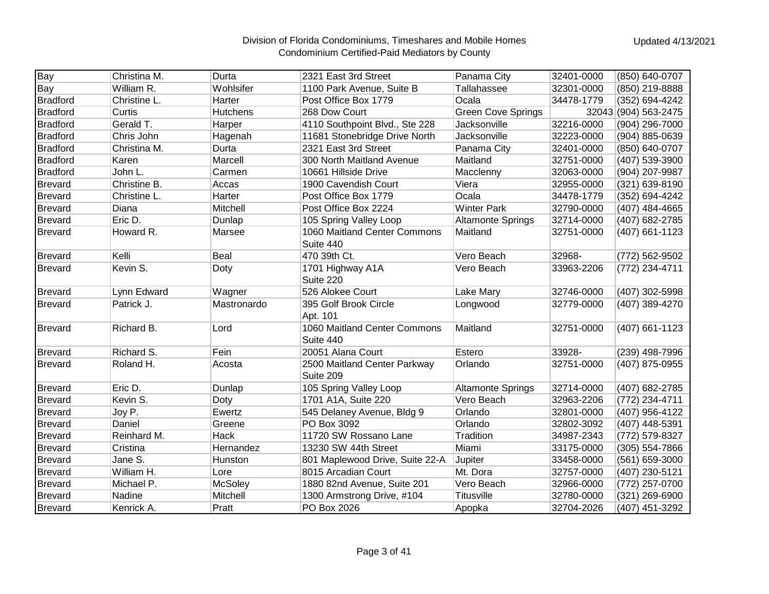Division of Florida Condominiums, Timeshares and Mobile Homes
Condominium Certified-Paid Mediators by County

Updated 4/13/2021

| | | | | | | |
|---|---|---|---|---|---|---|
| Bay | Christina M. | Durta | 2321 East 3rd Street | Panama City | 32401-0000 | (850) 640-0707 |
| Bay | William R. | Wohlsifer | 1100 Park Avenue, Suite B | Tallahassee | 32301-0000 | (850) 219-8888 |
| Bradford | Christine L. | Harter | Post Office Box 1779 | Ocala | 34478-1779 | (352) 694-4242 |
| Bradford | Curtis | Hutchens | 268 Dow Court | Green Cove Springs | 32043 | (904) 563-2475 |
| Bradford | Gerald T. | Harper | 4110 Southpoint Blvd., Ste 228 | Jacksonville | 32216-0000 | (904) 296-7000 |
| Bradford | Chris John | Hagenah | 11681 Stonebridge Drive North | Jacksonville | 32223-0000 | (904) 885-0639 |
| Bradford | Christina M. | Durta | 2321 East 3rd Street | Panama City | 32401-0000 | (850) 640-0707 |
| Bradford | Karen | Marcell | 300 North Maitland Avenue | Maitland | 32751-0000 | (407) 539-3900 |
| Bradford | John L. | Carmen | 10661 Hillside Drive | Macclenny | 32063-0000 | (904) 207-9987 |
| Brevard | Christine B. | Accas | 1900 Cavendish Court | Viera | 32955-0000 | (321) 639-8190 |
| Brevard | Christine L. | Harter | Post Office Box 1779 | Ocala | 34478-1779 | (352) 694-4242 |
| Brevard | Diana | Mitchell | Post Office Box 2224 | Winter Park | 32790-0000 | (407) 484-4665 |
| Brevard | Eric D. | Dunlap | 105 Spring Valley Loop | Altamonte Springs | 32714-0000 | (407) 682-2785 |
| Brevard | Howard R. | Marsee | 1060 Maitland Center Commons Suite 440 | Maitland | 32751-0000 | (407) 661-1123 |
| Brevard | Kelli | Beal | 470 39th Ct. | Vero Beach | 32968- | (772) 562-9502 |
| Brevard | Kevin S. | Doty | 1701 Highway A1A Suite 220 | Vero Beach | 33963-2206 | (772) 234-4711 |
| Brevard | Lynn Edward | Wagner | 526 Alokee Court | Lake Mary | 32746-0000 | (407) 302-5998 |
| Brevard | Patrick J. | Mastronardo | 395 Golf Brook Circle Apt. 101 | Longwood | 32779-0000 | (407) 389-4270 |
| Brevard | Richard B. | Lord | 1060 Maitland Center Commons Suite 440 | Maitland | 32751-0000 | (407) 661-1123 |
| Brevard | Richard S. | Fein | 20051 Alana Court | Estero | 33928- | (239) 498-7996 |
| Brevard | Roland H. | Acosta | 2500 Maitland Center Parkway Suite 209 | Orlando | 32751-0000 | (407) 875-0955 |
| Brevard | Eric D. | Dunlap | 105 Spring Valley Loop | Altamonte Springs | 32714-0000 | (407) 682-2785 |
| Brevard | Kevin S. | Doty | 1701 A1A, Suite 220 | Vero Beach | 32963-2206 | (772) 234-4711 |
| Brevard | Joy P. | Ewertz | 545 Delaney Avenue, Bldg 9 | Orlando | 32801-0000 | (407) 956-4122 |
| Brevard | Daniel | Greene | PO Box 3092 | Orlando | 32802-3092 | (407) 448-5391 |
| Brevard | Reinhard M. | Hack | 11720 SW Rossano Lane | Tradition | 34987-2343 | (772) 579-8327 |
| Brevard | Cristina | Hernandez | 13230 SW 44th Street | Miami | 33175-0000 | (305) 554-7866 |
| Brevard | Jane S. | Hunston | 801 Maplewood Drive, Suite 22-A | Jupiter | 33458-0000 | (561) 659-3000 |
| Brevard | William H. | Lore | 8015 Arcadian Court | Mt. Dora | 32757-0000 | (407) 230-5121 |
| Brevard | Michael P. | McSoley | 1880 82nd Avenue, Suite 201 | Vero Beach | 32966-0000 | (772) 257-0700 |
| Brevard | Nadine | Mitchell | 1300 Armstrong Drive, #104 | Titusville | 32780-0000 | (321) 269-6900 |
| Brevard | Kenrick A. | Pratt | PO Box 2026 | Apopka | 32704-2026 | (407) 451-3292 |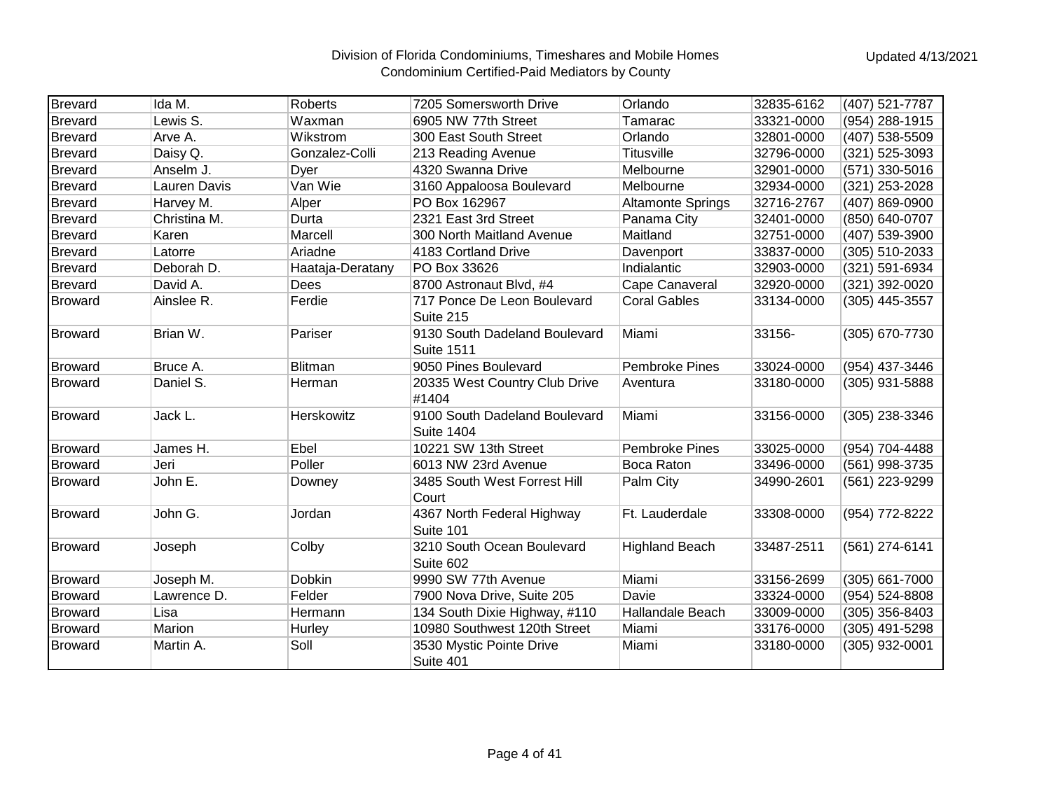Division of Florida Condominiums, Timeshares and Mobile Homes
Condominium Certified-Paid Mediators by County

Updated 4/13/2021

| | | | | | | |
|---|---|---|---|---|---|---|
| Brevard | Ida M. | Roberts | 7205 Somersworth Drive | Orlando | 32835-6162 | (407) 521-7787 |
| Brevard | Lewis S. | Waxman | 6905 NW 77th Street | Tamarac | 33321-0000 | (954) 288-1915 |
| Brevard | Arve A. | Wikstrom | 300 East South Street | Orlando | 32801-0000 | (407) 538-5509 |
| Brevard | Daisy Q. | Gonzalez-Colli | 213 Reading Avenue | Titusville | 32796-0000 | (321) 525-3093 |
| Brevard | Anselm J. | Dyer | 4320 Swanna Drive | Melbourne | 32901-0000 | (571) 330-5016 |
| Brevard | Lauren Davis | Van Wie | 3160 Appaloosa Boulevard | Melbourne | 32934-0000 | (321) 253-2028 |
| Brevard | Harvey M. | Alper | PO Box 162967 | Altamonte Springs | 32716-2767 | (407) 869-0900 |
| Brevard | Christina M. | Durta | 2321 East 3rd Street | Panama City | 32401-0000 | (850) 640-0707 |
| Brevard | Karen | Marcell | 300 North Maitland Avenue | Maitland | 32751-0000 | (407) 539-3900 |
| Brevard | Latorre | Ariadne | 4183 Cortland Drive | Davenport | 33837-0000 | (305) 510-2033 |
| Brevard | Deborah D. | Haataja-Deratany | PO Box 33626 | Indialantic | 32903-0000 | (321) 591-6934 |
| Brevard | David A. | Dees | 8700 Astronaut Blvd, #4 | Cape Canaveral | 32920-0000 | (321) 392-0020 |
| Broward | Ainslee R. | Ferdie | 717 Ponce De Leon Boulevard Suite 215 | Coral Gables | 33134-0000 | (305) 445-3557 |
| Broward | Brian W. | Pariser | 9130 South Dadeland Boulevard Suite 1511 | Miami | 33156- | (305) 670-7730 |
| Broward | Bruce A. | Blitman | 9050 Pines Boulevard | Pembroke Pines | 33024-0000 | (954) 437-3446 |
| Broward | Daniel S. | Herman | 20335 West Country Club Drive #1404 | Aventura | 33180-0000 | (305) 931-5888 |
| Broward | Jack L. | Herskowitz | 9100 South Dadeland Boulevard Suite 1404 | Miami | 33156-0000 | (305) 238-3346 |
| Broward | James H. | Ebel | 10221 SW 13th Street | Pembroke Pines | 33025-0000 | (954) 704-4488 |
| Broward | Jeri | Poller | 6013 NW 23rd Avenue | Boca Raton | 33496-0000 | (561) 998-3735 |
| Broward | John E. | Downey | 3485 South West Forrest Hill Court | Palm City | 34990-2601 | (561) 223-9299 |
| Broward | John G. | Jordan | 4367 North Federal Highway Suite 101 | Ft. Lauderdale | 33308-0000 | (954) 772-8222 |
| Broward | Joseph | Colby | 3210 South Ocean Boulevard Suite 602 | Highland Beach | 33487-2511 | (561) 274-6141 |
| Broward | Joseph M. | Dobkin | 9990 SW 77th Avenue | Miami | 33156-2699 | (305) 661-7000 |
| Broward | Lawrence D. | Felder | 7900 Nova Drive, Suite 205 | Davie | 33324-0000 | (954) 524-8808 |
| Broward | Lisa | Hermann | 134 South Dixie Highway, #110 | Hallandale Beach | 33009-0000 | (305) 356-8403 |
| Broward | Marion | Hurley | 10980 Southwest 120th Street | Miami | 33176-0000 | (305) 491-5298 |
| Broward | Martin A. | Soll | 3530 Mystic Pointe Drive Suite 401 | Miami | 33180-0000 | (305) 932-0001 |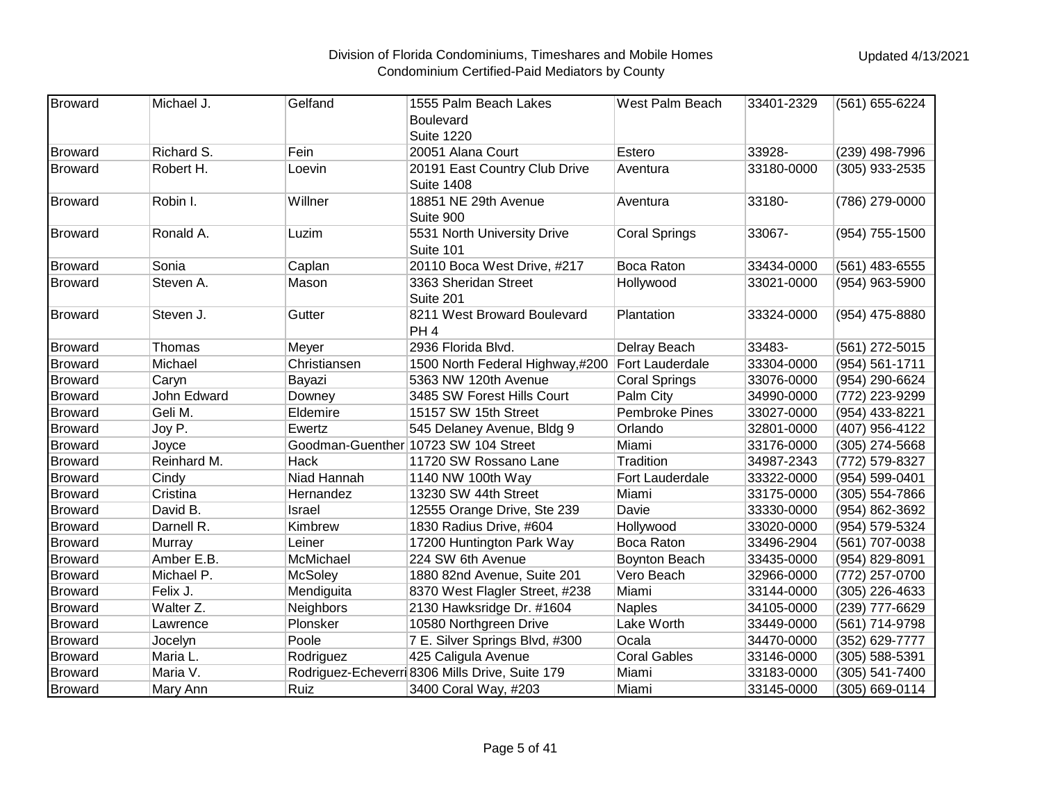Division of Florida Condominiums, Timeshares and Mobile Homes
Condominium Certified-Paid Mediators by County

Updated 4/13/2021

| | | | | | | |
|---|---|---|---|---|---|---|
| Broward | Michael J. | Gelfand | 1555 Palm Beach Lakes Boulevard Suite 1220 | West Palm Beach | 33401-2329 | (561) 655-6224 |
| Broward | Richard S. | Fein | 20051 Alana Court | Estero | 33928- | (239) 498-7996 |
| Broward | Robert H. | Loevin | 20191 East Country Club Drive Suite 1408 | Aventura | 33180-0000 | (305) 933-2535 |
| Broward | Robin I. | Willner | 18851 NE 29th Avenue Suite 900 | Aventura | 33180- | (786) 279-0000 |
| Broward | Ronald A. | Luzim | 5531 North University Drive Suite 101 | Coral Springs | 33067- | (954) 755-1500 |
| Broward | Sonia | Caplan | 20110 Boca West Drive, #217 | Boca Raton | 33434-0000 | (561) 483-6555 |
| Broward | Steven A. | Mason | 3363 Sheridan Street Suite 201 | Hollywood | 33021-0000 | (954) 963-5900 |
| Broward | Steven J. | Gutter | 8211 West Broward Boulevard PH 4 | Plantation | 33324-0000 | (954) 475-8880 |
| Broward | Thomas | Meyer | 2936 Florida Blvd. | Delray Beach | 33483- | (561) 272-5015 |
| Broward | Michael | Christiansen | 1500 North Federal Highway,#200 | Fort Lauderdale | 33304-0000 | (954) 561-1711 |
| Broward | Caryn | Bayazi | 5363 NW 120th Avenue | Coral Springs | 33076-0000 | (954) 290-6624 |
| Broward | John Edward | Downey | 3485 SW Forest Hills Court | Palm City | 34990-0000 | (772) 223-9299 |
| Broward | Geli M. | Eldemire | 15157 SW 15th Street | Pembroke Pines | 33027-0000 | (954) 433-8221 |
| Broward | Joy P. | Ewertz | 545 Delaney Avenue, Bldg 9 | Orlando | 32801-0000 | (407) 956-4122 |
| Broward | Joyce | Goodman-Guenther | 10723 SW 104 Street | Miami | 33176-0000 | (305) 274-5668 |
| Broward | Reinhard M. | Hack | 11720 SW Rossano Lane | Tradition | 34987-2343 | (772) 579-8327 |
| Broward | Cindy | Niad Hannah | 1140 NW 100th Way | Fort Lauderdale | 33322-0000 | (954) 599-0401 |
| Broward | Cristina | Hernandez | 13230 SW 44th Street | Miami | 33175-0000 | (305) 554-7866 |
| Broward | David B. | Israel | 12555 Orange Drive, Ste 239 | Davie | 33330-0000 | (954) 862-3692 |
| Broward | Darnell R. | Kimbrew | 1830 Radius Drive, #604 | Hollywood | 33020-0000 | (954) 579-5324 |
| Broward | Murray | Leiner | 17200 Huntington Park Way | Boca Raton | 33496-2904 | (561) 707-0038 |
| Broward | Amber E.B. | McMichael | 224 SW 6th Avenue | Boynton Beach | 33435-0000 | (954) 829-8091 |
| Broward | Michael P. | McSoley | 1880 82nd Avenue, Suite 201 | Vero Beach | 32966-0000 | (772) 257-0700 |
| Broward | Felix J. | Mendiguita | 8370 West Flagler Street, #238 | Miami | 33144-0000 | (305) 226-4633 |
| Broward | Walter Z. | Neighbors | 2130 Hawksridge Dr. #1604 | Naples | 34105-0000 | (239) 777-6629 |
| Broward | Lawrence | Plonsker | 10580 Northgreen Drive | Lake Worth | 33449-0000 | (561) 714-9798 |
| Broward | Jocelyn | Poole | 7 E. Silver Springs Blvd, #300 | Ocala | 34470-0000 | (352) 629-7777 |
| Broward | Maria L. | Rodriguez | 425 Caligula Avenue | Coral Gables | 33146-0000 | (305) 588-5391 |
| Broward | Maria V. | Rodriguez-Echeverri | 8306 Mills Drive, Suite 179 | Miami | 33183-0000 | (305) 541-7400 |
| Broward | Mary Ann | Ruiz | 3400 Coral Way, #203 | Miami | 33145-0000 | (305) 669-0114 |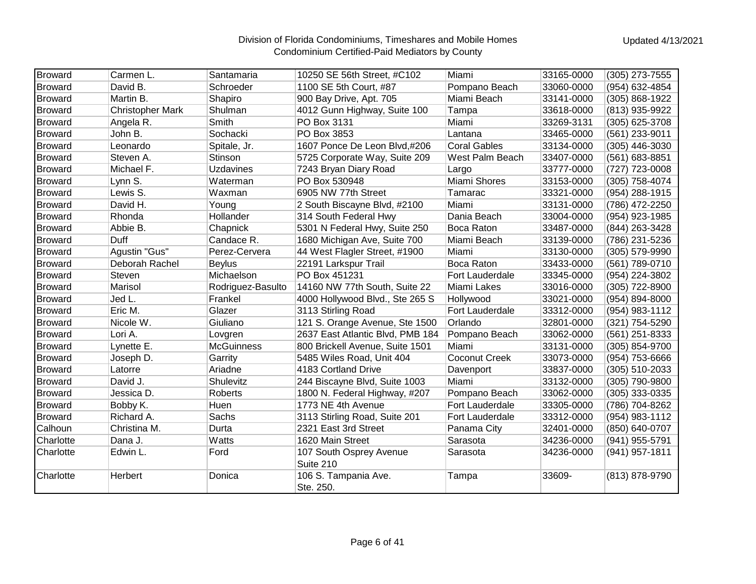Division of Florida Condominiums, Timeshares and Mobile Homes
Condominium Certified-Paid Mediators by County

Updated 4/13/2021

| | | | | | | |
|---|---|---|---|---|---|---|
| Broward | Carmen L. | Santamaria | 10250 SE 56th Street, #C102 | Miami | 33165-0000 | (305) 273-7555 |
| Broward | David B. | Schroeder | 1100 SE 5th Court, #87 | Pompano Beach | 33060-0000 | (954) 632-4854 |
| Broward | Martin B. | Shapiro | 900 Bay Drive, Apt. 705 | Miami Beach | 33141-0000 | (305) 868-1922 |
| Broward | Christopher Mark | Shulman | 4012 Gunn Highway, Suite 100 | Tampa | 33618-0000 | (813) 935-9922 |
| Broward | Angela R. | Smith | PO Box 3131 | Miami | 33269-3131 | (305) 625-3708 |
| Broward | John B. | Sochacki | PO Box 3853 | Lantana | 33465-0000 | (561) 233-9011 |
| Broward | Leonardo | Spitale, Jr. | 1607 Ponce De Leon Blvd,#206 | Coral Gables | 33134-0000 | (305) 446-3030 |
| Broward | Steven A. | Stinson | 5725 Corporate Way, Suite 209 | West Palm Beach | 33407-0000 | (561) 683-8851 |
| Broward | Michael F. | Uzdavines | 7243 Bryan Diary Road | Largo | 33777-0000 | (727) 723-0008 |
| Broward | Lynn S. | Waterman | PO Box 530948 | Miami Shores | 33153-0000 | (305) 758-4074 |
| Broward | Lewis S. | Waxman | 6905 NW 77th Street | Tamarac | 33321-0000 | (954) 288-1915 |
| Broward | David H. | Young | 2 South Biscayne Blvd, #2100 | Miami | 33131-0000 | (786) 472-2250 |
| Broward | Rhonda | Hollander | 314 South Federal Hwy | Dania Beach | 33004-0000 | (954) 923-1985 |
| Broward | Abbie B. | Chapnick | 5301 N Federal Hwy, Suite 250 | Boca Raton | 33487-0000 | (844) 263-3428 |
| Broward | Duff | Candace R. | 1680 Michigan Ave, Suite 700 | Miami Beach | 33139-0000 | (786) 231-5236 |
| Broward | Agustin "Gus" | Perez-Cervera | 44 West Flagler Street, #1900 | Miami | 33130-0000 | (305) 579-9990 |
| Broward | Deborah Rachel | Beylus | 22191 Larkspur Trail | Boca Raton | 33433-0000 | (561) 789-0710 |
| Broward | Steven | Michaelson | PO Box 451231 | Fort Lauderdale | 33345-0000 | (954) 224-3802 |
| Broward | Marisol | Rodriguez-Basulto | 14160 NW 77th South, Suite 22 | Miami Lakes | 33016-0000 | (305) 722-8900 |
| Broward | Jed L. | Frankel | 4000 Hollywood Blvd., Ste 265 S | Hollywood | 33021-0000 | (954) 894-8000 |
| Broward | Eric M. | Glazer | 3113 Stirling Road | Fort Lauderdale | 33312-0000 | (954) 983-1112 |
| Broward | Nicole W. | Giuliano | 121 S. Orange Avenue, Ste 1500 | Orlando | 32801-0000 | (321) 754-5290 |
| Broward | Lori A. | Lovgren | 2637 East Atlantic Blvd, PMB 184 | Pompano Beach | 33062-0000 | (561) 251-8333 |
| Broward | Lynette E. | McGuinness | 800 Brickell Avenue, Suite 1501 | Miami | 33131-0000 | (305) 854-9700 |
| Broward | Joseph D. | Garrity | 5485 Wiles Road, Unit 404 | Coconut Creek | 33073-0000 | (954) 753-6666 |
| Broward | Latorre | Ariadne | 4183 Cortland Drive | Davenport | 33837-0000 | (305) 510-2033 |
| Broward | David J. | Shulevitz | 244 Biscayne Blvd, Suite 1003 | Miami | 33132-0000 | (305) 790-9800 |
| Broward | Jessica D. | Roberts | 1800 N. Federal Highway, #207 | Pompano Beach | 33062-0000 | (305) 333-0335 |
| Broward | Bobby K. | Huen | 1773 NE 4th Avenue | Fort Lauderdale | 33305-0000 | (786) 704-8262 |
| Broward | Richard A. | Sachs | 3113 Stirling Road, Suite 201 | Fort Lauderdale | 33312-0000 | (954) 983-1112 |
| Calhoun | Christina M. | Durta | 2321 East 3rd Street | Panama City | 32401-0000 | (850) 640-0707 |
| Charlotte | Dana J. | Watts | 1620 Main Street | Sarasota | 34236-0000 | (941) 955-5791 |
| Charlotte | Edwin L. | Ford | 107 South Osprey Avenue Suite 210 | Sarasota | 34236-0000 | (941) 957-1811 |
| Charlotte | Herbert | Donica | 106 S. Tampania Ave. Ste. 250. | Tampa | 33609- | (813) 878-9790 |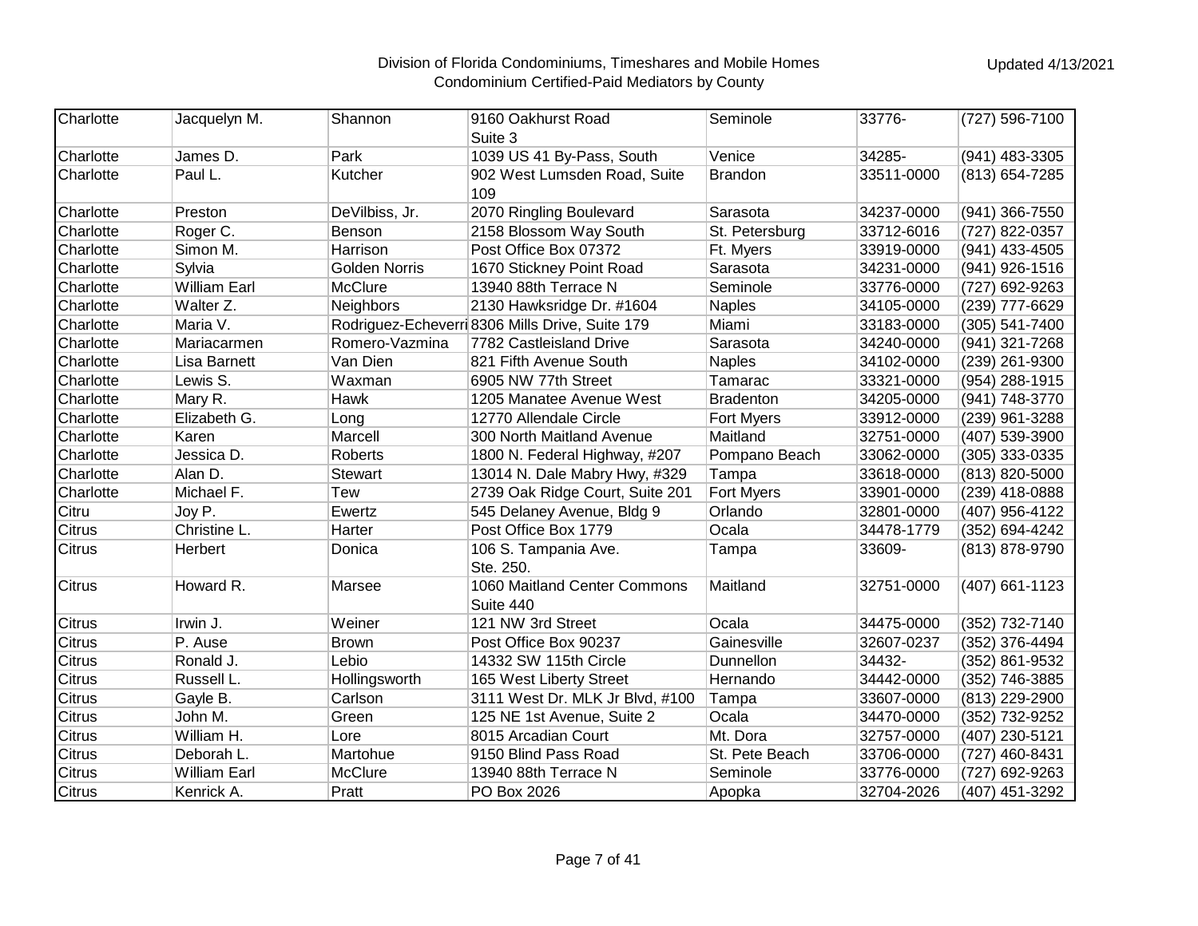# Division of Florida Condominiums, Timeshares and Mobile Homes
## Condominium Certified-Paid Mediators by County

Updated 4/13/2021

| | | | | | | |
|---|---|---|---|---|---|---|
| Charlotte | Jacquelyn M. | Shannon | 9160 Oakhurst Road Suite 3 | Seminole | 33776- | (727) 596-7100 |
| Charlotte | James D. | Park | 1039 US 41 By-Pass, South | Venice | 34285- | (941) 483-3305 |
| Charlotte | Paul L. | Kutcher | 902 West Lumsden Road, Suite 109 | Brandon | 33511-0000 | (813) 654-7285 |
| Charlotte | Preston | DeVilbiss, Jr. | 2070 Ringling Boulevard | Sarasota | 34237-0000 | (941) 366-7550 |
| Charlotte | Roger C. | Benson | 2158 Blossom Way South | St. Petersburg | 33712-6016 | (727) 822-0357 |
| Charlotte | Simon M. | Harrison | Post Office Box 07372 | Ft. Myers | 33919-0000 | (941) 433-4505 |
| Charlotte | Sylvia | Golden Norris | 1670 Stickney Point Road | Sarasota | 34231-0000 | (941) 926-1516 |
| Charlotte | William Earl | McClure | 13940 88th Terrace N | Seminole | 33776-0000 | (727) 692-9263 |
| Charlotte | Walter Z. | Neighbors | 2130 Hawksridge Dr. #1604 | Naples | 34105-0000 | (239) 777-6629 |
| Charlotte | Maria V. | Rodriguez-Echeverri | 8306 Mills Drive, Suite 179 | Miami | 33183-0000 | (305) 541-7400 |
| Charlotte | Mariacarmen | Romero-Vazmina | 7782 Castleisland Drive | Sarasota | 34240-0000 | (941) 321-7268 |
| Charlotte | Lisa Barnett | Van Dien | 821 Fifth Avenue South | Naples | 34102-0000 | (239) 261-9300 |
| Charlotte | Lewis S. | Waxman | 6905 NW 77th Street | Tamarac | 33321-0000 | (954) 288-1915 |
| Charlotte | Mary R. | Hawk | 1205 Manatee Avenue West | Bradenton | 34205-0000 | (941) 748-3770 |
| Charlotte | Elizabeth G. | Long | 12770 Allendale Circle | Fort Myers | 33912-0000 | (239) 961-3288 |
| Charlotte | Karen | Marcell | 300 North Maitland Avenue | Maitland | 32751-0000 | (407) 539-3900 |
| Charlotte | Jessica D. | Roberts | 1800 N. Federal Highway, #207 | Pompano Beach | 33062-0000 | (305) 333-0335 |
| Charlotte | Alan D. | Stewart | 13014 N. Dale Mabry Hwy, #329 | Tampa | 33618-0000 | (813) 820-5000 |
| Charlotte | Michael F. | Tew | 2739 Oak Ridge Court, Suite 201 | Fort Myers | 33901-0000 | (239) 418-0888 |
| Citru | Joy P. | Ewertz | 545 Delaney Avenue, Bldg 9 | Orlando | 32801-0000 | (407) 956-4122 |
| Citrus | Christine L. | Harter | Post Office Box 1779 | Ocala | 34478-1779 | (352) 694-4242 |
| Citrus | Herbert | Donica | 106 S. Tampania Ave. Ste. 250. | Tampa | 33609- | (813) 878-9790 |
| Citrus | Howard R. | Marsee | 1060 Maitland Center Commons Suite 440 | Maitland | 32751-0000 | (407) 661-1123 |
| Citrus | Irwin J. | Weiner | 121 NW 3rd Street | Ocala | 34475-0000 | (352) 732-7140 |
| Citrus | P. Ause | Brown | Post Office Box 90237 | Gainesville | 32607-0237 | (352) 376-4494 |
| Citrus | Ronald J. | Lebio | 14332 SW 115th Circle | Dunnellon | 34432- | (352) 861-9532 |
| Citrus | Russell L. | Hollingsworth | 165 West Liberty Street | Hernando | 34442-0000 | (352) 746-3885 |
| Citrus | Gayle B. | Carlson | 3111 West Dr. MLK Jr Blvd, #100 | Tampa | 33607-0000 | (813) 229-2900 |
| Citrus | John M. | Green | 125 NE 1st Avenue, Suite 2 | Ocala | 34470-0000 | (352) 732-9252 |
| Citrus | William H. | Lore | 8015 Arcadian Court | Mt. Dora | 32757-0000 | (407) 230-5121 |
| Citrus | Deborah L. | Martohue | 9150 Blind Pass Road | St. Pete Beach | 33706-0000 | (727) 460-8431 |
| Citrus | William Earl | McClure | 13940 88th Terrace N | Seminole | 33776-0000 | (727) 692-9263 |
| Citrus | Kenrick A. | Pratt | PO Box 2026 | Apopka | 32704-2026 | (407) 451-3292 |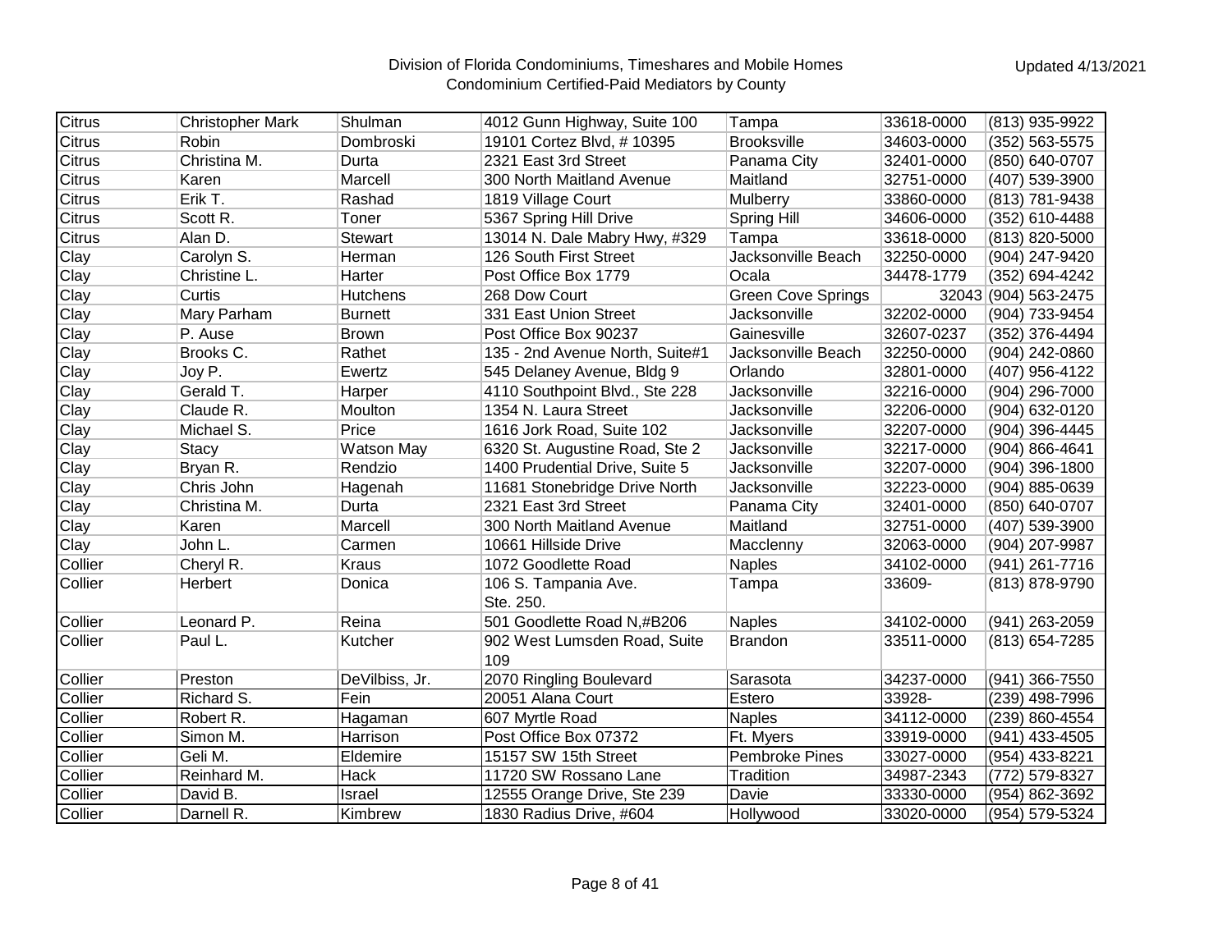Division of Florida Condominiums, Timeshares and Mobile Homes
Condominium Certified-Paid Mediators by County

Updated 4/13/2021

| | | | | | | |
|---|---|---|---|---|---|---|
| Citrus | Christopher Mark | Shulman | 4012 Gunn Highway, Suite 100 | Tampa | 33618-0000 | (813) 935-9922 |
| Citrus | Robin | Dombroski | 19101 Cortez Blvd, # 10395 | Brooksville | 34603-0000 | (352) 563-5575 |
| Citrus | Christina M. | Durta | 2321 East 3rd Street | Panama City | 32401-0000 | (850) 640-0707 |
| Citrus | Karen | Marcell | 300 North Maitland Avenue | Maitland | 32751-0000 | (407) 539-3900 |
| Citrus | Erik T. | Rashad | 1819 Village Court | Mulberry | 33860-0000 | (813) 781-9438 |
| Citrus | Scott R. | Toner | 5367 Spring Hill Drive | Spring Hill | 34606-0000 | (352) 610-4488 |
| Citrus | Alan D. | Stewart | 13014 N. Dale Mabry Hwy, #329 | Tampa | 33618-0000 | (813) 820-5000 |
| Clay | Carolyn S. | Herman | 126 South First Street | Jacksonville Beach | 32250-0000 | (904) 247-9420 |
| Clay | Christine L. | Harter | Post Office Box 1779 | Ocala | 34478-1779 | (352) 694-4242 |
| Clay | Curtis | Hutchens | 268 Dow Court | Green Cove Springs | 32043 | (904) 563-2475 |
| Clay | Mary Parham | Burnett | 331 East Union Street | Jacksonville | 32202-0000 | (904) 733-9454 |
| Clay | P. Ause | Brown | Post Office Box 90237 | Gainesville | 32607-0237 | (352) 376-4494 |
| Clay | Brooks C. | Rathet | 135 - 2nd Avenue North, Suite#1 | Jacksonville Beach | 32250-0000 | (904) 242-0860 |
| Clay | Joy P. | Ewertz | 545 Delaney Avenue, Bldg 9 | Orlando | 32801-0000 | (407) 956-4122 |
| Clay | Gerald T. | Harper | 4110 Southpoint Blvd., Ste 228 | Jacksonville | 32216-0000 | (904) 296-7000 |
| Clay | Claude R. | Moulton | 1354 N. Laura Street | Jacksonville | 32206-0000 | (904) 632-0120 |
| Clay | Michael S. | Price | 1616 Jork Road, Suite 102 | Jacksonville | 32207-0000 | (904) 396-4445 |
| Clay | Stacy | Watson May | 6320 St. Augustine Road, Ste 2 | Jacksonville | 32217-0000 | (904) 866-4641 |
| Clay | Bryan R. | Rendzio | 1400 Prudential Drive, Suite 5 | Jacksonville | 32207-0000 | (904) 396-1800 |
| Clay | Chris John | Hagenah | 11681 Stonebridge Drive North | Jacksonville | 32223-0000 | (904) 885-0639 |
| Clay | Christina M. | Durta | 2321 East 3rd Street | Panama City | 32401-0000 | (850) 640-0707 |
| Clay | Karen | Marcell | 300 North Maitland Avenue | Maitland | 32751-0000 | (407) 539-3900 |
| Clay | John L. | Carmen | 10661 Hillside Drive | Macclenny | 32063-0000 | (904) 207-9987 |
| Collier | Cheryl R. | Kraus | 1072 Goodlette Road | Naples | 34102-0000 | (941) 261-7716 |
| Collier | Herbert | Donica | 106 S. Tampania Ave. Ste. 250. | Tampa | 33609- | (813) 878-9790 |
| Collier | Leonard P. | Reina | 501 Goodlette Road N,#B206 | Naples | 34102-0000 | (941) 263-2059 |
| Collier | Paul L. | Kutcher | 902 West Lumsden Road, Suite 109 | Brandon | 33511-0000 | (813) 654-7285 |
| Collier | Preston | DeVilbiss, Jr. | 2070 Ringling Boulevard | Sarasota | 34237-0000 | (941) 366-7550 |
| Collier | Richard S. | Fein | 20051 Alana Court | Estero | 33928- | (239) 498-7996 |
| Collier | Robert R. | Hagaman | 607 Myrtle Road | Naples | 34112-0000 | (239) 860-4554 |
| Collier | Simon M. | Harrison | Post Office Box 07372 | Ft. Myers | 33919-0000 | (941) 433-4505 |
| Collier | Geli M. | Eldemire | 15157 SW 15th Street | Pembroke Pines | 33027-0000 | (954) 433-8221 |
| Collier | Reinhard M. | Hack | 11720 SW Rossano Lane | Tradition | 34987-2343 | (772) 579-8327 |
| Collier | David B. | Israel | 12555 Orange Drive, Ste 239 | Davie | 33330-0000 | (954) 862-3692 |
| Collier | Darnell R. | Kimbrew | 1830 Radius Drive, #604 | Hollywood | 33020-0000 | (954) 579-5324 |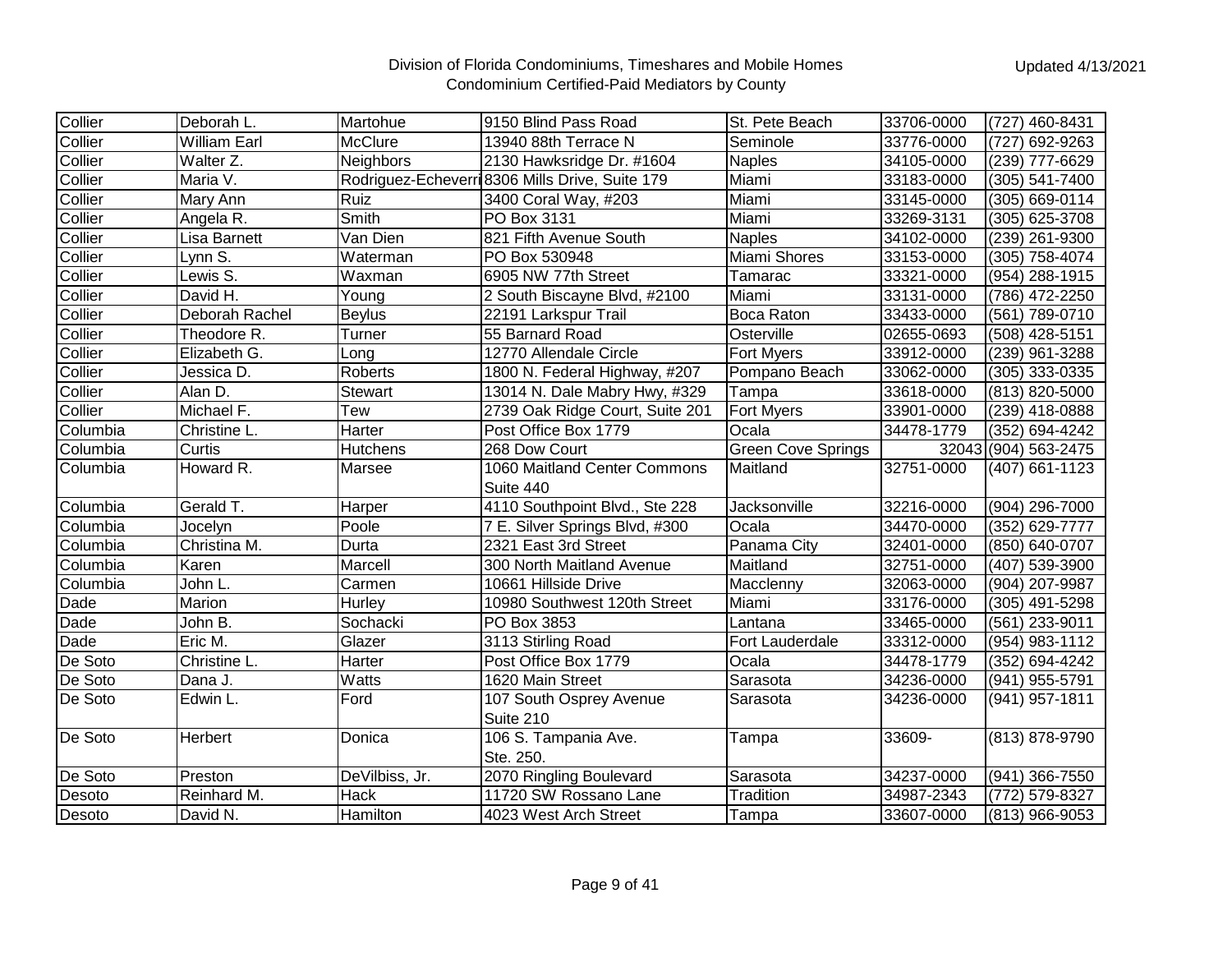Division of Florida Condominiums, Timeshares and Mobile Homes
Condominium Certified-Paid Mediators by County

Updated 4/13/2021

| | | | | | | |
|---|---|---|---|---|---|---|
| Collier | Deborah L. | Martohue | 9150 Blind Pass Road | St. Pete Beach | 33706-0000 | (727) 460-8431 |
| Collier | William Earl | McClure | 13940 88th Terrace N | Seminole | 33776-0000 | (727) 692-9263 |
| Collier | Walter Z. | Neighbors | 2130 Hawksridge Dr. #1604 | Naples | 34105-0000 | (239) 777-6629 |
| Collier | Maria V. | Rodriguez-Echeverri | 8306 Mills Drive, Suite 179 | Miami | 33183-0000 | (305) 541-7400 |
| Collier | Mary Ann | Ruiz | 3400 Coral Way, #203 | Miami | 33145-0000 | (305) 669-0114 |
| Collier | Angela R. | Smith | PO Box 3131 | Miami | 33269-3131 | (305) 625-3708 |
| Collier | Lisa Barnett | Van Dien | 821 Fifth Avenue South | Naples | 34102-0000 | (239) 261-9300 |
| Collier | Lynn S. | Waterman | PO Box 530948 | Miami Shores | 33153-0000 | (305) 758-4074 |
| Collier | Lewis S. | Waxman | 6905 NW 77th Street | Tamarac | 33321-0000 | (954) 288-1915 |
| Collier | David H. | Young | 2 South Biscayne Blvd, #2100 | Miami | 33131-0000 | (786) 472-2250 |
| Collier | Deborah Rachel | Beylus | 22191 Larkspur Trail | Boca Raton | 33433-0000 | (561) 789-0710 |
| Collier | Theodore R. | Turner | 55 Barnard Road | Osterville | 02655-0693 | (508) 428-5151 |
| Collier | Elizabeth G. | Long | 12770 Allendale Circle | Fort Myers | 33912-0000 | (239) 961-3288 |
| Collier | Jessica D. | Roberts | 1800 N. Federal Highway, #207 | Pompano Beach | 33062-0000 | (305) 333-0335 |
| Collier | Alan D. | Stewart | 13014 N. Dale Mabry Hwy, #329 | Tampa | 33618-0000 | (813) 820-5000 |
| Collier | Michael F. | Tew | 2739 Oak Ridge Court, Suite 201 | Fort Myers | 33901-0000 | (239) 418-0888 |
| Columbia | Christine L. | Harter | Post Office Box 1779 | Ocala | 34478-1779 | (352) 694-4242 |
| Columbia | Curtis | Hutchens | 268 Dow Court | Green Cove Springs | 32043 | (904) 563-2475 |
| Columbia | Howard R. | Marsee | 1060 Maitland Center Commons Suite 440 | Maitland | 32751-0000 | (407) 661-1123 |
| Columbia | Gerald T. | Harper | 4110 Southpoint Blvd., Ste 228 | Jacksonville | 32216-0000 | (904) 296-7000 |
| Columbia | Jocelyn | Poole | 7 E. Silver Springs Blvd, #300 | Ocala | 34470-0000 | (352) 629-7777 |
| Columbia | Christina M. | Durta | 2321 East 3rd Street | Panama City | 32401-0000 | (850) 640-0707 |
| Columbia | Karen | Marcell | 300 North Maitland Avenue | Maitland | 32751-0000 | (407) 539-3900 |
| Columbia | John L. | Carmen | 10661 Hillside Drive | Macclenny | 32063-0000 | (904) 207-9987 |
| Dade | Marion | Hurley | 10980 Southwest 120th Street | Miami | 33176-0000 | (305) 491-5298 |
| Dade | John B. | Sochacki | PO Box 3853 | Lantana | 33465-0000 | (561) 233-9011 |
| Dade | Eric M. | Glazer | 3113 Stirling Road | Fort Lauderdale | 33312-0000 | (954) 983-1112 |
| De Soto | Christine L. | Harter | Post Office Box 1779 | Ocala | 34478-1779 | (352) 694-4242 |
| De Soto | Dana J. | Watts | 1620 Main Street | Sarasota | 34236-0000 | (941) 955-5791 |
| De Soto | Edwin L. | Ford | 107 South Osprey Avenue Suite 210 | Sarasota | 34236-0000 | (941) 957-1811 |
| De Soto | Herbert | Donica | 106 S. Tampania Ave. Ste. 250. | Tampa | 33609- | (813) 878-9790 |
| De Soto | Preston | DeVilbiss, Jr. | 2070 Ringling Boulevard | Sarasota | 34237-0000 | (941) 366-7550 |
| Desoto | Reinhard M. | Hack | 11720 SW Rossano Lane | Tradition | 34987-2343 | (772) 579-8327 |
| Desoto | David N. | Hamilton | 4023 West Arch Street | Tampa | 33607-0000 | (813) 966-9053 |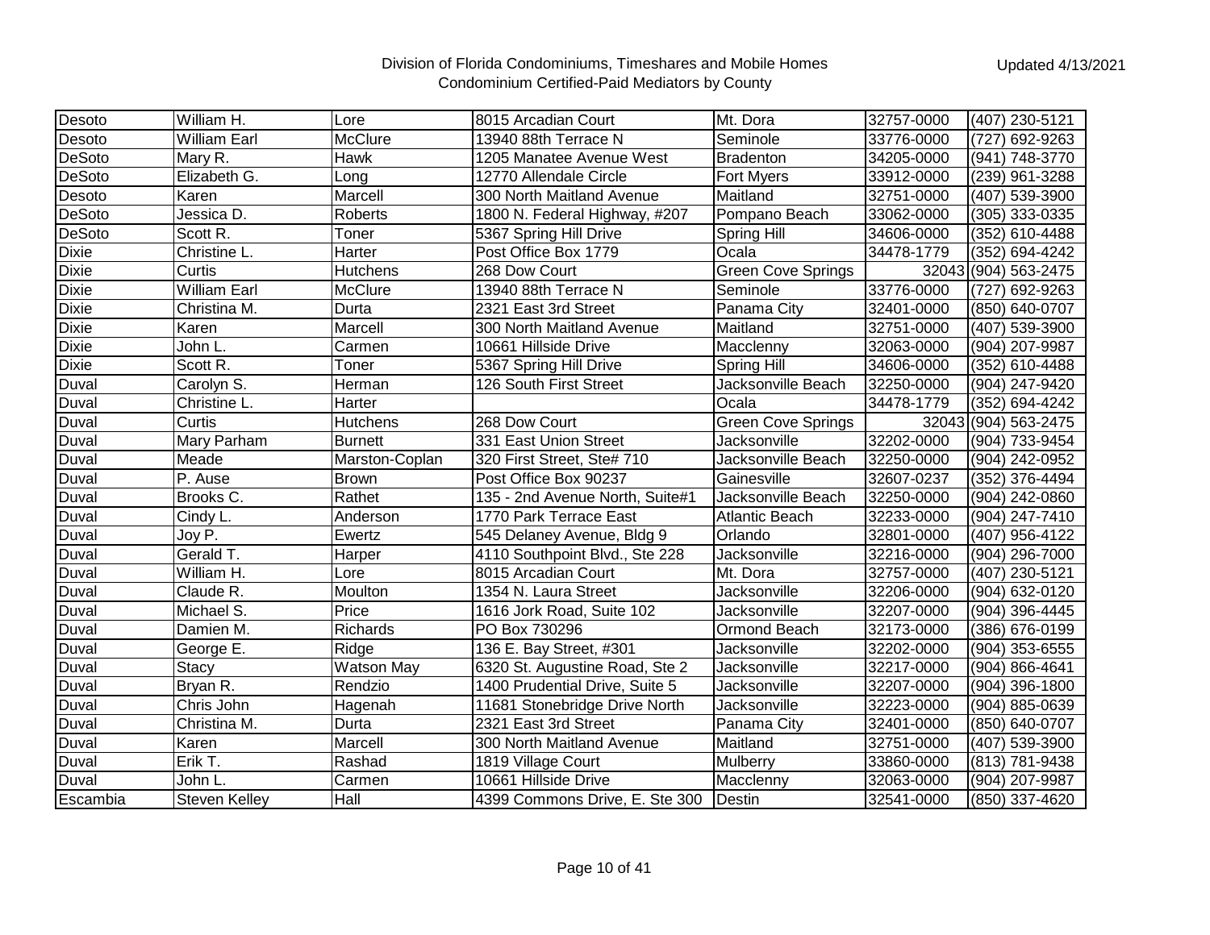Division of Florida Condominiums, Timeshares and Mobile Homes
Condominium Certified-Paid Mediators by County

Updated 4/13/2021

| | | | | | | |
|---|---|---|---|---|---|---|
| Desoto | William H. | Lore | 8015 Arcadian Court | Mt. Dora | 32757-0000 | (407) 230-5121 |
| Desoto | William Earl | McClure | 13940 88th Terrace N | Seminole | 33776-0000 | (727) 692-9263 |
| DeSoto | Mary R. | Hawk | 1205 Manatee Avenue West | Bradenton | 34205-0000 | (941) 748-3770 |
| DeSoto | Elizabeth G. | Long | 12770 Allendale Circle | Fort Myers | 33912-0000 | (239) 961-3288 |
| Desoto | Karen | Marcell | 300 North Maitland Avenue | Maitland | 32751-0000 | (407) 539-3900 |
| DeSoto | Jessica D. | Roberts | 1800 N. Federal Highway, #207 | Pompano Beach | 33062-0000 | (305) 333-0335 |
| DeSoto | Scott R. | Toner | 5367 Spring Hill Drive | Spring Hill | 34606-0000 | (352) 610-4488 |
| Dixie | Christine L. | Harter | Post Office Box 1779 | Ocala | 34478-1779 | (352) 694-4242 |
| Dixie | Curtis | Hutchens | 268 Dow Court | Green Cove Springs | 32043 | (904) 563-2475 |
| Dixie | William Earl | McClure | 13940 88th Terrace N | Seminole | 33776-0000 | (727) 692-9263 |
| Dixie | Christina M. | Durta | 2321 East 3rd Street | Panama City | 32401-0000 | (850) 640-0707 |
| Dixie | Karen | Marcell | 300 North Maitland Avenue | Maitland | 32751-0000 | (407) 539-3900 |
| Dixie | John L. | Carmen | 10661 Hillside Drive | Macclenny | 32063-0000 | (904) 207-9987 |
| Dixie | Scott R. | Toner | 5367 Spring Hill Drive | Spring Hill | 34606-0000 | (352) 610-4488 |
| Duval | Carolyn S. | Herman | 126 South First Street | Jacksonville Beach | 32250-0000 | (904) 247-9420 |
| Duval | Christine L. | Harter | | Ocala | 34478-1779 | (352) 694-4242 |
| Duval | Curtis | Hutchens | 268 Dow Court | Green Cove Springs | 32043 | (904) 563-2475 |
| Duval | Mary Parham | Burnett | 331 East Union Street | Jacksonville | 32202-0000 | (904) 733-9454 |
| Duval | Meade | Marston-Coplan | 320 First Street, Ste# 710 | Jacksonville Beach | 32250-0000 | (904) 242-0952 |
| Duval | P. Ause | Brown | Post Office Box 90237 | Gainesville | 32607-0237 | (352) 376-4494 |
| Duval | Brooks C. | Rathet | 135 - 2nd Avenue North, Suite#1 | Jacksonville Beach | 32250-0000 | (904) 242-0860 |
| Duval | Cindy L. | Anderson | 1770 Park Terrace East | Atlantic Beach | 32233-0000 | (904) 247-7410 |
| Duval | Joy P. | Ewertz | 545 Delaney Avenue, Bldg 9 | Orlando | 32801-0000 | (407) 956-4122 |
| Duval | Gerald T. | Harper | 4110 Southpoint Blvd., Ste 228 | Jacksonville | 32216-0000 | (904) 296-7000 |
| Duval | William H. | Lore | 8015 Arcadian Court | Mt. Dora | 32757-0000 | (407) 230-5121 |
| Duval | Claude R. | Moulton | 1354 N. Laura Street | Jacksonville | 32206-0000 | (904) 632-0120 |
| Duval | Michael S. | Price | 1616 Jork Road, Suite 102 | Jacksonville | 32207-0000 | (904) 396-4445 |
| Duval | Damien M. | Richards | PO Box 730296 | Ormond Beach | 32173-0000 | (386) 676-0199 |
| Duval | George E. | Ridge | 136 E. Bay Street, #301 | Jacksonville | 32202-0000 | (904) 353-6555 |
| Duval | Stacy | Watson May | 6320 St. Augustine Road, Ste 2 | Jacksonville | 32217-0000 | (904) 866-4641 |
| Duval | Bryan R. | Rendzio | 1400 Prudential Drive, Suite 5 | Jacksonville | 32207-0000 | (904) 396-1800 |
| Duval | Chris John | Hagenah | 11681 Stonebridge Drive North | Jacksonville | 32223-0000 | (904) 885-0639 |
| Duval | Christina M. | Durta | 2321 East 3rd Street | Panama City | 32401-0000 | (850) 640-0707 |
| Duval | Karen | Marcell | 300 North Maitland Avenue | Maitland | 32751-0000 | (407) 539-3900 |
| Duval | Erik T. | Rashad | 1819 Village Court | Mulberry | 33860-0000 | (813) 781-9438 |
| Duval | John L. | Carmen | 10661 Hillside Drive | Macclenny | 32063-0000 | (904) 207-9987 |
| Escambia | Steven Kelley | Hall | 4399 Commons Drive, E. Ste 300 | Destin | 32541-0000 | (850) 337-4620 |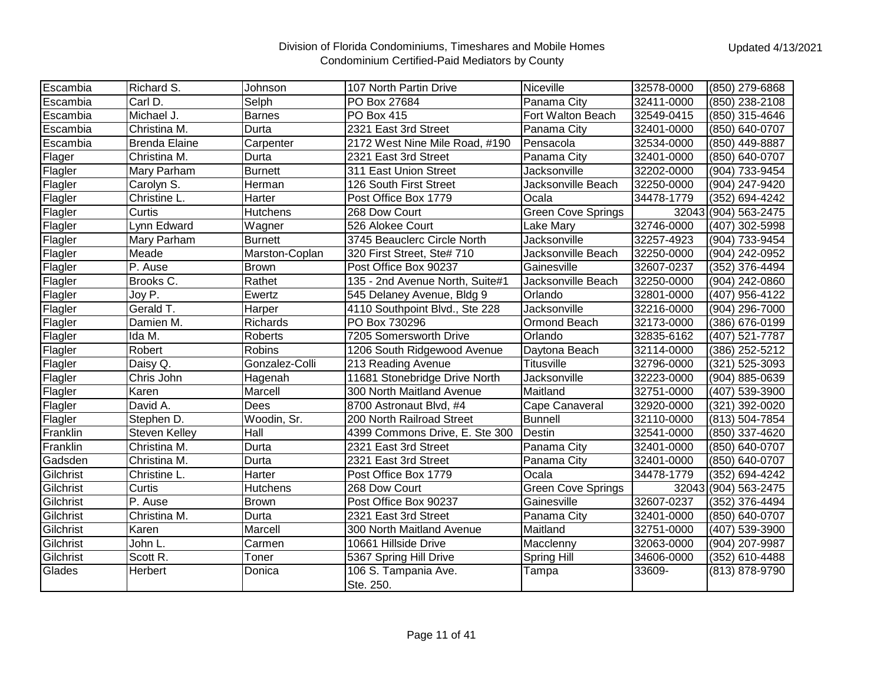Division of Florida Condominiums, Timeshares and Mobile Homes
Condominium Certified-Paid Mediators by County

Updated 4/13/2021

| | | | | | | |
|---|---|---|---|---|---|---|
| Escambia | Richard S. | Johnson | 107 North Partin Drive | Niceville | 32578-0000 | (850) 279-6868 |
| Escambia | Carl D. | Selph | PO Box 27684 | Panama City | 32411-0000 | (850) 238-2108 |
| Escambia | Michael J. | Barnes | PO Box 415 | Fort Walton Beach | 32549-0415 | (850) 315-4646 |
| Escambia | Christina M. | Durta | 2321 East 3rd Street | Panama City | 32401-0000 | (850) 640-0707 |
| Escambia | Brenda Elaine | Carpenter | 2172 West Nine Mile Road, #190 | Pensacola | 32534-0000 | (850) 449-8887 |
| Flager | Christina M. | Durta | 2321 East 3rd Street | Panama City | 32401-0000 | (850) 640-0707 |
| Flagler | Mary Parham | Burnett | 311 East Union Street | Jacksonville | 32202-0000 | (904) 733-9454 |
| Flagler | Carolyn S. | Herman | 126 South First Street | Jacksonville Beach | 32250-0000 | (904) 247-9420 |
| Flagler | Christine L. | Harter | Post Office Box 1779 | Ocala | 34478-1779 | (352) 694-4242 |
| Flagler | Curtis | Hutchens | 268 Dow Court | Green Cove Springs | 32043 | (904) 563-2475 |
| Flagler | Lynn Edward | Wagner | 526 Alokee Court | Lake Mary | 32746-0000 | (407) 302-5998 |
| Flagler | Mary Parham | Burnett | 3745 Beauclerc Circle North | Jacksonville | 32257-4923 | (904) 733-9454 |
| Flagler | Meade | Marston-Coplan | 320 First Street, Ste# 710 | Jacksonville Beach | 32250-0000 | (904) 242-0952 |
| Flagler | P. Ause | Brown | Post Office Box 90237 | Gainesville | 32607-0237 | (352) 376-4494 |
| Flagler | Brooks C. | Rathet | 135 - 2nd Avenue North, Suite#1 | Jacksonville Beach | 32250-0000 | (904) 242-0860 |
| Flagler | Joy P. | Ewertz | 545 Delaney Avenue, Bldg 9 | Orlando | 32801-0000 | (407) 956-4122 |
| Flagler | Gerald T. | Harper | 4110 Southpoint Blvd., Ste 228 | Jacksonville | 32216-0000 | (904) 296-7000 |
| Flagler | Damien M. | Richards | PO Box 730296 | Ormond Beach | 32173-0000 | (386) 676-0199 |
| Flagler | Ida M. | Roberts | 7205 Somersworth Drive | Orlando | 32835-6162 | (407) 521-7787 |
| Flagler | Robert | Robins | 1206 South Ridgewood Avenue | Daytona Beach | 32114-0000 | (386) 252-5212 |
| Flagler | Daisy Q. | Gonzalez-Colli | 213 Reading Avenue | Titusville | 32796-0000 | (321) 525-3093 |
| Flagler | Chris John | Hagenah | 11681 Stonebridge Drive North | Jacksonville | 32223-0000 | (904) 885-0639 |
| Flagler | Karen | Marcell | 300 North Maitland Avenue | Maitland | 32751-0000 | (407) 539-3900 |
| Flagler | David A. | Dees | 8700 Astronaut Blvd, #4 | Cape Canaveral | 32920-0000 | (321) 392-0020 |
| Flagler | Stephen D. | Woodin, Sr. | 200 North Railroad Street | Bunnell | 32110-0000 | (813) 504-7854 |
| Franklin | Steven Kelley | Hall | 4399 Commons Drive, E. Ste 300 | Destin | 32541-0000 | (850) 337-4620 |
| Franklin | Christina M. | Durta | 2321 East 3rd Street | Panama City | 32401-0000 | (850) 640-0707 |
| Gadsden | Christina M. | Durta | 2321 East 3rd Street | Panama City | 32401-0000 | (850) 640-0707 |
| Gilchrist | Christine L. | Harter | Post Office Box 1779 | Ocala | 34478-1779 | (352) 694-4242 |
| Gilchrist | Curtis | Hutchens | 268 Dow Court | Green Cove Springs | 32043 | (904) 563-2475 |
| Gilchrist | P. Ause | Brown | Post Office Box 90237 | Gainesville | 32607-0237 | (352) 376-4494 |
| Gilchrist | Christina M. | Durta | 2321 East 3rd Street | Panama City | 32401-0000 | (850) 640-0707 |
| Gilchrist | Karen | Marcell | 300 North Maitland Avenue | Maitland | 32751-0000 | (407) 539-3900 |
| Gilchrist | John L. | Carmen | 10661 Hillside Drive | Macclenny | 32063-0000 | (904) 207-9987 |
| Gilchrist | Scott R. | Toner | 5367 Spring Hill Drive | Spring Hill | 34606-0000 | (352) 610-4488 |
| Glades | Herbert | Donica | 106 S. Tampania Ave. Ste. 250. | Tampa | 33609- | (813) 878-9790 |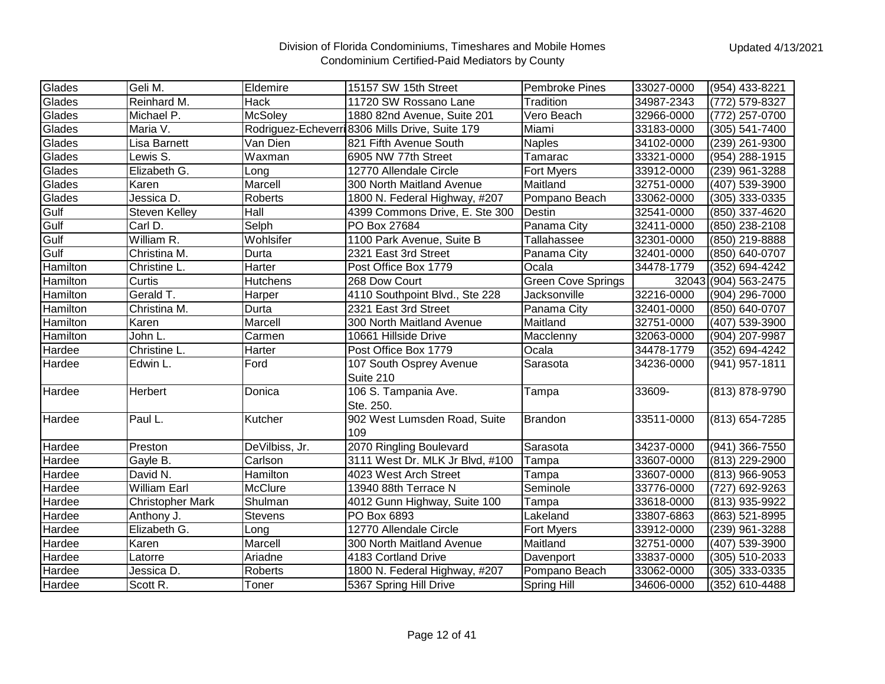Division of Florida Condominiums, Timeshares and Mobile Homes
Condominium Certified-Paid Mediators by County

Updated 4/13/2021

| | | | | | | |
|---|---|---|---|---|---|---|
| Glades | Geli M. | Eldemire | 15157 SW 15th Street | Pembroke Pines | 33027-0000 | (954) 433-8221 |
| Glades | Reinhard M. | Hack | 11720 SW Rossano Lane | Tradition | 34987-2343 | (772) 579-8327 |
| Glades | Michael P. | McSoley | 1880 82nd Avenue, Suite 201 | Vero Beach | 32966-0000 | (772) 257-0700 |
| Glades | Maria V. | Rodriguez-Echeverri | 8306 Mills Drive, Suite 179 | Miami | 33183-0000 | (305) 541-7400 |
| Glades | Lisa Barnett | Van Dien | 821 Fifth Avenue South | Naples | 34102-0000 | (239) 261-9300 |
| Glades | Lewis S. | Waxman | 6905 NW 77th Street | Tamarac | 33321-0000 | (954) 288-1915 |
| Glades | Elizabeth G. | Long | 12770 Allendale Circle | Fort Myers | 33912-0000 | (239) 961-3288 |
| Glades | Karen | Marcell | 300 North Maitland Avenue | Maitland | 32751-0000 | (407) 539-3900 |
| Glades | Jessica D. | Roberts | 1800 N. Federal Highway, #207 | Pompano Beach | 33062-0000 | (305) 333-0335 |
| Gulf | Steven Kelley | Hall | 4399 Commons Drive, E. Ste 300 | Destin | 32541-0000 | (850) 337-4620 |
| Gulf | Carl D. | Selph | PO Box 27684 | Panama City | 32411-0000 | (850) 238-2108 |
| Gulf | William R. | Wohlsifer | 1100 Park Avenue, Suite B | Tallahassee | 32301-0000 | (850) 219-8888 |
| Gulf | Christina M. | Durta | 2321 East 3rd Street | Panama City | 32401-0000 | (850) 640-0707 |
| Hamilton | Christine L. | Harter | Post Office Box 1779 | Ocala | 34478-1779 | (352) 694-4242 |
| Hamilton | Curtis | Hutchens | 268 Dow Court | Green Cove Springs | 32043 | (904) 563-2475 |
| Hamilton | Gerald T. | Harper | 4110 Southpoint Blvd., Ste 228 | Jacksonville | 32216-0000 | (904) 296-7000 |
| Hamilton | Christina M. | Durta | 2321 East 3rd Street | Panama City | 32401-0000 | (850) 640-0707 |
| Hamilton | Karen | Marcell | 300 North Maitland Avenue | Maitland | 32751-0000 | (407) 539-3900 |
| Hamilton | John L. | Carmen | 10661 Hillside Drive | Macclenny | 32063-0000 | (904) 207-9987 |
| Hardee | Christine L. | Harter | Post Office Box 1779 | Ocala | 34478-1779 | (352) 694-4242 |
| Hardee | Edwin L. | Ford | 107 South Osprey Avenue Suite 210 | Sarasota | 34236-0000 | (941) 957-1811 |
| Hardee | Herbert | Donica | 106 S. Tampania Ave. Ste. 250. | Tampa | 33609- | (813) 878-9790 |
| Hardee | Paul L. | Kutcher | 902 West Lumsden Road, Suite 109 | Brandon | 33511-0000 | (813) 654-7285 |
| Hardee | Preston | DeVilbiss, Jr. | 2070 Ringling Boulevard | Sarasota | 34237-0000 | (941) 366-7550 |
| Hardee | Gayle B. | Carlson | 3111 West Dr. MLK Jr Blvd, #100 | Tampa | 33607-0000 | (813) 229-2900 |
| Hardee | David N. | Hamilton | 4023 West Arch Street | Tampa | 33607-0000 | (813) 966-9053 |
| Hardee | William Earl | McClure | 13940 88th Terrace N | Seminole | 33776-0000 | (727) 692-9263 |
| Hardee | Christopher Mark | Shulman | 4012 Gunn Highway, Suite 100 | Tampa | 33618-0000 | (813) 935-9922 |
| Hardee | Anthony J. | Stevens | PO Box 6893 | Lakeland | 33807-6863 | (863) 521-8995 |
| Hardee | Elizabeth G. | Long | 12770 Allendale Circle | Fort Myers | 33912-0000 | (239) 961-3288 |
| Hardee | Karen | Marcell | 300 North Maitland Avenue | Maitland | 32751-0000 | (407) 539-3900 |
| Hardee | Latorre | Ariadne | 4183 Cortland Drive | Davenport | 33837-0000 | (305) 510-2033 |
| Hardee | Jessica D. | Roberts | 1800 N. Federal Highway, #207 | Pompano Beach | 33062-0000 | (305) 333-0335 |
| Hardee | Scott R. | Toner | 5367 Spring Hill Drive | Spring Hill | 34606-0000 | (352) 610-4488 |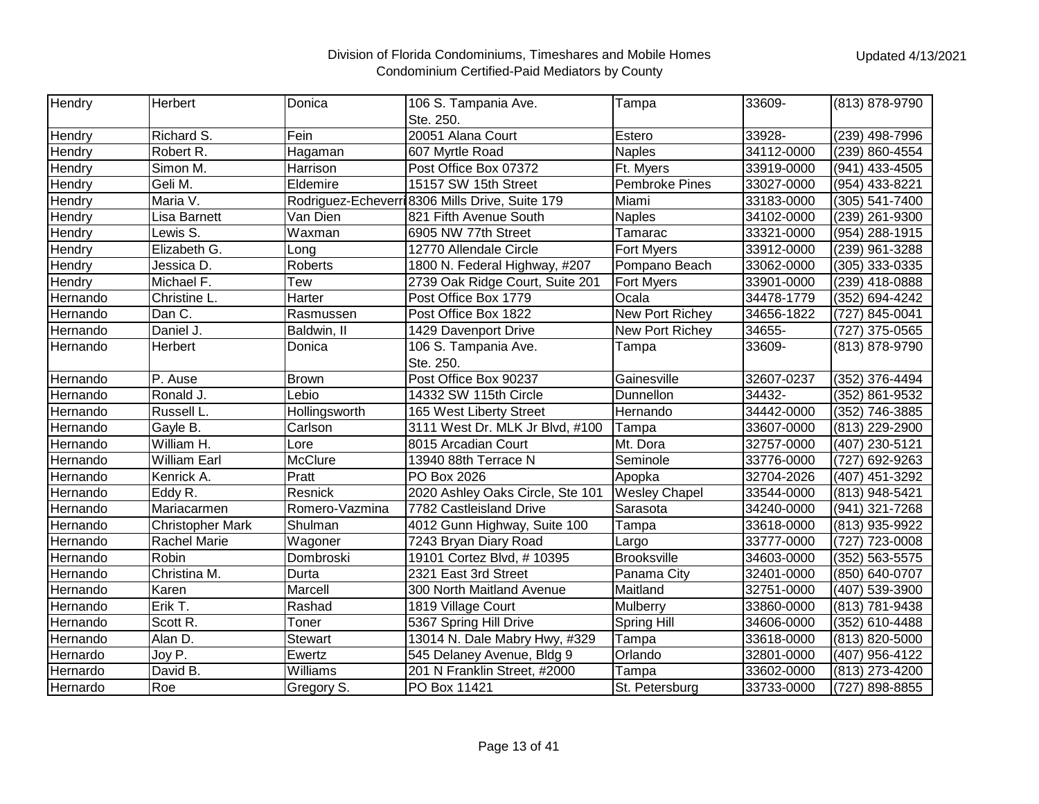# Division of Florida Condominiums, Timeshares and Mobile Homes
## Condominium Certified-Paid Mediators by County

Updated 4/13/2021

| | | | | | | |
|---|---|---|---|---|---|---|
| Hendry | Herbert | Donica | 106 S. Tampania Ave. Ste. 250. | Tampa | 33609- | (813) 878-9790 |
| Hendry | Richard S. | Fein | 20051 Alana Court | Estero | 33928- | (239) 498-7996 |
| Hendry | Robert R. | Hagaman | 607 Myrtle Road | Naples | 34112-0000 | (239) 860-4554 |
| Hendry | Simon M. | Harrison | Post Office Box 07372 | Ft. Myers | 33919-0000 | (941) 433-4505 |
| Hendry | Geli M. | Eldemire | 15157 SW 15th Street | Pembroke Pines | 33027-0000 | (954) 433-8221 |
| Hendry | Maria V. | Rodriguez-Echeverri | 8306 Mills Drive, Suite 179 | Miami | 33183-0000 | (305) 541-7400 |
| Hendry | Lisa Barnett | Van Dien | 821 Fifth Avenue South | Naples | 34102-0000 | (239) 261-9300 |
| Hendry | Lewis S. | Waxman | 6905 NW 77th Street | Tamarac | 33321-0000 | (954) 288-1915 |
| Hendry | Elizabeth G. | Long | 12770 Allendale Circle | Fort Myers | 33912-0000 | (239) 961-3288 |
| Hendry | Jessica D. | Roberts | 1800 N. Federal Highway, #207 | Pompano Beach | 33062-0000 | (305) 333-0335 |
| Hendry | Michael F. | Tew | 2739 Oak Ridge Court, Suite 201 | Fort Myers | 33901-0000 | (239) 418-0888 |
| Hernando | Christine L. | Harter | Post Office Box 1779 | Ocala | 34478-1779 | (352) 694-4242 |
| Hernando | Dan C. | Rasmussen | Post Office Box 1822 | New Port Richey | 34656-1822 | (727) 845-0041 |
| Hernando | Daniel J. | Baldwin, II | 1429 Davenport Drive | New Port Richey | 34655- | (727) 375-0565 |
| Hernando | Herbert | Donica | 106 S. Tampania Ave. Ste. 250. | Tampa | 33609- | (813) 878-9790 |
| Hernando | P. Ause | Brown | Post Office Box 90237 | Gainesville | 32607-0237 | (352) 376-4494 |
| Hernando | Ronald J. | Lebio | 14332 SW 115th Circle | Dunnellon | 34432- | (352) 861-9532 |
| Hernando | Russell L. | Hollingsworth | 165 West Liberty Street | Hernando | 34442-0000 | (352) 746-3885 |
| Hernando | Gayle B. | Carlson | 3111 West Dr. MLK Jr Blvd, #100 | Tampa | 33607-0000 | (813) 229-2900 |
| Hernando | William H. | Lore | 8015 Arcadian Court | Mt. Dora | 32757-0000 | (407) 230-5121 |
| Hernando | William Earl | McClure | 13940 88th Terrace N | Seminole | 33776-0000 | (727) 692-9263 |
| Hernando | Kenrick A. | Pratt | PO Box 2026 | Apopka | 32704-2026 | (407) 451-3292 |
| Hernando | Eddy R. | Resnick | 2020 Ashley Oaks Circle, Ste 101 | Wesley Chapel | 33544-0000 | (813) 948-5421 |
| Hernando | Mariacarmen | Romero-Vazmina | 7782 Castleisland Drive | Sarasota | 34240-0000 | (941) 321-7268 |
| Hernando | Christopher Mark | Shulman | 4012 Gunn Highway, Suite 100 | Tampa | 33618-0000 | (813) 935-9922 |
| Hernando | Rachel Marie | Wagoner | 7243 Bryan Diary Road | Largo | 33777-0000 | (727) 723-0008 |
| Hernando | Robin | Dombroski | 19101 Cortez Blvd, # 10395 | Brooksville | 34603-0000 | (352) 563-5575 |
| Hernando | Christina M. | Durta | 2321 East 3rd Street | Panama City | 32401-0000 | (850) 640-0707 |
| Hernando | Karen | Marcell | 300 North Maitland Avenue | Maitland | 32751-0000 | (407) 539-3900 |
| Hernando | Erik T. | Rashad | 1819 Village Court | Mulberry | 33860-0000 | (813) 781-9438 |
| Hernando | Scott R. | Toner | 5367 Spring Hill Drive | Spring Hill | 34606-0000 | (352) 610-4488 |
| Hernando | Alan D. | Stewart | 13014 N. Dale Mabry Hwy, #329 | Tampa | 33618-0000 | (813) 820-5000 |
| Hernardo | Joy P. | Ewertz | 545 Delaney Avenue, Bldg 9 | Orlando | 32801-0000 | (407) 956-4122 |
| Hernardo | David B. | Williams | 201 N Franklin Street, #2000 | Tampa | 33602-0000 | (813) 273-4200 |
| Hernardo | Roe | Gregory S. | PO Box 11421 | St. Petersburg | 33733-0000 | (727) 898-8855 |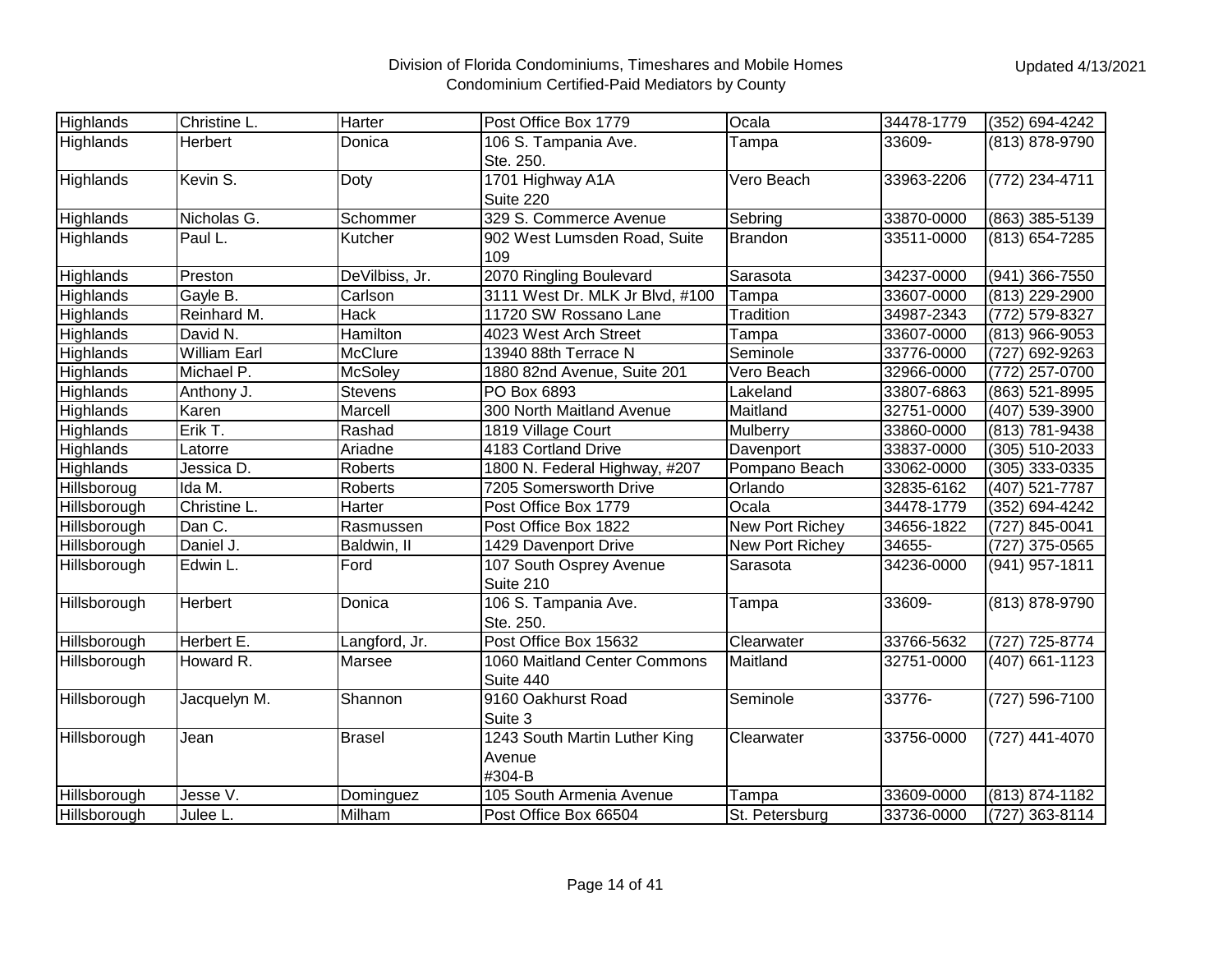| Highlands | Christine L. | Harter | Post Office Box 1779 | Ocala | 34478-1779 | (352) 694-4242 |
|---|---|---|---|---|---|---|
| Highlands | Herbert | Donica | 106 S. Tampania Ave. Ste. 250. | Tampa | 33609- | (813) 878-9790 |
| Highlands | Kevin S. | Doty | 1701 Highway A1A Suite 220 | Vero Beach | 33963-2206 | (772) 234-4711 |
| Highlands | Nicholas G. | Schommer | 329 S. Commerce Avenue | Sebring | 33870-0000 | (863) 385-5139 |
| Highlands | Paul L. | Kutcher | 902 West Lumsden Road, Suite 109 | Brandon | 33511-0000 | (813) 654-7285 |
| Highlands | Preston | DeVilbiss, Jr. | 2070 Ringling Boulevard | Sarasota | 34237-0000 | (941) 366-7550 |
| Highlands | Gayle B. | Carlson | 3111 West Dr. MLK Jr Blvd, #100 | Tampa | 33607-0000 | (813) 229-2900 |
| Highlands | Reinhard M. | Hack | 11720 SW Rossano Lane | Tradition | 34987-2343 | (772) 579-8327 |
| Highlands | David N. | Hamilton | 4023 West Arch Street | Tampa | 33607-0000 | (813) 966-9053 |
| Highlands | William Earl | McClure | 13940 88th Terrace N | Seminole | 33776-0000 | (727) 692-9263 |
| Highlands | Michael P. | McSoley | 1880 82nd Avenue, Suite 201 | Vero Beach | 32966-0000 | (772) 257-0700 |
| Highlands | Anthony J. | Stevens | PO Box 6893 | Lakeland | 33807-6863 | (863) 521-8995 |
| Highlands | Karen | Marcell | 300 North Maitland Avenue | Maitland | 32751-0000 | (407) 539-3900 |
| Highlands | Erik T. | Rashad | 1819 Village Court | Mulberry | 33860-0000 | (813) 781-9438 |
| Highlands | Latorre | Ariadne | 4183 Cortland Drive | Davenport | 33837-0000 | (305) 510-2033 |
| Highlands | Jessica D. | Roberts | 1800 N. Federal Highway, #207 | Pompano Beach | 33062-0000 | (305) 333-0335 |
| Hillsboroug | Ida M. | Roberts | 7205 Somersworth Drive | Orlando | 32835-6162 | (407) 521-7787 |
| Hillsborough | Christine L. | Harter | Post Office Box 1779 | Ocala | 34478-1779 | (352) 694-4242 |
| Hillsborough | Dan C. | Rasmussen | Post Office Box 1822 | New Port Richey | 34656-1822 | (727) 845-0041 |
| Hillsborough | Daniel J. | Baldwin, II | 1429 Davenport Drive | New Port Richey | 34655- | (727) 375-0565 |
| Hillsborough | Edwin L. | Ford | 107 South Osprey Avenue Suite 210 | Sarasota | 34236-0000 | (941) 957-1811 |
| Hillsborough | Herbert | Donica | 106 S. Tampania Ave. Ste. 250. | Tampa | 33609- | (813) 878-9790 |
| Hillsborough | Herbert E. | Langford, Jr. | Post Office Box 15632 | Clearwater | 33766-5632 | (727) 725-8774 |
| Hillsborough | Howard R. | Marsee | 1060 Maitland Center Commons Suite 440 | Maitland | 32751-0000 | (407) 661-1123 |
| Hillsborough | Jacquelyn M. | Shannon | 9160 Oakhurst Road Suite 3 | Seminole | 33776- | (727) 596-7100 |
| Hillsborough | Jean | Brasel | 1243 South Martin Luther King Avenue #304-B | Clearwater | 33756-0000 | (727) 441-4070 |
| Hillsborough | Jesse V. | Dominguez | 105 South Armenia Avenue | Tampa | 33609-0000 | (813) 874-1182 |
| Hillsborough | Julee L. | Milham | Post Office Box 66504 | St. Petersburg | 33736-0000 | (727) 363-8114 |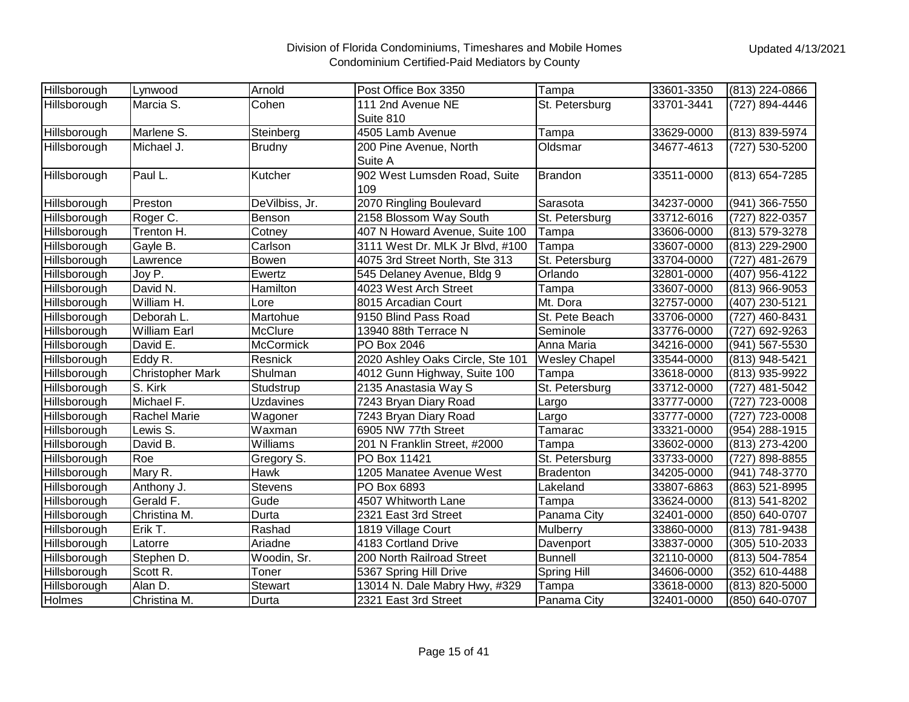| Hillsborough | Lynwood | Arnold | Post Office Box 3350 | Tampa | 33601-3350 | (813) 224-0866 |
|---|---|---|---|---|---|---|
| Hillsborough | Marcia S. | Cohen | 111 2nd Avenue NE Suite 810 | St. Petersburg | 33701-3441 | (727) 894-4446 |
| Hillsborough | Marlene S. | Steinberg | 4505 Lamb Avenue | Tampa | 33629-0000 | (813) 839-5974 |
| Hillsborough | Michael J. | Brudny | 200 Pine Avenue, North Suite A | Oldsmar | 34677-4613 | (727) 530-5200 |
| Hillsborough | Paul L. | Kutcher | 902 West Lumsden Road, Suite 109 | Brandon | 33511-0000 | (813) 654-7285 |
| Hillsborough | Preston | DeVilbiss, Jr. | 2070 Ringling Boulevard | Sarasota | 34237-0000 | (941) 366-7550 |
| Hillsborough | Roger C. | Benson | 2158 Blossom Way South | St. Petersburg | 33712-6016 | (727) 822-0357 |
| Hillsborough | Trenton H. | Cotney | 407 N Howard Avenue, Suite 100 | Tampa | 33606-0000 | (813) 579-3278 |
| Hillsborough | Gayle B. | Carlson | 3111 West Dr. MLK Jr Blvd, #100 | Tampa | 33607-0000 | (813) 229-2900 |
| Hillsborough | Lawrence | Bowen | 4075 3rd Street North, Ste 313 | St. Petersburg | 33704-0000 | (727) 481-2679 |
| Hillsborough | Joy P. | Ewertz | 545 Delaney Avenue, Bldg 9 | Orlando | 32801-0000 | (407) 956-4122 |
| Hillsborough | David N. | Hamilton | 4023 West Arch Street | Tampa | 33607-0000 | (813) 966-9053 |
| Hillsborough | William H. | Lore | 8015 Arcadian Court | Mt. Dora | 32757-0000 | (407) 230-5121 |
| Hillsborough | Deborah L. | Martohue | 9150 Blind Pass Road | St. Pete Beach | 33706-0000 | (727) 460-8431 |
| Hillsborough | William Earl | McClure | 13940 88th Terrace N | Seminole | 33776-0000 | (727) 692-9263 |
| Hillsborough | David E. | McCormick | PO Box 2046 | Anna Maria | 34216-0000 | (941) 567-5530 |
| Hillsborough | Eddy R. | Resnick | 2020 Ashley Oaks Circle, Ste 101 | Wesley Chapel | 33544-0000 | (813) 948-5421 |
| Hillsborough | Christopher Mark | Shulman | 4012 Gunn Highway, Suite 100 | Tampa | 33618-0000 | (813) 935-9922 |
| Hillsborough | S. Kirk | Studstrup | 2135 Anastasia Way S | St. Petersburg | 33712-0000 | (727) 481-5042 |
| Hillsborough | Michael F. | Uzdavines | 7243 Bryan Diary Road | Largo | 33777-0000 | (727) 723-0008 |
| Hillsborough | Rachel Marie | Wagoner | 7243 Bryan Diary Road | Largo | 33777-0000 | (727) 723-0008 |
| Hillsborough | Lewis S. | Waxman | 6905 NW 77th Street | Tamarac | 33321-0000 | (954) 288-1915 |
| Hillsborough | David B. | Williams | 201 N Franklin Street, #2000 | Tampa | 33602-0000 | (813) 273-4200 |
| Hillsborough | Roe | Gregory S. | PO Box 11421 | St. Petersburg | 33733-0000 | (727) 898-8855 |
| Hillsborough | Mary R. | Hawk | 1205 Manatee Avenue West | Bradenton | 34205-0000 | (941) 748-3770 |
| Hillsborough | Anthony J. | Stevens | PO Box 6893 | Lakeland | 33807-6863 | (863) 521-8995 |
| Hillsborough | Gerald F. | Gude | 4507 Whitworth Lane | Tampa | 33624-0000 | (813) 541-8202 |
| Hillsborough | Christina M. | Durta | 2321 East 3rd Street | Panama City | 32401-0000 | (850) 640-0707 |
| Hillsborough | Erik T. | Rashad | 1819 Village Court | Mulberry | 33860-0000 | (813) 781-9438 |
| Hillsborough | Latorre | Ariadne | 4183 Cortland Drive | Davenport | 33837-0000 | (305) 510-2033 |
| Hillsborough | Stephen D. | Woodin, Sr. | 200 North Railroad Street | Bunnell | 32110-0000 | (813) 504-7854 |
| Hillsborough | Scott R. | Toner | 5367 Spring Hill Drive | Spring Hill | 34606-0000 | (352) 610-4488 |
| Hillsborough | Alan D. | Stewart | 13014 N. Dale Mabry Hwy, #329 | Tampa | 33618-0000 | (813) 820-5000 |
| Holmes | Christina M. | Durta | 2321 East 3rd Street | Panama City | 32401-0000 | (850) 640-0707 |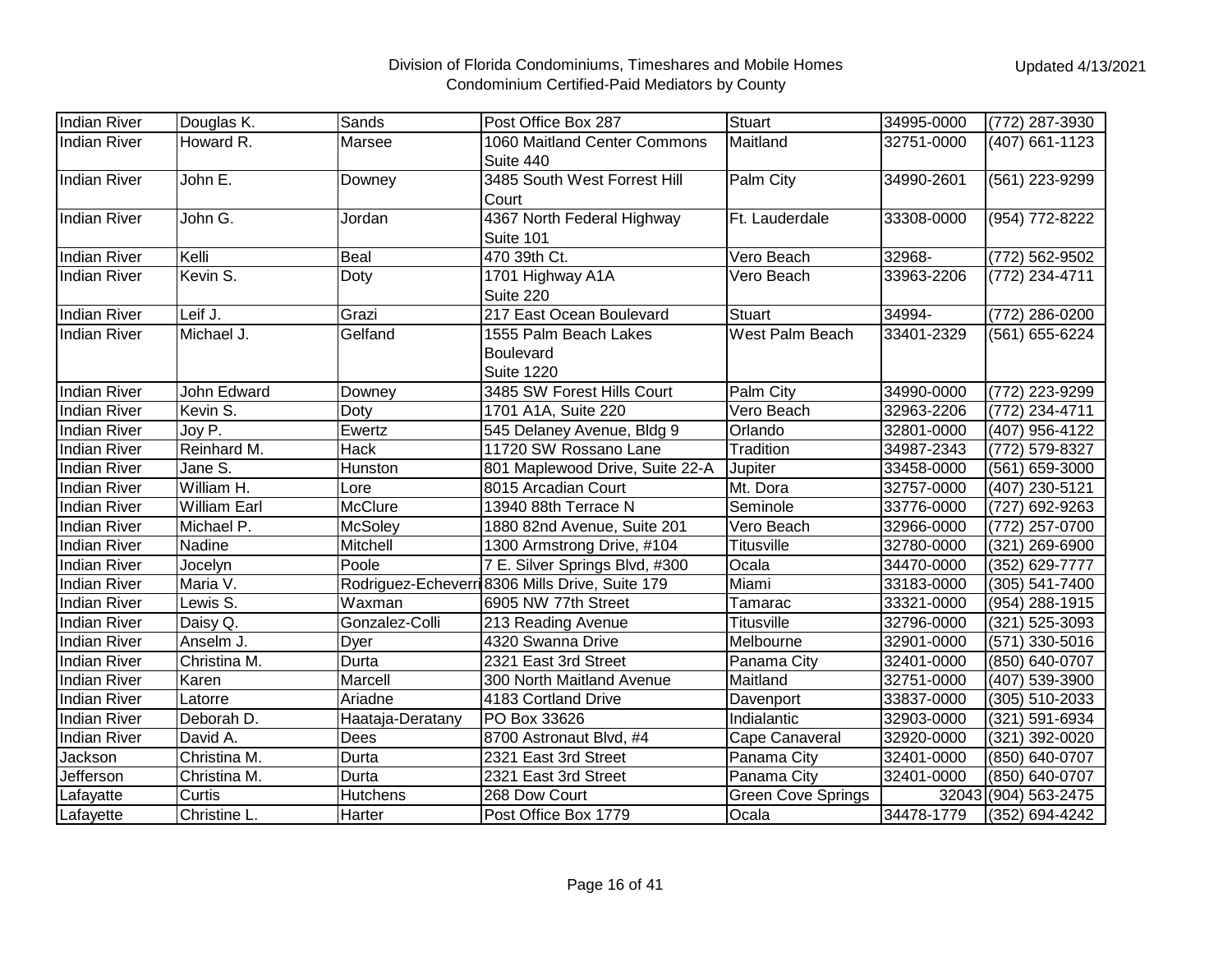| Indian River | Douglas K. | Sands | Post Office Box 287 | Stuart | 34995-0000 | (772) 287-3930 |
|---|---|---|---|---|---|---|
| Indian River | Howard R. | Marsee | 1060 Maitland Center Commons Suite 440 | Maitland | 32751-0000 | (407) 661-1123 |
| Indian River | John E. | Downey | 3485 South West Forrest Hill Court | Palm City | 34990-2601 | (561) 223-9299 |
| Indian River | John G. | Jordan | 4367 North Federal Highway Suite 101 | Ft. Lauderdale | 33308-0000 | (954) 772-8222 |
| Indian River | Kelli | Beal | 470 39th Ct. | Vero Beach | 32968- | (772) 562-9502 |
| Indian River | Kevin S. | Doty | 1701 Highway A1A Suite 220 | Vero Beach | 33963-2206 | (772) 234-4711 |
| Indian River | Leif J. | Grazi | 217 East Ocean Boulevard | Stuart | 34994- | (772) 286-0200 |
| Indian River | Michael J. | Gelfand | 1555 Palm Beach Lakes Boulevard Suite 1220 | West Palm Beach | 33401-2329 | (561) 655-6224 |
| Indian River | John Edward | Downey | 3485 SW Forest Hills Court | Palm City | 34990-0000 | (772) 223-9299 |
| Indian River | Kevin S. | Doty | 1701 A1A, Suite 220 | Vero Beach | 32963-2206 | (772) 234-4711 |
| Indian River | Joy P. | Ewertz | 545 Delaney Avenue, Bldg 9 | Orlando | 32801-0000 | (407) 956-4122 |
| Indian River | Reinhard M. | Hack | 11720 SW Rossano Lane | Tradition | 34987-2343 | (772) 579-8327 |
| Indian River | Jane S. | Hunston | 801 Maplewood Drive, Suite 22-A | Jupiter | 33458-0000 | (561) 659-3000 |
| Indian River | William H. | Lore | 8015 Arcadian Court | Mt. Dora | 32757-0000 | (407) 230-5121 |
| Indian River | William Earl | McClure | 13940 88th Terrace N | Seminole | 33776-0000 | (727) 692-9263 |
| Indian River | Michael P. | McSoley | 1880 82nd Avenue, Suite 201 | Vero Beach | 32966-0000 | (772) 257-0700 |
| Indian River | Nadine | Mitchell | 1300 Armstrong Drive, #104 | Titusville | 32780-0000 | (321) 269-6900 |
| Indian River | Jocelyn | Poole | 7 E. Silver Springs Blvd, #300 | Ocala | 34470-0000 | (352) 629-7777 |
| Indian River | Maria V. | Rodriguez-Echeverri | 8306 Mills Drive, Suite 179 | Miami | 33183-0000 | (305) 541-7400 |
| Indian River | Lewis S. | Waxman | 6905 NW 77th Street | Tamarac | 33321-0000 | (954) 288-1915 |
| Indian River | Daisy Q. | Gonzalez-Colli | 213 Reading Avenue | Titusville | 32796-0000 | (321) 525-3093 |
| Indian River | Anselm J. | Dyer | 4320 Swanna Drive | Melbourne | 32901-0000 | (571) 330-5016 |
| Indian River | Christina M. | Durta | 2321 East 3rd Street | Panama City | 32401-0000 | (850) 640-0707 |
| Indian River | Karen | Marcell | 300 North Maitland Avenue | Maitland | 32751-0000 | (407) 539-3900 |
| Indian River | Latorre | Ariadne | 4183 Cortland Drive | Davenport | 33837-0000 | (305) 510-2033 |
| Indian River | Deborah D. | Haataja-Deratany | PO Box 33626 | Indialantic | 32903-0000 | (321) 591-6934 |
| Indian River | David A. | Dees | 8700 Astronaut Blvd, #4 | Cape Canaveral | 32920-0000 | (321) 392-0020 |
| Jackson | Christina M. | Durta | 2321 East 3rd Street | Panama City | 32401-0000 | (850) 640-0707 |
| Jefferson | Christina M. | Durta | 2321 East 3rd Street | Panama City | 32401-0000 | (850) 640-0707 |
| Lafayatte | Curtis | Hutchens | 268 Dow Court | Green Cove Springs | 32043 | (904) 563-2475 |
| Lafayette | Christine L. | Harter | Post Office Box 1779 | Ocala | 34478-1779 | (352) 694-4242 |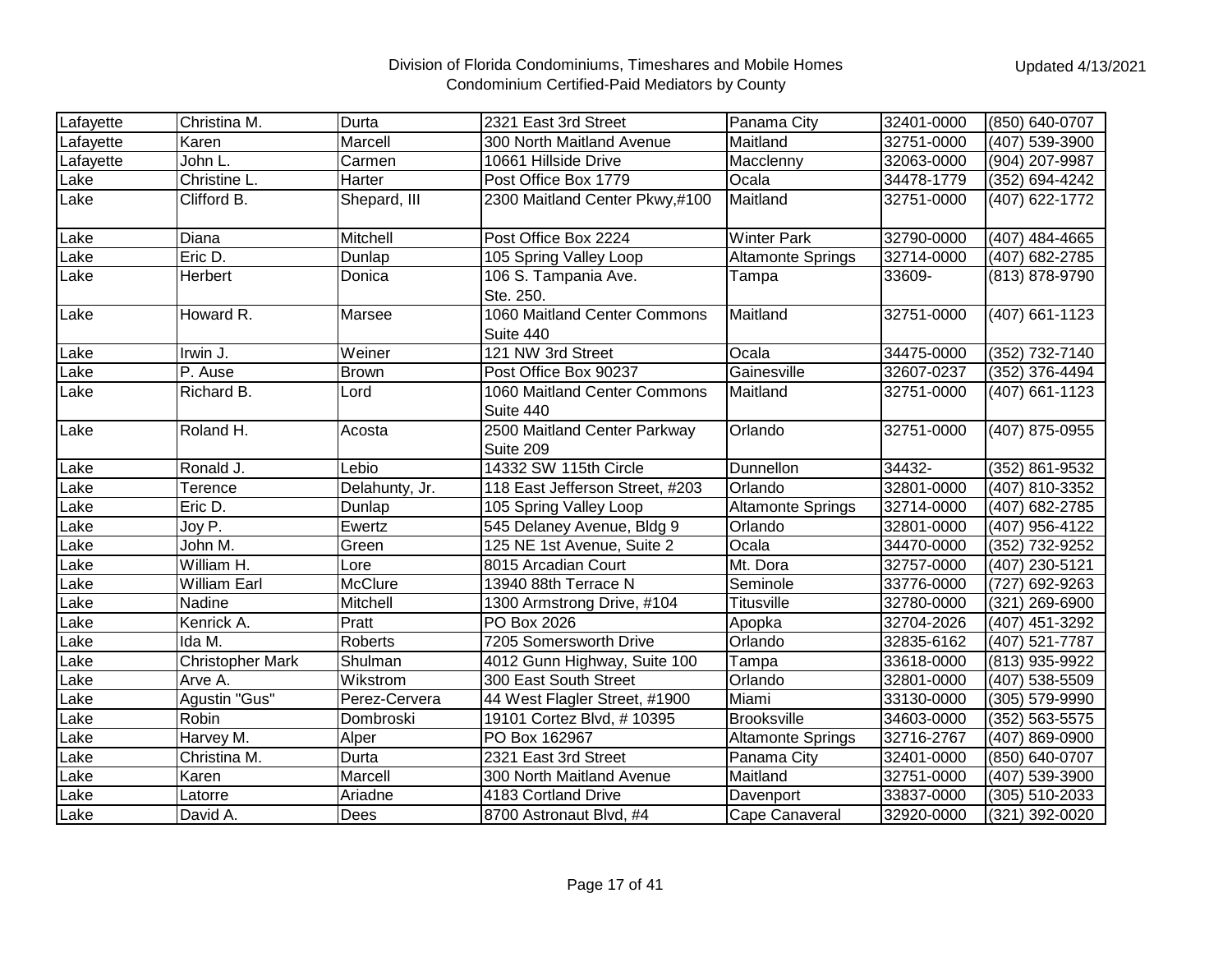| Lafayette | Christina M. | Durta | 2321 East 3rd Street | Panama City | 32401-0000 | (850) 640-0707 |
|---|---|---|---|---|---|---|
| Lafayette | Karen | Marcell | 300 North Maitland Avenue | Maitland | 32751-0000 | (407) 539-3900 |
| Lafayette | John L. | Carmen | 10661 Hillside Drive | Macclenny | 32063-0000 | (904) 207-9987 |
| Lake | Christine L. | Harter | Post Office Box 1779 | Ocala | 34478-1779 | (352) 694-4242 |
| Lake | Clifford B. | Shepard, III | 2300 Maitland Center Pkwy,#100 | Maitland | 32751-0000 | (407) 622-1772 |
| Lake | Diana | Mitchell | Post Office Box 2224 | Winter Park | 32790-0000 | (407) 484-4665 |
| Lake | Eric D. | Dunlap | 105 Spring Valley Loop | Altamonte Springs | 32714-0000 | (407) 682-2785 |
| Lake | Herbert | Donica | 106 S. Tampania Ave. Ste. 250. | Tampa | 33609- | (813) 878-9790 |
| Lake | Howard R. | Marsee | 1060 Maitland Center Commons Suite 440 | Maitland | 32751-0000 | (407) 661-1123 |
| Lake | Irwin J. | Weiner | 121 NW 3rd Street | Ocala | 34475-0000 | (352) 732-7140 |
| Lake | P. Ause | Brown | Post Office Box 90237 | Gainesville | 32607-0237 | (352) 376-4494 |
| Lake | Richard B. | Lord | 1060 Maitland Center Commons Suite 440 | Maitland | 32751-0000 | (407) 661-1123 |
| Lake | Roland H. | Acosta | 2500 Maitland Center Parkway Suite 209 | Orlando | 32751-0000 | (407) 875-0955 |
| Lake | Ronald J. | Lebio | 14332 SW 115th Circle | Dunnellon | 34432- | (352) 861-9532 |
| Lake | Terence | Delahunty, Jr. | 118 East Jefferson Street, #203 | Orlando | 32801-0000 | (407) 810-3352 |
| Lake | Eric D. | Dunlap | 105 Spring Valley Loop | Altamonte Springs | 32714-0000 | (407) 682-2785 |
| Lake | Joy P. | Ewertz | 545 Delaney Avenue, Bldg 9 | Orlando | 32801-0000 | (407) 956-4122 |
| Lake | John M. | Green | 125 NE 1st Avenue, Suite 2 | Ocala | 34470-0000 | (352) 732-9252 |
| Lake | William H. | Lore | 8015 Arcadian Court | Mt. Dora | 32757-0000 | (407) 230-5121 |
| Lake | William Earl | McClure | 13940 88th Terrace N | Seminole | 33776-0000 | (727) 692-9263 |
| Lake | Nadine | Mitchell | 1300 Armstrong Drive, #104 | Titusville | 32780-0000 | (321) 269-6900 |
| Lake | Kenrick A. | Pratt | PO Box 2026 | Apopka | 32704-2026 | (407) 451-3292 |
| Lake | Ida M. | Roberts | 7205 Somersworth Drive | Orlando | 32835-6162 | (407) 521-7787 |
| Lake | Christopher Mark | Shulman | 4012 Gunn Highway, Suite 100 | Tampa | 33618-0000 | (813) 935-9922 |
| Lake | Arve A. | Wikstrom | 300 East South Street | Orlando | 32801-0000 | (407) 538-5509 |
| Lake | Agustin "Gus" | Perez-Cervera | 44 West Flagler Street, #1900 | Miami | 33130-0000 | (305) 579-9990 |
| Lake | Robin | Dombroski | 19101 Cortez Blvd, # 10395 | Brooksville | 34603-0000 | (352) 563-5575 |
| Lake | Harvey M. | Alper | PO Box 162967 | Altamonte Springs | 32716-2767 | (407) 869-0900 |
| Lake | Christina M. | Durta | 2321 East 3rd Street | Panama City | 32401-0000 | (850) 640-0707 |
| Lake | Karen | Marcell | 300 North Maitland Avenue | Maitland | 32751-0000 | (407) 539-3900 |
| Lake | Latorre | Ariadne | 4183 Cortland Drive | Davenport | 33837-0000 | (305) 510-2033 |
| Lake | David A. | Dees | 8700 Astronaut Blvd, #4 | Cape Canaveral | 32920-0000 | (321) 392-0020 |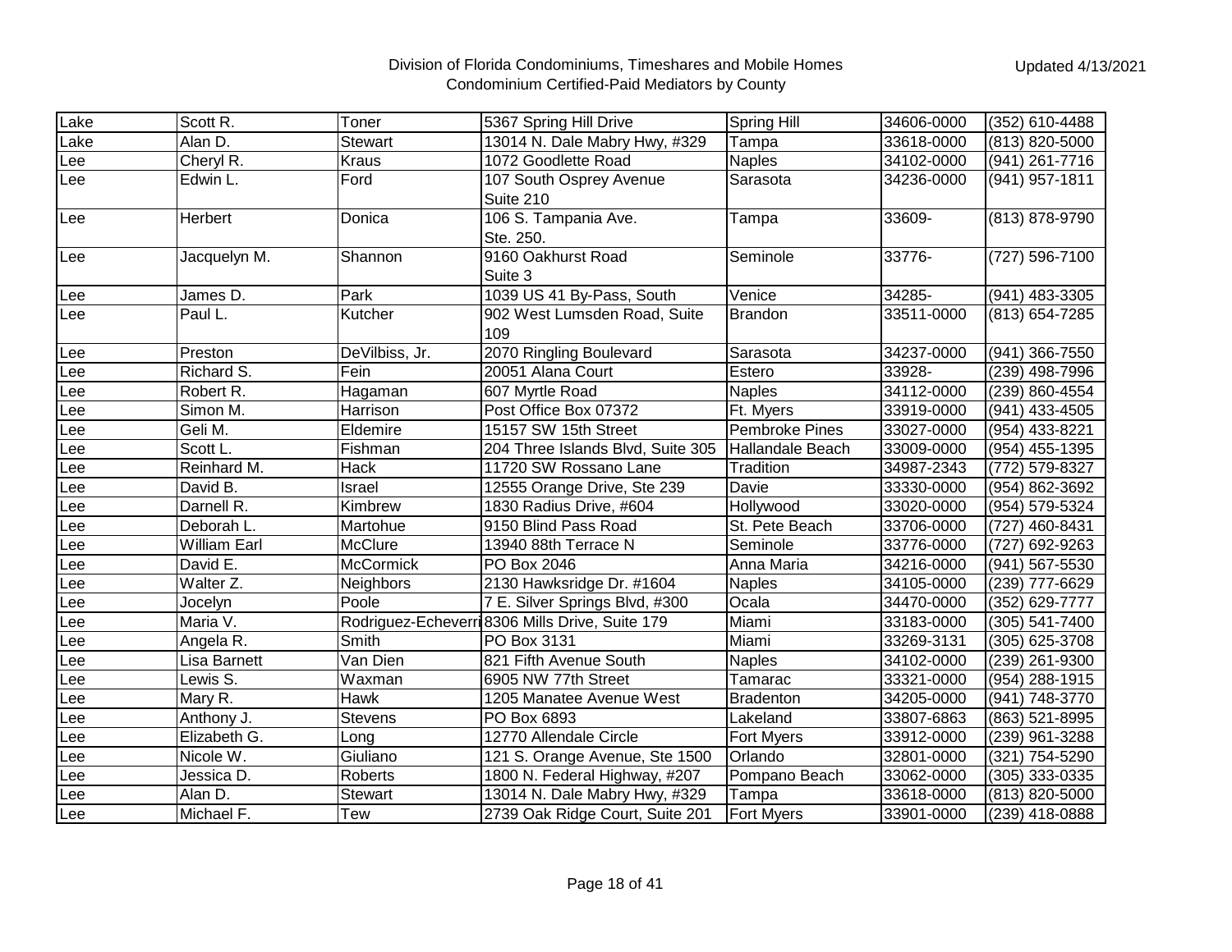Division of Florida Condominiums, Timeshares and Mobile Homes
Condominium Certified-Paid Mediators by County

Updated 4/13/2021

| | | | | | | |
|---|---|---|---|---|---|---|
| Lake | Scott R. | Toner | 5367 Spring Hill Drive | Spring Hill | 34606-0000 | (352) 610-4488 |
| Lake | Alan D. | Stewart | 13014 N. Dale Mabry Hwy, #329 | Tampa | 33618-0000 | (813) 820-5000 |
| Lee | Cheryl R. | Kraus | 1072 Goodlette Road | Naples | 34102-0000 | (941) 261-7716 |
| Lee | Edwin L. | Ford | 107 South Osprey Avenue Suite 210 | Sarasota | 34236-0000 | (941) 957-1811 |
| Lee | Herbert | Donica | 106 S. Tampania Ave. Ste. 250. | Tampa | 33609- | (813) 878-9790 |
| Lee | Jacquelyn M. | Shannon | 9160 Oakhurst Road Suite 3 | Seminole | 33776- | (727) 596-7100 |
| Lee | James D. | Park | 1039 US 41 By-Pass, South | Venice | 34285- | (941) 483-3305 |
| Lee | Paul L. | Kutcher | 902 West Lumsden Road, Suite 109 | Brandon | 33511-0000 | (813) 654-7285 |
| Lee | Preston | DeVilbiss, Jr. | 2070 Ringling Boulevard | Sarasota | 34237-0000 | (941) 366-7550 |
| Lee | Richard S. | Fein | 20051 Alana Court | Estero | 33928- | (239) 498-7996 |
| Lee | Robert R. | Hagaman | 607 Myrtle Road | Naples | 34112-0000 | (239) 860-4554 |
| Lee | Simon M. | Harrison | Post Office Box 07372 | Ft. Myers | 33919-0000 | (941) 433-4505 |
| Lee | Geli M. | Eldemire | 15157 SW 15th Street | Pembroke Pines | 33027-0000 | (954) 433-8221 |
| Lee | Scott L. | Fishman | 204 Three Islands Blvd, Suite 305 | Hallandale Beach | 33009-0000 | (954) 455-1395 |
| Lee | Reinhard M. | Hack | 11720 SW Rossano Lane | Tradition | 34987-2343 | (772) 579-8327 |
| Lee | David B. | Israel | 12555 Orange Drive, Ste 239 | Davie | 33330-0000 | (954) 862-3692 |
| Lee | Darnell R. | Kimbrew | 1830 Radius Drive, #604 | Hollywood | 33020-0000 | (954) 579-5324 |
| Lee | Deborah L. | Martohue | 9150 Blind Pass Road | St. Pete Beach | 33706-0000 | (727) 460-8431 |
| Lee | William Earl | McClure | 13940 88th Terrace N | Seminole | 33776-0000 | (727) 692-9263 |
| Lee | David E. | McCormick | PO Box 2046 | Anna Maria | 34216-0000 | (941) 567-5530 |
| Lee | Walter Z. | Neighbors | 2130 Hawksridge Dr. #1604 | Naples | 34105-0000 | (239) 777-6629 |
| Lee | Jocelyn | Poole | 7 E. Silver Springs Blvd, #300 | Ocala | 34470-0000 | (352) 629-7777 |
| Lee | Maria V. | Rodriguez-Echeverri | 8306 Mills Drive, Suite 179 | Miami | 33183-0000 | (305) 541-7400 |
| Lee | Angela R. | Smith | PO Box 3131 | Miami | 33269-3131 | (305) 625-3708 |
| Lee | Lisa Barnett | Van Dien | 821 Fifth Avenue South | Naples | 34102-0000 | (239) 261-9300 |
| Lee | Lewis S. | Waxman | 6905 NW 77th Street | Tamarac | 33321-0000 | (954) 288-1915 |
| Lee | Mary R. | Hawk | 1205 Manatee Avenue West | Bradenton | 34205-0000 | (941) 748-3770 |
| Lee | Anthony J. | Stevens | PO Box 6893 | Lakeland | 33807-6863 | (863) 521-8995 |
| Lee | Elizabeth G. | Long | 12770 Allendale Circle | Fort Myers | 33912-0000 | (239) 961-3288 |
| Lee | Nicole W. | Giuliano | 121 S. Orange Avenue, Ste 1500 | Orlando | 32801-0000 | (321) 754-5290 |
| Lee | Jessica D. | Roberts | 1800 N. Federal Highway, #207 | Pompano Beach | 33062-0000 | (305) 333-0335 |
| Lee | Alan D. | Stewart | 13014 N. Dale Mabry Hwy, #329 | Tampa | 33618-0000 | (813) 820-5000 |
| Lee | Michael F. | Tew | 2739 Oak Ridge Court, Suite 201 | Fort Myers | 33901-0000 | (239) 418-0888 |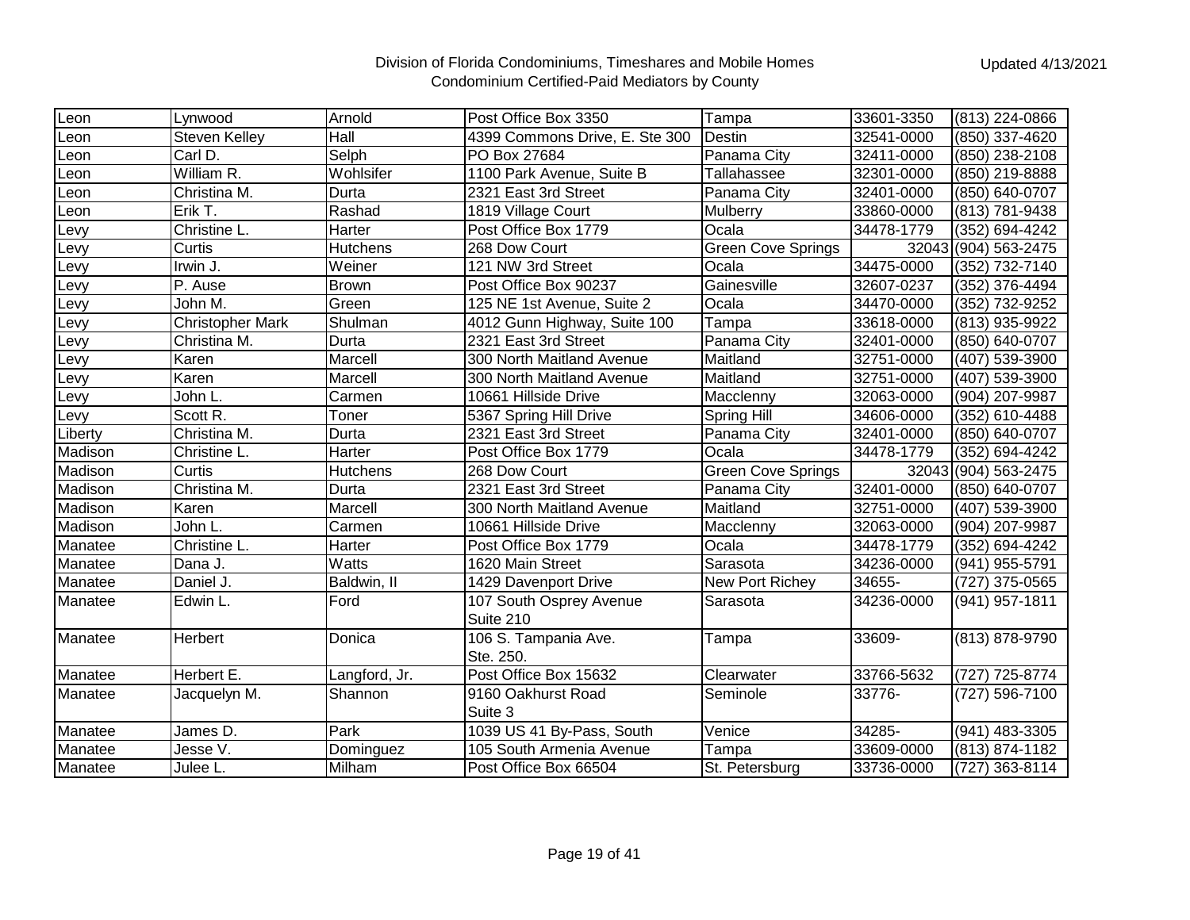# Division of Florida Condominiums, Timeshares and Mobile Homes
## Condominium Certified-Paid Mediators by County

Updated 4/13/2021

| | | | | | | |
|---|---|---|---|---|---|---|
| Leon | Lynwood | Arnold | Post Office Box 3350 | Tampa | 33601-3350 | (813) 224-0866 |
| Leon | Steven Kelley | Hall | 4399 Commons Drive, E. Ste 300 | Destin | 32541-0000 | (850) 337-4620 |
| Leon | Carl D. | Selph | PO Box 27684 | Panama City | 32411-0000 | (850) 238-2108 |
| Leon | William R. | Wohlsifer | 1100 Park Avenue, Suite B | Tallahassee | 32301-0000 | (850) 219-8888 |
| Leon | Christina M. | Durta | 2321 East 3rd Street | Panama City | 32401-0000 | (850) 640-0707 |
| Leon | Erik T. | Rashad | 1819 Village Court | Mulberry | 33860-0000 | (813) 781-9438 |
| Levy | Christine L. | Harter | Post Office Box 1779 | Ocala | 34478-1779 | (352) 694-4242 |
| Levy | Curtis | Hutchens | 268 Dow Court | Green Cove Springs | 32043 | (904) 563-2475 |
| Levy | Irwin J. | Weiner | 121 NW 3rd Street | Ocala | 34475-0000 | (352) 732-7140 |
| Levy | P. Ause | Brown | Post Office Box 90237 | Gainesville | 32607-0237 | (352) 376-4494 |
| Levy | John M. | Green | 125 NE 1st Avenue, Suite 2 | Ocala | 34470-0000 | (352) 732-9252 |
| Levy | Christopher Mark | Shulman | 4012 Gunn Highway, Suite 100 | Tampa | 33618-0000 | (813) 935-9922 |
| Levy | Christina M. | Durta | 2321 East 3rd Street | Panama City | 32401-0000 | (850) 640-0707 |
| Levy | Karen | Marcell | 300 North Maitland Avenue | Maitland | 32751-0000 | (407) 539-3900 |
| Levy | Karen | Marcell | 300 North Maitland Avenue | Maitland | 32751-0000 | (407) 539-3900 |
| Levy | John L. | Carmen | 10661 Hillside Drive | Macclenny | 32063-0000 | (904) 207-9987 |
| Levy | Scott R. | Toner | 5367 Spring Hill Drive | Spring Hill | 34606-0000 | (352) 610-4488 |
| Liberty | Christina M. | Durta | 2321 East 3rd Street | Panama City | 32401-0000 | (850) 640-0707 |
| Madison | Christine L. | Harter | Post Office Box 1779 | Ocala | 34478-1779 | (352) 694-4242 |
| Madison | Curtis | Hutchens | 268 Dow Court | Green Cove Springs | 32043 | (904) 563-2475 |
| Madison | Christina M. | Durta | 2321 East 3rd Street | Panama City | 32401-0000 | (850) 640-0707 |
| Madison | Karen | Marcell | 300 North Maitland Avenue | Maitland | 32751-0000 | (407) 539-3900 |
| Madison | John L. | Carmen | 10661 Hillside Drive | Macclenny | 32063-0000 | (904) 207-9987 |
| Manatee | Christine L. | Harter | Post Office Box 1779 | Ocala | 34478-1779 | (352) 694-4242 |
| Manatee | Dana J. | Watts | 1620 Main Street | Sarasota | 34236-0000 | (941) 955-5791 |
| Manatee | Daniel J. | Baldwin, II | 1429 Davenport Drive | New Port Richey | 34655- | (727) 375-0565 |
| Manatee | Edwin L. | Ford | 107 South Osprey Avenue Suite 210 | Sarasota | 34236-0000 | (941) 957-1811 |
| Manatee | Herbert | Donica | 106 S. Tampania Ave. Ste. 250. | Tampa | 33609- | (813) 878-9790 |
| Manatee | Herbert E. | Langford, Jr. | Post Office Box 15632 | Clearwater | 33766-5632 | (727) 725-8774 |
| Manatee | Jacquelyn M. | Shannon | 9160 Oakhurst Road Suite 3 | Seminole | 33776- | (727) 596-7100 |
| Manatee | James D. | Park | 1039 US 41 By-Pass, South | Venice | 34285- | (941) 483-3305 |
| Manatee | Jesse V. | Dominguez | 105 South Armenia Avenue | Tampa | 33609-0000 | (813) 874-1182 |
| Manatee | Julee L. | Milham | Post Office Box 66504 | St. Petersburg | 33736-0000 | (727) 363-8114 |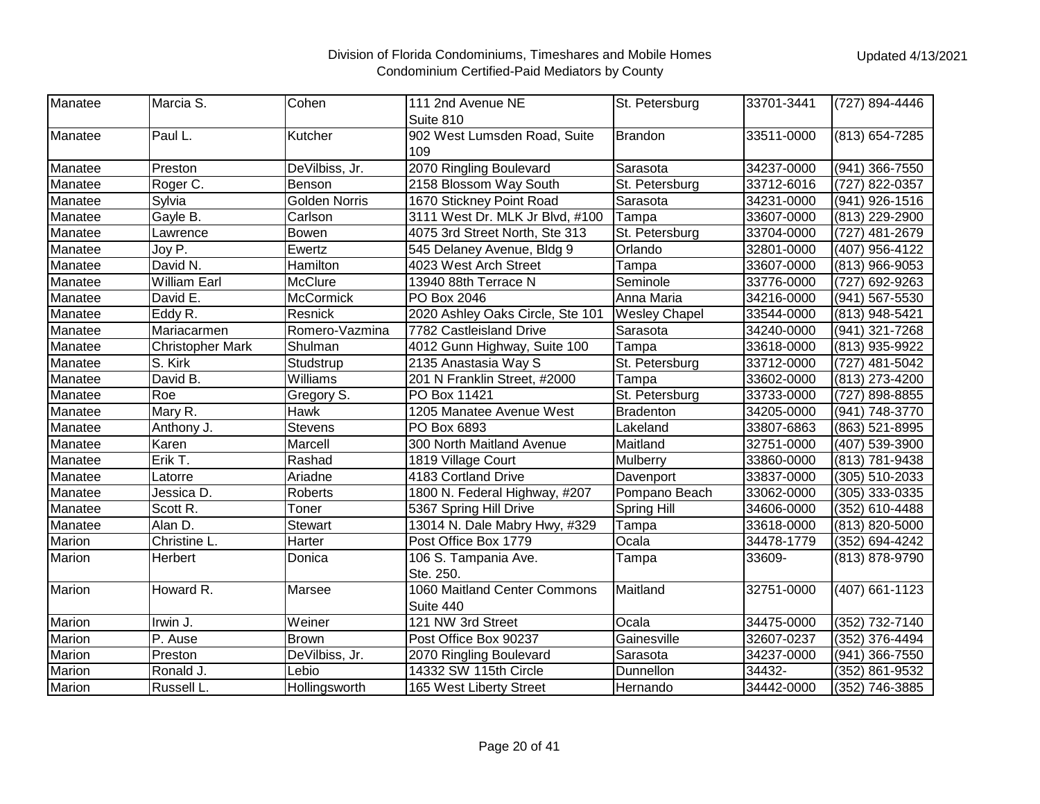# Division of Florida Condominiums, Timeshares and Mobile Homes
## Condominium Certified-Paid Mediators by County

Updated 4/13/2021

| | | | | | | |
|---|---|---|---|---|---|---|
| Manatee | Marcia S. | Cohen | 111 2nd Avenue NE Suite 810 | St. Petersburg | 33701-3441 | (727) 894-4446 |
| Manatee | Paul L. | Kutcher | 902 West Lumsden Road, Suite 109 | Brandon | 33511-0000 | (813) 654-7285 |
| Manatee | Preston | DeVilbiss, Jr. | 2070 Ringling Boulevard | Sarasota | 34237-0000 | (941) 366-7550 |
| Manatee | Roger C. | Benson | 2158 Blossom Way South | St. Petersburg | 33712-6016 | (727) 822-0357 |
| Manatee | Sylvia | Golden Norris | 1670 Stickney Point Road | Sarasota | 34231-0000 | (941) 926-1516 |
| Manatee | Gayle B. | Carlson | 3111 West Dr. MLK Jr Blvd, #100 | Tampa | 33607-0000 | (813) 229-2900 |
| Manatee | Lawrence | Bowen | 4075 3rd Street North, Ste 313 | St. Petersburg | 33704-0000 | (727) 481-2679 |
| Manatee | Joy P. | Ewertz | 545 Delaney Avenue, Bldg 9 | Orlando | 32801-0000 | (407) 956-4122 |
| Manatee | David N. | Hamilton | 4023 West Arch Street | Tampa | 33607-0000 | (813) 966-9053 |
| Manatee | William Earl | McClure | 13940 88th Terrace N | Seminole | 33776-0000 | (727) 692-9263 |
| Manatee | David E. | McCormick | PO Box 2046 | Anna Maria | 34216-0000 | (941) 567-5530 |
| Manatee | Eddy R. | Resnick | 2020 Ashley Oaks Circle, Ste 101 | Wesley Chapel | 33544-0000 | (813) 948-5421 |
| Manatee | Mariacarmen | Romero-Vazmina | 7782 Castleisland Drive | Sarasota | 34240-0000 | (941) 321-7268 |
| Manatee | Christopher Mark | Shulman | 4012 Gunn Highway, Suite 100 | Tampa | 33618-0000 | (813) 935-9922 |
| Manatee | S. Kirk | Studstrup | 2135 Anastasia Way S | St. Petersburg | 33712-0000 | (727) 481-5042 |
| Manatee | David B. | Williams | 201 N Franklin Street, #2000 | Tampa | 33602-0000 | (813) 273-4200 |
| Manatee | Roe | Gregory S. | PO Box 11421 | St. Petersburg | 33733-0000 | (727) 898-8855 |
| Manatee | Mary R. | Hawk | 1205 Manatee Avenue West | Bradenton | 34205-0000 | (941) 748-3770 |
| Manatee | Anthony J. | Stevens | PO Box 6893 | Lakeland | 33807-6863 | (863) 521-8995 |
| Manatee | Karen | Marcell | 300 North Maitland Avenue | Maitland | 32751-0000 | (407) 539-3900 |
| Manatee | Erik T. | Rashad | 1819 Village Court | Mulberry | 33860-0000 | (813) 781-9438 |
| Manatee | Latorre | Ariadne | 4183 Cortland Drive | Davenport | 33837-0000 | (305) 510-2033 |
| Manatee | Jessica D. | Roberts | 1800 N. Federal Highway, #207 | Pompano Beach | 33062-0000 | (305) 333-0335 |
| Manatee | Scott R. | Toner | 5367 Spring Hill Drive | Spring Hill | 34606-0000 | (352) 610-4488 |
| Manatee | Alan D. | Stewart | 13014 N. Dale Mabry Hwy, #329 | Tampa | 33618-0000 | (813) 820-5000 |
| Marion | Christine L. | Harter | Post Office Box 1779 | Ocala | 34478-1779 | (352) 694-4242 |
| Marion | Herbert | Donica | 106 S. Tampania Ave. Ste. 250. | Tampa | 33609- | (813) 878-9790 |
| Marion | Howard R. | Marsee | 1060 Maitland Center Commons Suite 440 | Maitland | 32751-0000 | (407) 661-1123 |
| Marion | Irwin J. | Weiner | 121 NW 3rd Street | Ocala | 34475-0000 | (352) 732-7140 |
| Marion | P. Ause | Brown | Post Office Box 90237 | Gainesville | 32607-0237 | (352) 376-4494 |
| Marion | Preston | DeVilbiss, Jr. | 2070 Ringling Boulevard | Sarasota | 34237-0000 | (941) 366-7550 |
| Marion | Ronald J. | Lebio | 14332 SW 115th Circle | Dunnellon | 34432- | (352) 861-9532 |
| Marion | Russell L. | Hollingsworth | 165 West Liberty Street | Hernando | 34442-0000 | (352) 746-3885 |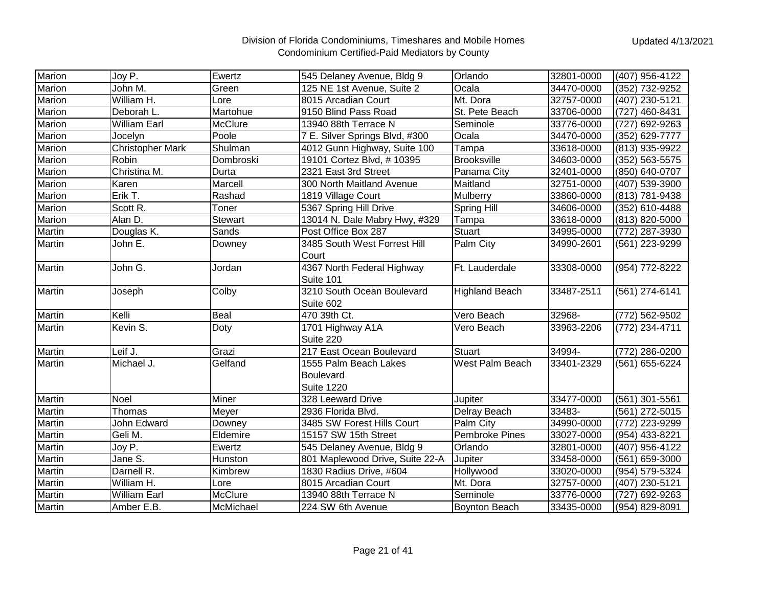Division of Florida Condominiums, Timeshares and Mobile Homes
Condominium Certified-Paid Mediators by County

Updated 4/13/2021

| | | | | | | |
|---|---|---|---|---|---|---|
| Marion | Joy P. | Ewertz | 545 Delaney Avenue, Bldg 9 | Orlando | 32801-0000 | (407) 956-4122 |
| Marion | John M. | Green | 125 NE 1st Avenue, Suite 2 | Ocala | 34470-0000 | (352) 732-9252 |
| Marion | William H. | Lore | 8015 Arcadian Court | Mt. Dora | 32757-0000 | (407) 230-5121 |
| Marion | Deborah L. | Martohue | 9150 Blind Pass Road | St. Pete Beach | 33706-0000 | (727) 460-8431 |
| Marion | William Earl | McClure | 13940 88th Terrace N | Seminole | 33776-0000 | (727) 692-9263 |
| Marion | Jocelyn | Poole | 7 E. Silver Springs Blvd, #300 | Ocala | 34470-0000 | (352) 629-7777 |
| Marion | Christopher Mark | Shulman | 4012 Gunn Highway, Suite 100 | Tampa | 33618-0000 | (813) 935-9922 |
| Marion | Robin | Dombroski | 19101 Cortez Blvd, # 10395 | Brooksville | 34603-0000 | (352) 563-5575 |
| Marion | Christina M. | Durta | 2321 East 3rd Street | Panama City | 32401-0000 | (850) 640-0707 |
| Marion | Karen | Marcell | 300 North Maitland Avenue | Maitland | 32751-0000 | (407) 539-3900 |
| Marion | Erik T. | Rashad | 1819 Village Court | Mulberry | 33860-0000 | (813) 781-9438 |
| Marion | Scott R. | Toner | 5367 Spring Hill Drive | Spring Hill | 34606-0000 | (352) 610-4488 |
| Marion | Alan D. | Stewart | 13014 N. Dale Mabry Hwy, #329 | Tampa | 33618-0000 | (813) 820-5000 |
| Martin | Douglas K. | Sands | Post Office Box 287 | Stuart | 34995-0000 | (772) 287-3930 |
| Martin | John E. | Downey | 3485 South West Forrest Hill Court | Palm City | 34990-2601 | (561) 223-9299 |
| Martin | John G. | Jordan | 4367 North Federal Highway Suite 101 | Ft. Lauderdale | 33308-0000 | (954) 772-8222 |
| Martin | Joseph | Colby | 3210 South Ocean Boulevard Suite 602 | Highland Beach | 33487-2511 | (561) 274-6141 |
| Martin | Kelli | Beal | 470 39th Ct. | Vero Beach | 32968- | (772) 562-9502 |
| Martin | Kevin S. | Doty | 1701 Highway A1A Suite 220 | Vero Beach | 33963-2206 | (772) 234-4711 |
| Martin | Leif J. | Grazi | 217 East Ocean Boulevard | Stuart | 34994- | (772) 286-0200 |
| Martin | Michael J. | Gelfand | 1555 Palm Beach Lakes Boulevard Suite 1220 | West Palm Beach | 33401-2329 | (561) 655-6224 |
| Martin | Noel | Miner | 328 Leeward Drive | Jupiter | 33477-0000 | (561) 301-5561 |
| Martin | Thomas | Meyer | 2936 Florida Blvd. | Delray Beach | 33483- | (561) 272-5015 |
| Martin | John Edward | Downey | 3485 SW Forest Hills Court | Palm City | 34990-0000 | (772) 223-9299 |
| Martin | Geli M. | Eldemire | 15157 SW 15th Street | Pembroke Pines | 33027-0000 | (954) 433-8221 |
| Martin | Joy P. | Ewertz | 545 Delaney Avenue, Bldg 9 | Orlando | 32801-0000 | (407) 956-4122 |
| Martin | Jane S. | Hunston | 801 Maplewood Drive, Suite 22-A | Jupiter | 33458-0000 | (561) 659-3000 |
| Martin | Darnell R. | Kimbrew | 1830 Radius Drive, #604 | Hollywood | 33020-0000 | (954) 579-5324 |
| Martin | William H. | Lore | 8015 Arcadian Court | Mt. Dora | 32757-0000 | (407) 230-5121 |
| Martin | William Earl | McClure | 13940 88th Terrace N | Seminole | 33776-0000 | (727) 692-9263 |
| Martin | Amber E.B. | McMichael | 224 SW 6th Avenue | Boynton Beach | 33435-0000 | (954) 829-8091 |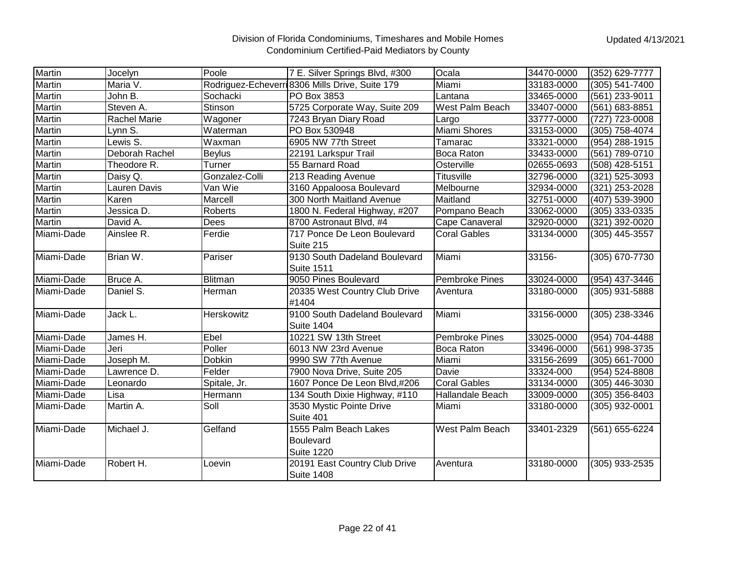# Division of Florida Condominiums, Timeshares and Mobile Homes
## Condominium Certified-Paid Mediators by County

Updated 4/13/2021

| | | | | | | |
|---|---|---|---|---|---|---|
| Martin | Jocelyn | Poole | 7 E. Silver Springs Blvd, #300 | Ocala | 34470-0000 | (352) 629-7777 |
| Martin | Maria V. | Rodriguez-Echeverri | 8306 Mills Drive, Suite 179 | Miami | 33183-0000 | (305) 541-7400 |
| Martin | John B. | Sochacki | PO Box 3853 | Lantana | 33465-0000 | (561) 233-9011 |
| Martin | Steven A. | Stinson | 5725 Corporate Way, Suite 209 | West Palm Beach | 33407-0000 | (561) 683-8851 |
| Martin | Rachel Marie | Wagoner | 7243 Bryan Diary Road | Largo | 33777-0000 | (727) 723-0008 |
| Martin | Lynn S. | Waterman | PO Box 530948 | Miami Shores | 33153-0000 | (305) 758-4074 |
| Martin | Lewis S. | Waxman | 6905 NW 77th Street | Tamarac | 33321-0000 | (954) 288-1915 |
| Martin | Deborah Rachel | Beylus | 22191 Larkspur Trail | Boca Raton | 33433-0000 | (561) 789-0710 |
| Martin | Theodore R. | Turner | 55 Barnard Road | Osterville | 02655-0693 | (508) 428-5151 |
| Martin | Daisy Q. | Gonzalez-Colli | 213 Reading Avenue | Titusville | 32796-0000 | (321) 525-3093 |
| Martin | Lauren Davis | Van Wie | 3160 Appaloosa Boulevard | Melbourne | 32934-0000 | (321) 253-2028 |
| Martin | Karen | Marcell | 300 North Maitland Avenue | Maitland | 32751-0000 | (407) 539-3900 |
| Martin | Jessica D. | Roberts | 1800 N. Federal Highway, #207 | Pompano Beach | 33062-0000 | (305) 333-0335 |
| Martin | David A. | Dees | 8700 Astronaut Blvd, #4 | Cape Canaveral | 32920-0000 | (321) 392-0020 |
| Miami-Dade | Ainslee R. | Ferdie | 717 Ponce De Leon Boulevard Suite 215 | Coral Gables | 33134-0000 | (305) 445-3557 |
| Miami-Dade | Brian W. | Pariser | 9130 South Dadeland Boulevard Suite 1511 | Miami | 33156- | (305) 670-7730 |
| Miami-Dade | Bruce A. | Blitman | 9050 Pines Boulevard | Pembroke Pines | 33024-0000 | (954) 437-3446 |
| Miami-Dade | Daniel S. | Herman | 20335 West Country Club Drive #1404 | Aventura | 33180-0000 | (305) 931-5888 |
| Miami-Dade | Jack L. | Herskowitz | 9100 South Dadeland Boulevard Suite 1404 | Miami | 33156-0000 | (305) 238-3346 |
| Miami-Dade | James H. | Ebel | 10221 SW 13th Street | Pembroke Pines | 33025-0000 | (954) 704-4488 |
| Miami-Dade | Jeri | Poller | 6013 NW 23rd Avenue | Boca Raton | 33496-0000 | (561) 998-3735 |
| Miami-Dade | Joseph M. | Dobkin | 9990 SW 77th Avenue | Miami | 33156-2699 | (305) 661-7000 |
| Miami-Dade | Lawrence D. | Felder | 7900 Nova Drive, Suite 205 | Davie | 33324-000 | (954) 524-8808 |
| Miami-Dade | Leonardo | Spitale, Jr. | 1607 Ponce De Leon Blvd,#206 | Coral Gables | 33134-0000 | (305) 446-3030 |
| Miami-Dade | Lisa | Hermann | 134 South Dixie Highway, #110 | Hallandale Beach | 33009-0000 | (305) 356-8403 |
| Miami-Dade | Martin A. | Soll | 3530 Mystic Pointe Drive Suite 401 | Miami | 33180-0000 | (305) 932-0001 |
| Miami-Dade | Michael J. | Gelfand | 1555 Palm Beach Lakes Boulevard Suite 1220 | West Palm Beach | 33401-2329 | (561) 655-6224 |
| Miami-Dade | Robert H. | Loevin | 20191 East Country Club Drive Suite 1408 | Aventura | 33180-0000 | (305) 933-2535 |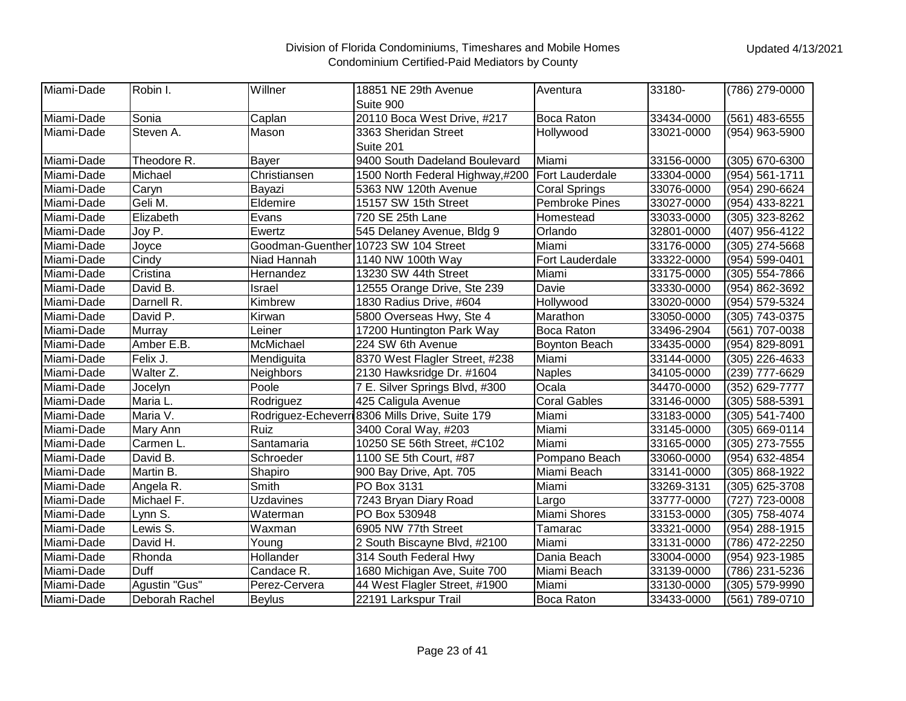# Division of Florida Condominiums, Timeshares and Mobile Homes
## Condominium Certified-Paid Mediators by County

Updated 4/13/2021

| County | First Name | Last Name | Address | City | Zip | Phone |
|---|---|---|---|---|---|---|
| Miami-Dade | Robin I. | Willner | 18851 NE 29th Avenue Suite 900 | Aventura | 33180- | (786) 279-0000 |
| Miami-Dade | Sonia | Caplan | 20110 Boca West Drive, #217 | Boca Raton | 33434-0000 | (561) 483-6555 |
| Miami-Dade | Steven A. | Mason | 3363 Sheridan Street Suite 201 | Hollywood | 33021-0000 | (954) 963-5900 |
| Miami-Dade | Theodore R. | Bayer | 9400 South Dadeland Boulevard | Miami | 33156-0000 | (305) 670-6300 |
| Miami-Dade | Michael | Christiansen | 1500 North Federal Highway,#200 | Fort Lauderdale | 33304-0000 | (954) 561-1711 |
| Miami-Dade | Caryn | Bayazi | 5363 NW 120th Avenue | Coral Springs | 33076-0000 | (954) 290-6624 |
| Miami-Dade | Geli M. | Eldemire | 15157 SW 15th Street | Pembroke Pines | 33027-0000 | (954) 433-8221 |
| Miami-Dade | Elizabeth | Evans | 720 SE 25th Lane | Homestead | 33033-0000 | (305) 323-8262 |
| Miami-Dade | Joy P. | Ewertz | 545 Delaney Avenue, Bldg 9 | Orlando | 32801-0000 | (407) 956-4122 |
| Miami-Dade | Joyce | Goodman-Guenther | 10723 SW 104 Street | Miami | 33176-0000 | (305) 274-5668 |
| Miami-Dade | Cindy | Niad Hannah | 1140 NW 100th Way | Fort Lauderdale | 33322-0000 | (954) 599-0401 |
| Miami-Dade | Cristina | Hernandez | 13230 SW 44th Street | Miami | 33175-0000 | (305) 554-7866 |
| Miami-Dade | David B. | Israel | 12555 Orange Drive, Ste 239 | Davie | 33330-0000 | (954) 862-3692 |
| Miami-Dade | Darnell R. | Kimbrew | 1830 Radius Drive, #604 | Hollywood | 33020-0000 | (954) 579-5324 |
| Miami-Dade | David P. | Kirwan | 5800 Overseas Hwy, Ste 4 | Marathon | 33050-0000 | (305) 743-0375 |
| Miami-Dade | Murray | Leiner | 17200 Huntington Park Way | Boca Raton | 33496-2904 | (561) 707-0038 |
| Miami-Dade | Amber E.B. | McMichael | 224 SW 6th Avenue | Boynton Beach | 33435-0000 | (954) 829-8091 |
| Miami-Dade | Felix J. | Mendiguita | 8370 West Flagler Street, #238 | Miami | 33144-0000 | (305) 226-4633 |
| Miami-Dade | Walter Z. | Neighbors | 2130 Hawksridge Dr. #1604 | Naples | 34105-0000 | (239) 777-6629 |
| Miami-Dade | Jocelyn | Poole | 7 E. Silver Springs Blvd, #300 | Ocala | 34470-0000 | (352) 629-7777 |
| Miami-Dade | Maria L. | Rodriguez | 425 Caligula Avenue | Coral Gables | 33146-0000 | (305) 588-5391 |
| Miami-Dade | Maria V. | Rodriguez-Echeverri | 8306 Mills Drive, Suite 179 | Miami | 33183-0000 | (305) 541-7400 |
| Miami-Dade | Mary Ann | Ruiz | 3400 Coral Way, #203 | Miami | 33145-0000 | (305) 669-0114 |
| Miami-Dade | Carmen L. | Santamaria | 10250 SE 56th Street, #C102 | Miami | 33165-0000 | (305) 273-7555 |
| Miami-Dade | David B. | Schroeder | 1100 SE 5th Court, #87 | Pompano Beach | 33060-0000 | (954) 632-4854 |
| Miami-Dade | Martin B. | Shapiro | 900 Bay Drive, Apt. 705 | Miami Beach | 33141-0000 | (305) 868-1922 |
| Miami-Dade | Angela R. | Smith | PO Box 3131 | Miami | 33269-3131 | (305) 625-3708 |
| Miami-Dade | Michael F. | Uzdavines | 7243 Bryan Diary Road | Largo | 33777-0000 | (727) 723-0008 |
| Miami-Dade | Lynn S. | Waterman | PO Box 530948 | Miami Shores | 33153-0000 | (305) 758-4074 |
| Miami-Dade | Lewis S. | Waxman | 6905 NW 77th Street | Tamarac | 33321-0000 | (954) 288-1915 |
| Miami-Dade | David H. | Young | 2 South Biscayne Blvd, #2100 | Miami | 33131-0000 | (786) 472-2250 |
| Miami-Dade | Rhonda | Hollander | 314 South Federal Hwy | Dania Beach | 33004-0000 | (954) 923-1985 |
| Miami-Dade | Duff | Candace R. | 1680 Michigan Ave, Suite 700 | Miami Beach | 33139-0000 | (786) 231-5236 |
| Miami-Dade | Agustin "Gus" | Perez-Cervera | 44 West Flagler Street, #1900 | Miami | 33130-0000 | (305) 579-9990 |
| Miami-Dade | Deborah Rachel | Beylus | 22191 Larkspur Trail | Boca Raton | 33433-0000 | (561) 789-0710 |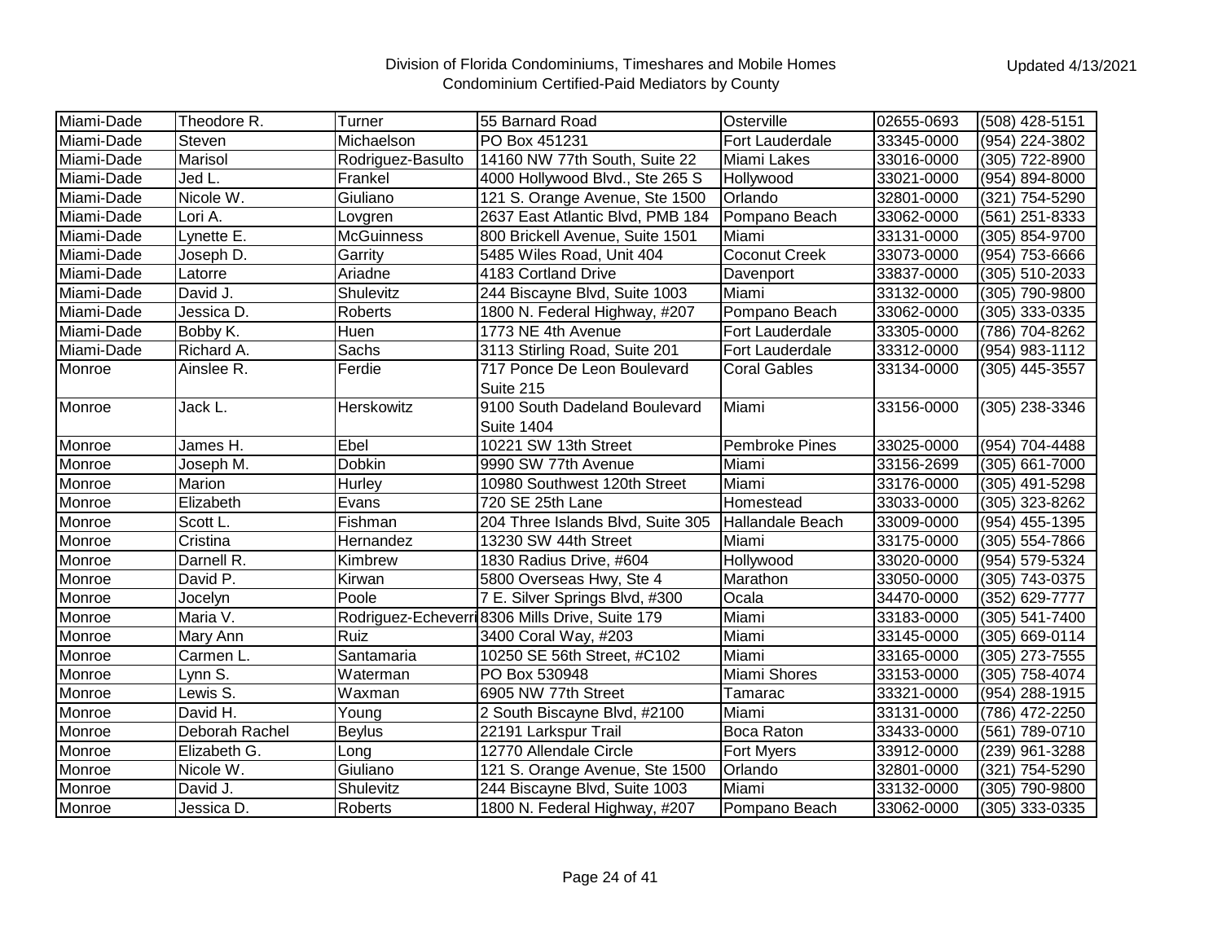# Division of Florida Condominiums, Timeshares and Mobile Homes
## Condominium Certified-Paid Mediators by County

Updated 4/13/2021

| | | | | | | |
|---|---|---|---|---|---|---|
| Miami-Dade | Theodore R. | Turner | 55 Barnard Road | Osterville | 02655-0693 | (508) 428-5151 |
| Miami-Dade | Steven | Michaelson | PO Box 451231 | Fort Lauderdale | 33345-0000 | (954) 224-3802 |
| Miami-Dade | Marisol | Rodriguez-Basulto | 14160 NW 77th South, Suite 22 | Miami Lakes | 33016-0000 | (305) 722-8900 |
| Miami-Dade | Jed L. | Frankel | 4000 Hollywood Blvd., Ste 265 S | Hollywood | 33021-0000 | (954) 894-8000 |
| Miami-Dade | Nicole W. | Giuliano | 121 S. Orange Avenue, Ste 1500 | Orlando | 32801-0000 | (321) 754-5290 |
| Miami-Dade | Lori A. | Lovgren | 2637 East Atlantic Blvd, PMB 184 | Pompano Beach | 33062-0000 | (561) 251-8333 |
| Miami-Dade | Lynette E. | McGuinness | 800 Brickell Avenue, Suite 1501 | Miami | 33131-0000 | (305) 854-9700 |
| Miami-Dade | Joseph D. | Garrity | 5485 Wiles Road, Unit 404 | Coconut Creek | 33073-0000 | (954) 753-6666 |
| Miami-Dade | Latorre | Ariadne | 4183 Cortland Drive | Davenport | 33837-0000 | (305) 510-2033 |
| Miami-Dade | David J. | Shulevitz | 244 Biscayne Blvd, Suite 1003 | Miami | 33132-0000 | (305) 790-9800 |
| Miami-Dade | Jessica D. | Roberts | 1800 N. Federal Highway, #207 | Pompano Beach | 33062-0000 | (305) 333-0335 |
| Miami-Dade | Bobby K. | Huen | 1773 NE 4th Avenue | Fort Lauderdale | 33305-0000 | (786) 704-8262 |
| Miami-Dade | Richard A. | Sachs | 3113 Stirling Road, Suite 201 | Fort Lauderdale | 33312-0000 | (954) 983-1112 |
| Monroe | Ainslee R. | Ferdie | 717 Ponce De Leon Boulevard Suite 215 | Coral Gables | 33134-0000 | (305) 445-3557 |
| Monroe | Jack L. | Herskowitz | 9100 South Dadeland Boulevard Suite 1404 | Miami | 33156-0000 | (305) 238-3346 |
| Monroe | James H. | Ebel | 10221 SW 13th Street | Pembroke Pines | 33025-0000 | (954) 704-4488 |
| Monroe | Joseph M. | Dobkin | 9990 SW 77th Avenue | Miami | 33156-2699 | (305) 661-7000 |
| Monroe | Marion | Hurley | 10980 Southwest 120th Street | Miami | 33176-0000 | (305) 491-5298 |
| Monroe | Elizabeth | Evans | 720 SE 25th Lane | Homestead | 33033-0000 | (305) 323-8262 |
| Monroe | Scott L. | Fishman | 204 Three Islands Blvd, Suite 305 | Hallandale Beach | 33009-0000 | (954) 455-1395 |
| Monroe | Cristina | Hernandez | 13230 SW 44th Street | Miami | 33175-0000 | (305) 554-7866 |
| Monroe | Darnell R. | Kimbrew | 1830 Radius Drive, #604 | Hollywood | 33020-0000 | (954) 579-5324 |
| Monroe | David P. | Kirwan | 5800 Overseas Hwy, Ste 4 | Marathon | 33050-0000 | (305) 743-0375 |
| Monroe | Jocelyn | Poole | 7 E. Silver Springs Blvd, #300 | Ocala | 34470-0000 | (352) 629-7777 |
| Monroe | Maria V. | Rodriguez-Echeverri | 8306 Mills Drive, Suite 179 | Miami | 33183-0000 | (305) 541-7400 |
| Monroe | Mary Ann | Ruiz | 3400 Coral Way, #203 | Miami | 33145-0000 | (305) 669-0114 |
| Monroe | Carmen L. | Santamaria | 10250 SE 56th Street, #C102 | Miami | 33165-0000 | (305) 273-7555 |
| Monroe | Lynn S. | Waterman | PO Box 530948 | Miami Shores | 33153-0000 | (305) 758-4074 |
| Monroe | Lewis S. | Waxman | 6905 NW 77th Street | Tamarac | 33321-0000 | (954) 288-1915 |
| Monroe | David H. | Young | 2 South Biscayne Blvd, #2100 | Miami | 33131-0000 | (786) 472-2250 |
| Monroe | Deborah Rachel | Beylus | 22191 Larkspur Trail | Boca Raton | 33433-0000 | (561) 789-0710 |
| Monroe | Elizabeth G. | Long | 12770 Allendale Circle | Fort Myers | 33912-0000 | (239) 961-3288 |
| Monroe | Nicole W. | Giuliano | 121 S. Orange Avenue, Ste 1500 | Orlando | 32801-0000 | (321) 754-5290 |
| Monroe | David J. | Shulevitz | 244 Biscayne Blvd, Suite 1003 | Miami | 33132-0000 | (305) 790-9800 |
| Monroe | Jessica D. | Roberts | 1800 N. Federal Highway, #207 | Pompano Beach | 33062-0000 | (305) 333-0335 |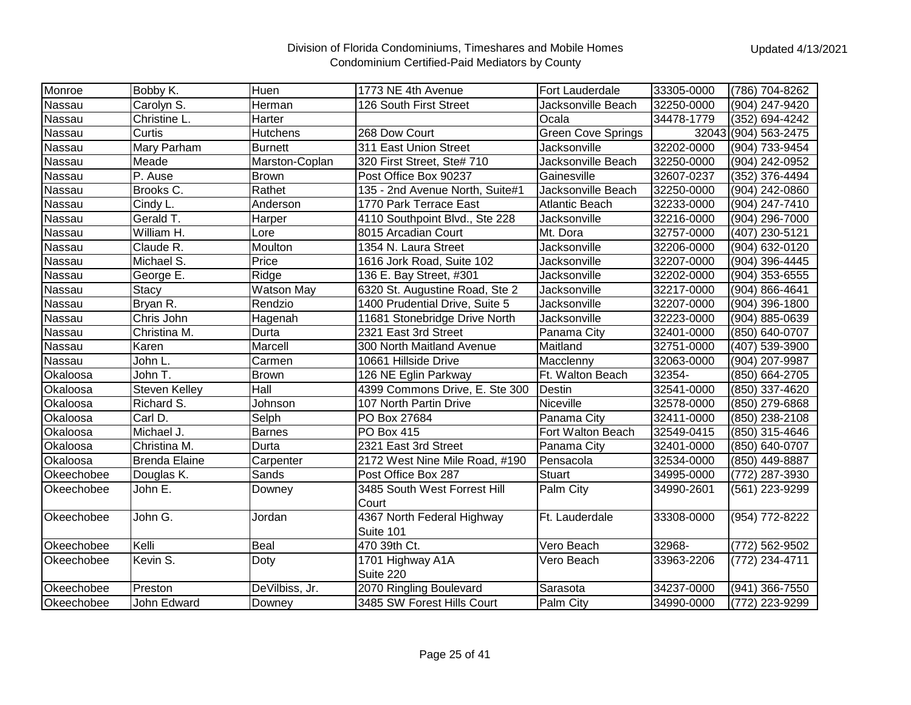Division of Florida Condominiums, Timeshares and Mobile Homes
Condominium Certified-Paid Mediators by County

Updated 4/13/2021

| | | | | | | |
|---|---|---|---|---|---|---|
| Monroe | Bobby K. | Huen | 1773 NE 4th Avenue | Fort Lauderdale | 33305-0000 | (786) 704-8262 |
| Nassau | Carolyn S. | Herman | 126 South First Street | Jacksonville Beach | 32250-0000 | (904) 247-9420 |
| Nassau | Christine L. | Harter | | Ocala | 34478-1779 | (352) 694-4242 |
| Nassau | Curtis | Hutchens | 268 Dow Court | Green Cove Springs | 32043 | (904) 563-2475 |
| Nassau | Mary Parham | Burnett | 311 East Union Street | Jacksonville | 32202-0000 | (904) 733-9454 |
| Nassau | Meade | Marston-Coplan | 320 First Street, Ste# 710 | Jacksonville Beach | 32250-0000 | (904) 242-0952 |
| Nassau | P. Ause | Brown | Post Office Box 90237 | Gainesville | 32607-0237 | (352) 376-4494 |
| Nassau | Brooks C. | Rathet | 135 - 2nd Avenue North, Suite#1 | Jacksonville Beach | 32250-0000 | (904) 242-0860 |
| Nassau | Cindy L. | Anderson | 1770 Park Terrace East | Atlantic Beach | 32233-0000 | (904) 247-7410 |
| Nassau | Gerald T. | Harper | 4110 Southpoint Blvd., Ste 228 | Jacksonville | 32216-0000 | (904) 296-7000 |
| Nassau | William H. | Lore | 8015 Arcadian Court | Mt. Dora | 32757-0000 | (407) 230-5121 |
| Nassau | Claude R. | Moulton | 1354 N. Laura Street | Jacksonville | 32206-0000 | (904) 632-0120 |
| Nassau | Michael S. | Price | 1616 Jork Road, Suite 102 | Jacksonville | 32207-0000 | (904) 396-4445 |
| Nassau | George E. | Ridge | 136 E. Bay Street, #301 | Jacksonville | 32202-0000 | (904) 353-6555 |
| Nassau | Stacy | Watson May | 6320 St. Augustine Road, Ste 2 | Jacksonville | 32217-0000 | (904) 866-4641 |
| Nassau | Bryan R. | Rendzio | 1400 Prudential Drive, Suite 5 | Jacksonville | 32207-0000 | (904) 396-1800 |
| Nassau | Chris John | Hagenah | 11681 Stonebridge Drive North | Jacksonville | 32223-0000 | (904) 885-0639 |
| Nassau | Christina M. | Durta | 2321 East 3rd Street | Panama City | 32401-0000 | (850) 640-0707 |
| Nassau | Karen | Marcell | 300 North Maitland Avenue | Maitland | 32751-0000 | (407) 539-3900 |
| Nassau | John L. | Carmen | 10661 Hillside Drive | Macclenny | 32063-0000 | (904) 207-9987 |
| Okaloosa | John T. | Brown | 126 NE Eglin Parkway | Ft. Walton Beach | 32354- | (850) 664-2705 |
| Okaloosa | Steven Kelley | Hall | 4399 Commons Drive, E. Ste 300 | Destin | 32541-0000 | (850) 337-4620 |
| Okaloosa | Richard S. | Johnson | 107 North Partin Drive | Niceville | 32578-0000 | (850) 279-6868 |
| Okaloosa | Carl D. | Selph | PO Box 27684 | Panama City | 32411-0000 | (850) 238-2108 |
| Okaloosa | Michael J. | Barnes | PO Box 415 | Fort Walton Beach | 32549-0415 | (850) 315-4646 |
| Okaloosa | Christina M. | Durta | 2321 East 3rd Street | Panama City | 32401-0000 | (850) 640-0707 |
| Okaloosa | Brenda Elaine | Carpenter | 2172 West Nine Mile Road, #190 | Pensacola | 32534-0000 | (850) 449-8887 |
| Okeechobee | Douglas K. | Sands | Post Office Box 287 | Stuart | 34995-0000 | (772) 287-3930 |
| Okeechobee | John E. | Downey | 3485 South West Forrest Hill Court | Palm City | 34990-2601 | (561) 223-9299 |
| Okeechobee | John G. | Jordan | 4367 North Federal Highway Suite 101 | Ft. Lauderdale | 33308-0000 | (954) 772-8222 |
| Okeechobee | Kelli | Beal | 470 39th Ct. | Vero Beach | 32968- | (772) 562-9502 |
| Okeechobee | Kevin S. | Doty | 1701 Highway A1A Suite 220 | Vero Beach | 33963-2206 | (772) 234-4711 |
| Okeechobee | Preston | DeVilbiss, Jr. | 2070 Ringling Boulevard | Sarasota | 34237-0000 | (941) 366-7550 |
| Okeechobee | John Edward | Downey | 3485 SW Forest Hills Court | Palm City | 34990-0000 | (772) 223-9299 |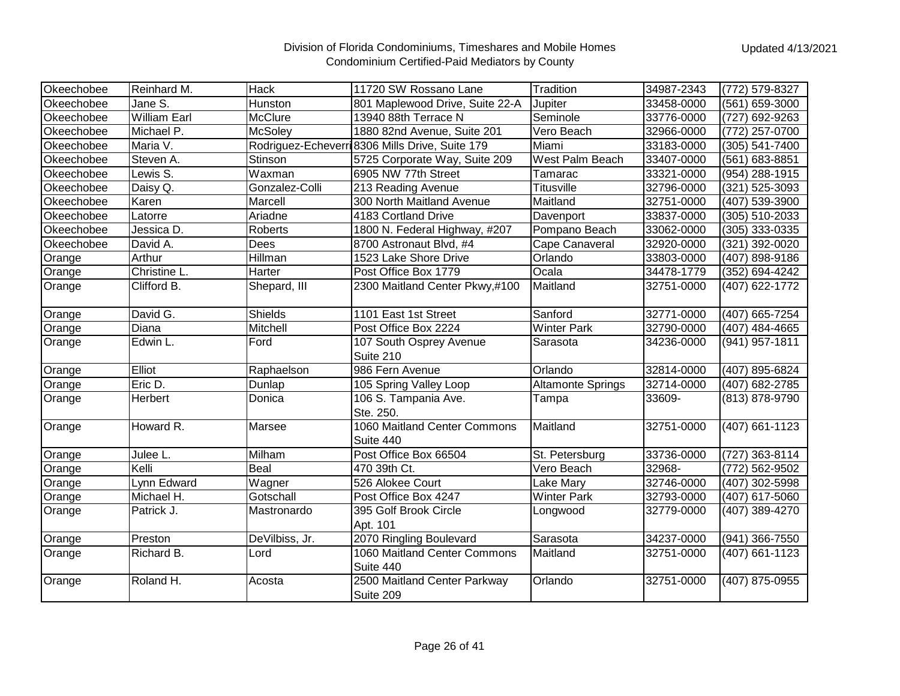Division of Florida Condominiums, Timeshares and Mobile Homes
Condominium Certified-Paid Mediators by County

Updated 4/13/2021

| | | | | | | |
|---|---|---|---|---|---|---|
| Okeechobee | Reinhard M. | Hack | 11720 SW Rossano Lane | Tradition | 34987-2343 | (772) 579-8327 |
| Okeechobee | Jane S. | Hunston | 801 Maplewood Drive, Suite 22-A | Jupiter | 33458-0000 | (561) 659-3000 |
| Okeechobee | William Earl | McClure | 13940 88th Terrace N | Seminole | 33776-0000 | (727) 692-9263 |
| Okeechobee | Michael P. | McSoley | 1880 82nd Avenue, Suite 201 | Vero Beach | 32966-0000 | (772) 257-0700 |
| Okeechobee | Maria V. | Rodriguez-Echeverri | 8306 Mills Drive, Suite 179 | Miami | 33183-0000 | (305) 541-7400 |
| Okeechobee | Steven A. | Stinson | 5725 Corporate Way, Suite 209 | West Palm Beach | 33407-0000 | (561) 683-8851 |
| Okeechobee | Lewis S. | Waxman | 6905 NW 77th Street | Tamarac | 33321-0000 | (954) 288-1915 |
| Okeechobee | Daisy Q. | Gonzalez-Colli | 213 Reading Avenue | Titusville | 32796-0000 | (321) 525-3093 |
| Okeechobee | Karen | Marcell | 300 North Maitland Avenue | Maitland | 32751-0000 | (407) 539-3900 |
| Okeechobee | Latorre | Ariadne | 4183 Cortland Drive | Davenport | 33837-0000 | (305) 510-2033 |
| Okeechobee | Jessica D. | Roberts | 1800 N. Federal Highway, #207 | Pompano Beach | 33062-0000 | (305) 333-0335 |
| Okeechobee | David A. | Dees | 8700 Astronaut Blvd, #4 | Cape Canaveral | 32920-0000 | (321) 392-0020 |
| Orange | Arthur | Hillman | 1523 Lake Shore Drive | Orlando | 33803-0000 | (407) 898-9186 |
| Orange | Christine L. | Harter | Post Office Box 1779 | Ocala | 34478-1779 | (352) 694-4242 |
| Orange | Clifford B. | Shepard, III | 2300 Maitland Center Pkwy,#100 | Maitland | 32751-0000 | (407) 622-1772 |
| Orange | David G. | Shields | 1101 East 1st Street | Sanford | 32771-0000 | (407) 665-7254 |
| Orange | Diana | Mitchell | Post Office Box 2224 | Winter Park | 32790-0000 | (407) 484-4665 |
| Orange | Edwin L. | Ford | 107 South Osprey Avenue Suite 210 | Sarasota | 34236-0000 | (941) 957-1811 |
| Orange | Elliot | Raphaelson | 986 Fern Avenue | Orlando | 32814-0000 | (407) 895-6824 |
| Orange | Eric D. | Dunlap | 105 Spring Valley Loop | Altamonte Springs | 32714-0000 | (407) 682-2785 |
| Orange | Herbert | Donica | 106 S. Tampania Ave. Ste. 250. | Tampa | 33609- | (813) 878-9790 |
| Orange | Howard R. | Marsee | 1060 Maitland Center Commons Suite 440 | Maitland | 32751-0000 | (407) 661-1123 |
| Orange | Julee L. | Milham | Post Office Box 66504 | St. Petersburg | 33736-0000 | (727) 363-8114 |
| Orange | Kelli | Beal | 470 39th Ct. | Vero Beach | 32968- | (772) 562-9502 |
| Orange | Lynn Edward | Wagner | 526 Alokee Court | Lake Mary | 32746-0000 | (407) 302-5998 |
| Orange | Michael H. | Gotschall | Post Office Box 4247 | Winter Park | 32793-0000 | (407) 617-5060 |
| Orange | Patrick J. | Mastronardo | 395 Golf Brook Circle Apt. 101 | Longwood | 32779-0000 | (407) 389-4270 |
| Orange | Preston | DeVilbiss, Jr. | 2070 Ringling Boulevard | Sarasota | 34237-0000 | (941) 366-7550 |
| Orange | Richard B. | Lord | 1060 Maitland Center Commons Suite 440 | Maitland | 32751-0000 | (407) 661-1123 |
| Orange | Roland H. | Acosta | 2500 Maitland Center Parkway Suite 209 | Orlando | 32751-0000 | (407) 875-0955 |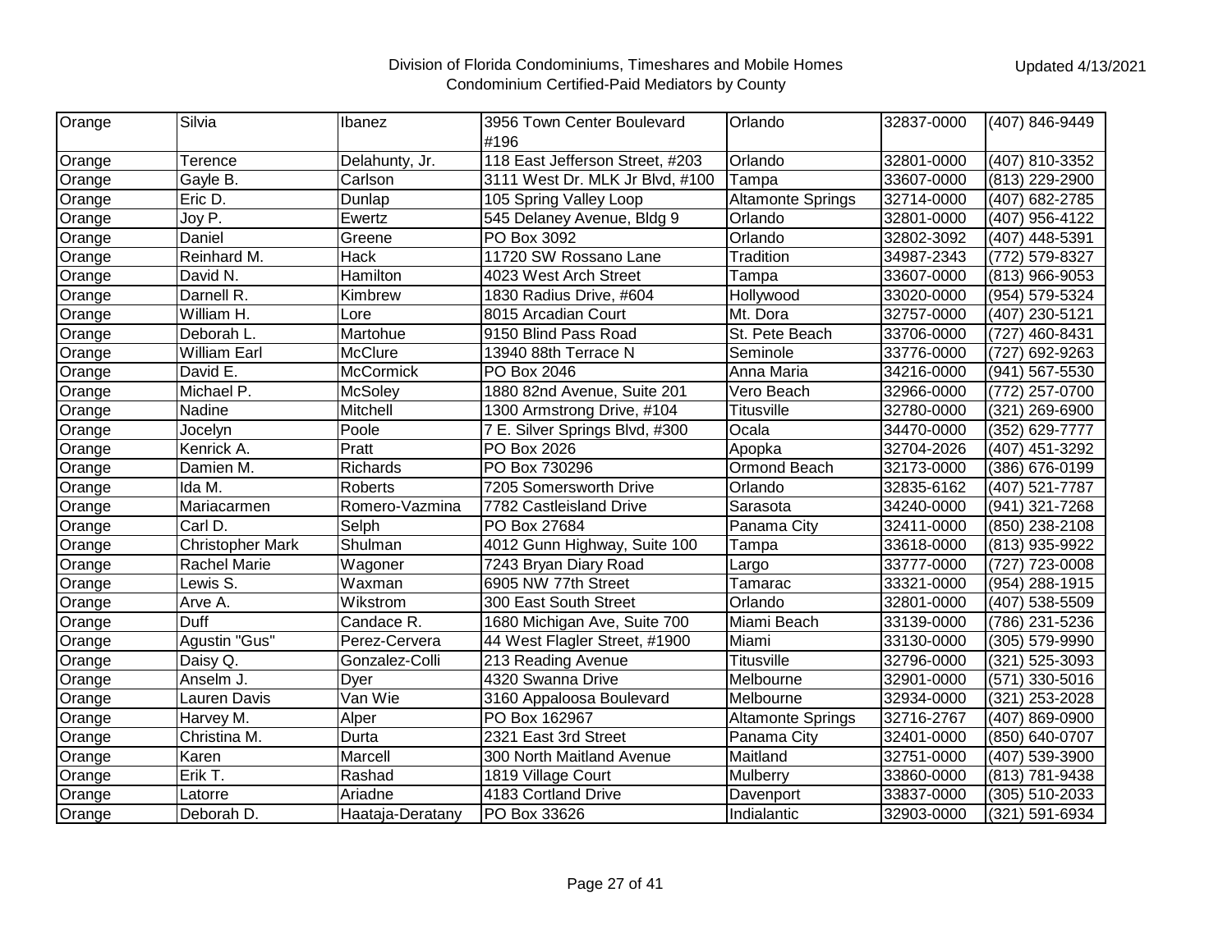| Orange | Silvia | Ibanez | 3956 Town Center Boulevard #196 | Orlando | 32837-0000 | (407) 846-9449 |
|---|---|---|---|---|---|---|
| Orange | Terence | Delahunty, Jr. | 118 East Jefferson Street, #203 | Orlando | 32801-0000 | (407) 810-3352 |
| Orange | Gayle B. | Carlson | 3111 West Dr. MLK Jr Blvd, #100 | Tampa | 33607-0000 | (813) 229-2900 |
| Orange | Eric D. | Dunlap | 105 Spring Valley Loop | Altamonte Springs | 32714-0000 | (407) 682-2785 |
| Orange | Joy P. | Ewertz | 545 Delaney Avenue, Bldg 9 | Orlando | 32801-0000 | (407) 956-4122 |
| Orange | Daniel | Greene | PO Box 3092 | Orlando | 32802-3092 | (407) 448-5391 |
| Orange | Reinhard M. | Hack | 11720 SW Rossano Lane | Tradition | 34987-2343 | (772) 579-8327 |
| Orange | David N. | Hamilton | 4023 West Arch Street | Tampa | 33607-0000 | (813) 966-9053 |
| Orange | Darnell R. | Kimbrew | 1830 Radius Drive, #604 | Hollywood | 33020-0000 | (954) 579-5324 |
| Orange | William H. | Lore | 8015 Arcadian Court | Mt. Dora | 32757-0000 | (407) 230-5121 |
| Orange | Deborah L. | Martohue | 9150 Blind Pass Road | St. Pete Beach | 33706-0000 | (727) 460-8431 |
| Orange | William Earl | McClure | 13940 88th Terrace N | Seminole | 33776-0000 | (727) 692-9263 |
| Orange | David E. | McCormick | PO Box 2046 | Anna Maria | 34216-0000 | (941) 567-5530 |
| Orange | Michael P. | McSoley | 1880 82nd Avenue, Suite 201 | Vero Beach | 32966-0000 | (772) 257-0700 |
| Orange | Nadine | Mitchell | 1300 Armstrong Drive, #104 | Titusville | 32780-0000 | (321) 269-6900 |
| Orange | Jocelyn | Poole | 7 E. Silver Springs Blvd, #300 | Ocala | 34470-0000 | (352) 629-7777 |
| Orange | Kenrick A. | Pratt | PO Box 2026 | Apopka | 32704-2026 | (407) 451-3292 |
| Orange | Damien M. | Richards | PO Box 730296 | Ormond Beach | 32173-0000 | (386) 676-0199 |
| Orange | Ida M. | Roberts | 7205 Somersworth Drive | Orlando | 32835-6162 | (407) 521-7787 |
| Orange | Mariacarmen | Romero-Vazmina | 7782 Castleisland Drive | Sarasota | 34240-0000 | (941) 321-7268 |
| Orange | Carl D. | Selph | PO Box 27684 | Panama City | 32411-0000 | (850) 238-2108 |
| Orange | Christopher Mark | Shulman | 4012 Gunn Highway, Suite 100 | Tampa | 33618-0000 | (813) 935-9922 |
| Orange | Rachel Marie | Wagoner | 7243 Bryan Diary Road | Largo | 33777-0000 | (727) 723-0008 |
| Orange | Lewis S. | Waxman | 6905 NW 77th Street | Tamarac | 33321-0000 | (954) 288-1915 |
| Orange | Arve A. | Wikstrom | 300 East South Street | Orlando | 32801-0000 | (407) 538-5509 |
| Orange | Duff | Candace R. | 1680 Michigan Ave, Suite 700 | Miami Beach | 33139-0000 | (786) 231-5236 |
| Orange | Agustin "Gus" | Perez-Cervera | 44 West Flagler Street, #1900 | Miami | 33130-0000 | (305) 579-9990 |
| Orange | Daisy Q. | Gonzalez-Colli | 213 Reading Avenue | Titusville | 32796-0000 | (321) 525-3093 |
| Orange | Anselm J. | Dyer | 4320 Swanna Drive | Melbourne | 32901-0000 | (571) 330-5016 |
| Orange | Lauren Davis | Van Wie | 3160 Appaloosa Boulevard | Melbourne | 32934-0000 | (321) 253-2028 |
| Orange | Harvey M. | Alper | PO Box 162967 | Altamonte Springs | 32716-2767 | (407) 869-0900 |
| Orange | Christina M. | Durta | 2321 East 3rd Street | Panama City | 32401-0000 | (850) 640-0707 |
| Orange | Karen | Marcell | 300 North Maitland Avenue | Maitland | 32751-0000 | (407) 539-3900 |
| Orange | Erik T. | Rashad | 1819 Village Court | Mulberry | 33860-0000 | (813) 781-9438 |
| Orange | Latorre | Ariadne | 4183 Cortland Drive | Davenport | 33837-0000 | (305) 510-2033 |
| Orange | Deborah D. | Haataja-Deratany | PO Box 33626 | Indialantic | 32903-0000 | (321) 591-6934 |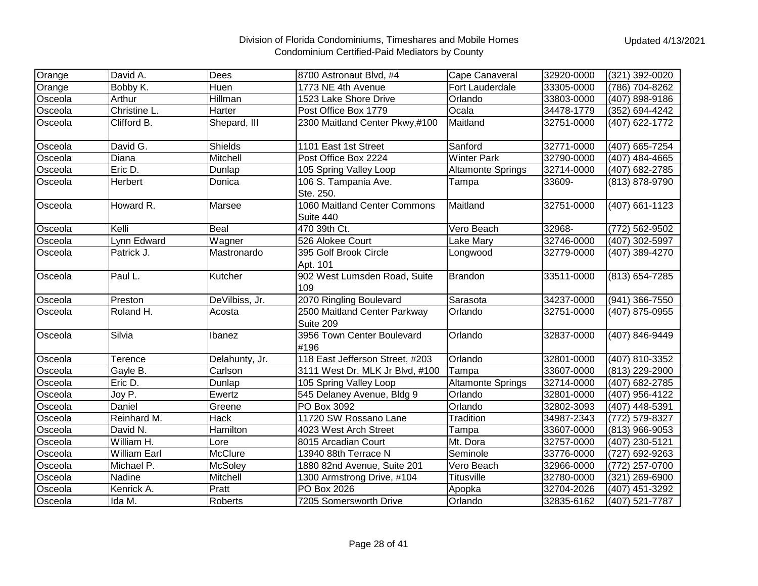# Division of Florida Condominiums, Timeshares and Mobile Homes
## Condominium Certified-Paid Mediators by County

Updated 4/13/2021

| | | | | | | |
|---|---|---|---|---|---|---|
| Orange | David A. | Dees | 8700 Astronaut Blvd, #4 | Cape Canaveral | 32920-0000 | (321) 392-0020 |
| Orange | Bobby K. | Huen | 1773 NE 4th Avenue | Fort Lauderdale | 33305-0000 | (786) 704-8262 |
| Osceola | Arthur | Hillman | 1523 Lake Shore Drive | Orlando | 33803-0000 | (407) 898-9186 |
| Osceola | Christine L. | Harter | Post Office Box 1779 | Ocala | 34478-1779 | (352) 694-4242 |
| Osceola | Clifford B. | Shepard, III | 2300 Maitland Center Pkwy,#100 | Maitland | 32751-0000 | (407) 622-1772 |
| Osceola | David G. | Shields | 1101 East 1st Street | Sanford | 32771-0000 | (407) 665-7254 |
| Osceola | Diana | Mitchell | Post Office Box 2224 | Winter Park | 32790-0000 | (407) 484-4665 |
| Osceola | Eric D. | Dunlap | 105 Spring Valley Loop | Altamonte Springs | 32714-0000 | (407) 682-2785 |
| Osceola | Herbert | Donica | 106 S. Tampania Ave. Ste. 250. | Tampa | 33609- | (813) 878-9790 |
| Osceola | Howard R. | Marsee | 1060 Maitland Center Commons Suite 440 | Maitland | 32751-0000 | (407) 661-1123 |
| Osceola | Kelli | Beal | 470 39th Ct. | Vero Beach | 32968- | (772) 562-9502 |
| Osceola | Lynn Edward | Wagner | 526 Alokee Court | Lake Mary | 32746-0000 | (407) 302-5997 |
| Osceola | Patrick J. | Mastronardo | 395 Golf Brook Circle Apt. 101 | Longwood | 32779-0000 | (407) 389-4270 |
| Osceola | Paul L. | Kutcher | 902 West Lumsden Road, Suite 109 | Brandon | 33511-0000 | (813) 654-7285 |
| Osceola | Preston | DeVilbiss, Jr. | 2070 Ringling Boulevard | Sarasota | 34237-0000 | (941) 366-7550 |
| Osceola | Roland H. | Acosta | 2500 Maitland Center Parkway Suite 209 | Orlando | 32751-0000 | (407) 875-0955 |
| Osceola | Silvia | Ibanez | 3956 Town Center Boulevard #196 | Orlando | 32837-0000 | (407) 846-9449 |
| Osceola | Terence | Delahunty, Jr. | 118 East Jefferson Street, #203 | Orlando | 32801-0000 | (407) 810-3352 |
| Osceola | Gayle B. | Carlson | 3111 West Dr. MLK Jr Blvd, #100 | Tampa | 33607-0000 | (813) 229-2900 |
| Osceola | Eric D. | Dunlap | 105 Spring Valley Loop | Altamonte Springs | 32714-0000 | (407) 682-2785 |
| Osceola | Joy P. | Ewertz | 545 Delaney Avenue, Bldg 9 | Orlando | 32801-0000 | (407) 956-4122 |
| Osceola | Daniel | Greene | PO Box 3092 | Orlando | 32802-3093 | (407) 448-5391 |
| Osceola | Reinhard M. | Hack | 11720 SW Rossano Lane | Tradition | 34987-2343 | (772) 579-8327 |
| Osceola | David N. | Hamilton | 4023 West Arch Street | Tampa | 33607-0000 | (813) 966-9053 |
| Osceola | William H. | Lore | 8015 Arcadian Court | Mt. Dora | 32757-0000 | (407) 230-5121 |
| Osceola | William Earl | McClure | 13940 88th Terrace N | Seminole | 33776-0000 | (727) 692-9263 |
| Osceola | Michael P. | McSoley | 1880 82nd Avenue, Suite 201 | Vero Beach | 32966-0000 | (772) 257-0700 |
| Osceola | Nadine | Mitchell | 1300 Armstrong Drive, #104 | Titusville | 32780-0000 | (321) 269-6900 |
| Osceola | Kenrick A. | Pratt | PO Box 2026 | Apopka | 32704-2026 | (407) 451-3292 |
| Osceola | Ida M. | Roberts | 7205 Somersworth Drive | Orlando | 32835-6162 | (407) 521-7787 |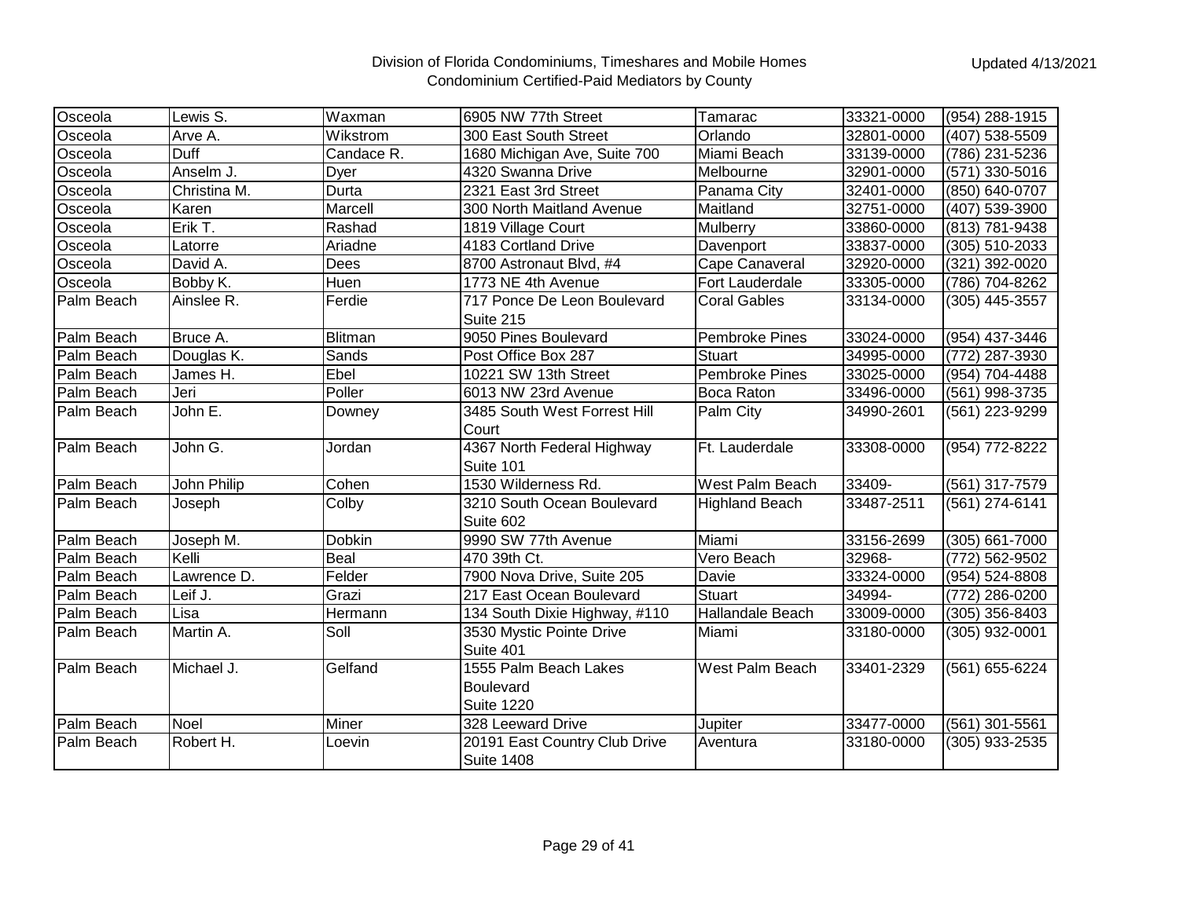Division of Florida Condominiums, Timeshares and Mobile Homes
Condominium Certified-Paid Mediators by County

Updated 4/13/2021

| | | | | | | |
|---|---|---|---|---|---|---|
| Osceola | Lewis S. | Waxman | 6905 NW 77th Street | Tamarac | 33321-0000 | (954) 288-1915 |
| Osceola | Arve A. | Wikstrom | 300 East South Street | Orlando | 32801-0000 | (407) 538-5509 |
| Osceola | Duff | Candace R. | 1680 Michigan Ave, Suite 700 | Miami Beach | 33139-0000 | (786) 231-5236 |
| Osceola | Anselm J. | Dyer | 4320 Swanna Drive | Melbourne | 32901-0000 | (571) 330-5016 |
| Osceola | Christina M. | Durta | 2321 East 3rd Street | Panama City | 32401-0000 | (850) 640-0707 |
| Osceola | Karen | Marcell | 300 North Maitland Avenue | Maitland | 32751-0000 | (407) 539-3900 |
| Osceola | Erik T. | Rashad | 1819 Village Court | Mulberry | 33860-0000 | (813) 781-9438 |
| Osceola | Latorre | Ariadne | 4183 Cortland Drive | Davenport | 33837-0000 | (305) 510-2033 |
| Osceola | David A. | Dees | 8700 Astronaut Blvd, #4 | Cape Canaveral | 32920-0000 | (321) 392-0020 |
| Osceola | Bobby K. | Huen | 1773 NE 4th Avenue | Fort Lauderdale | 33305-0000 | (786) 704-8262 |
| Palm Beach | Ainslee R. | Ferdie | 717 Ponce De Leon Boulevard Suite 215 | Coral Gables | 33134-0000 | (305) 445-3557 |
| Palm Beach | Bruce A. | Blitman | 9050 Pines Boulevard | Pembroke Pines | 33024-0000 | (954) 437-3446 |
| Palm Beach | Douglas K. | Sands | Post Office Box 287 | Stuart | 34995-0000 | (772) 287-3930 |
| Palm Beach | James H. | Ebel | 10221 SW 13th Street | Pembroke Pines | 33025-0000 | (954) 704-4488 |
| Palm Beach | Jeri | Poller | 6013 NW 23rd Avenue | Boca Raton | 33496-0000 | (561) 998-3735 |
| Palm Beach | John E. | Downey | 3485 South West Forrest Hill Court | Palm City | 34990-2601 | (561) 223-9299 |
| Palm Beach | John G. | Jordan | 4367 North Federal Highway Suite 101 | Ft. Lauderdale | 33308-0000 | (954) 772-8222 |
| Palm Beach | John Philip | Cohen | 1530 Wilderness Rd. | West Palm Beach | 33409- | (561) 317-7579 |
| Palm Beach | Joseph | Colby | 3210 South Ocean Boulevard Suite 602 | Highland Beach | 33487-2511 | (561) 274-6141 |
| Palm Beach | Joseph M. | Dobkin | 9990 SW 77th Avenue | Miami | 33156-2699 | (305) 661-7000 |
| Palm Beach | Kelli | Beal | 470 39th Ct. | Vero Beach | 32968- | (772) 562-9502 |
| Palm Beach | Lawrence D. | Felder | 7900 Nova Drive, Suite 205 | Davie | 33324-0000 | (954) 524-8808 |
| Palm Beach | Leif J. | Grazi | 217 East Ocean Boulevard | Stuart | 34994- | (772) 286-0200 |
| Palm Beach | Lisa | Hermann | 134 South Dixie Highway, #110 | Hallandale Beach | 33009-0000 | (305) 356-8403 |
| Palm Beach | Martin A. | Soll | 3530 Mystic Pointe Drive Suite 401 | Miami | 33180-0000 | (305) 932-0001 |
| Palm Beach | Michael J. | Gelfand | 1555 Palm Beach Lakes Boulevard Suite 1220 | West Palm Beach | 33401-2329 | (561) 655-6224 |
| Palm Beach | Noel | Miner | 328 Leeward Drive | Jupiter | 33477-0000 | (561) 301-5561 |
| Palm Beach | Robert H. | Loevin | 20191 East Country Club Drive Suite 1408 | Aventura | 33180-0000 | (305) 933-2535 |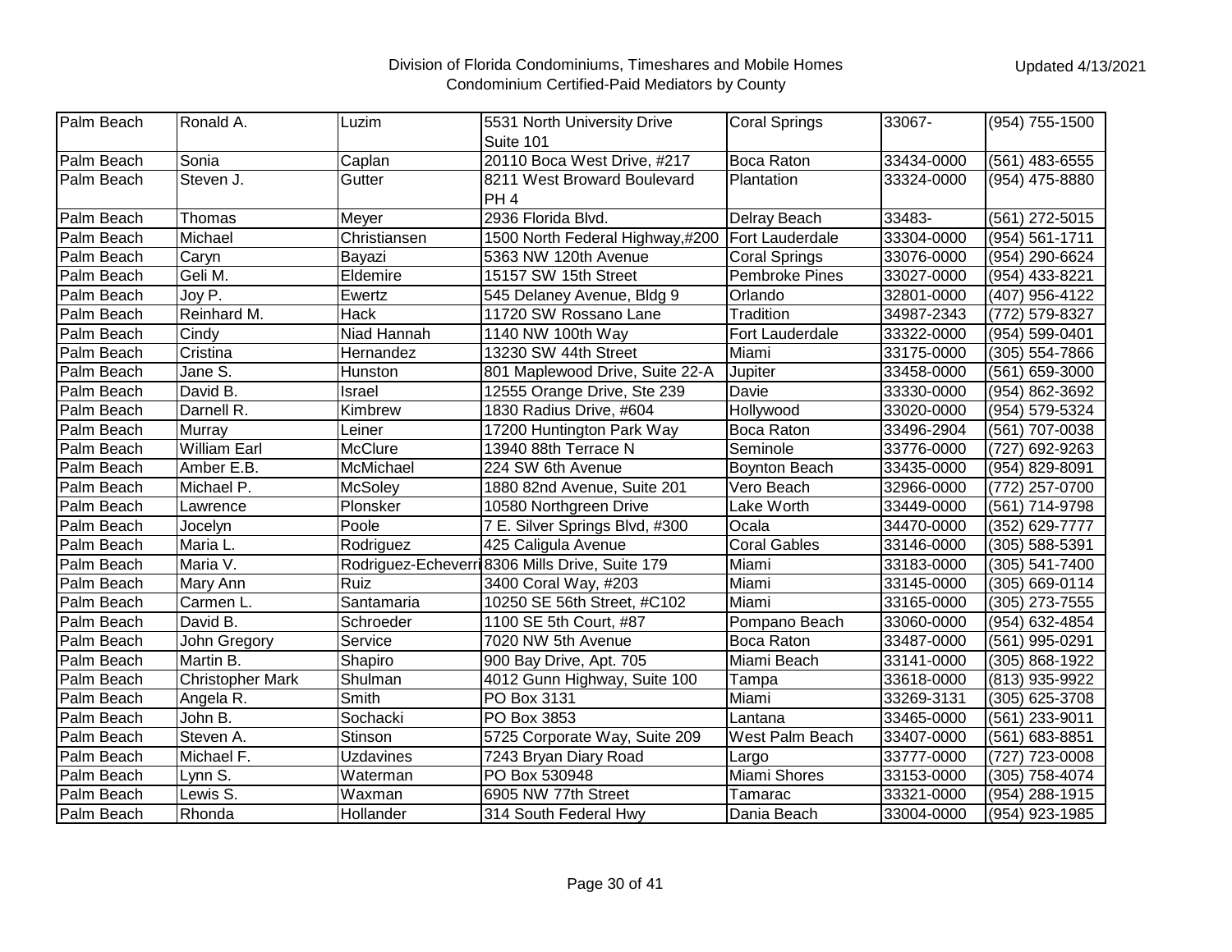| Palm Beach | Ronald A. | Luzim | 5531 North University Drive Suite 101 | Coral Springs | 33067- | (954) 755-1500 |
|---|---|---|---|---|---|---|
| Palm Beach | Sonia | Caplan | 20110 Boca West Drive, #217 | Boca Raton | 33434-0000 | (561) 483-6555 |
| Palm Beach | Steven J. | Gutter | 8211 West Broward Boulevard PH 4 | Plantation | 33324-0000 | (954) 475-8880 |
| Palm Beach | Thomas | Meyer | 2936 Florida Blvd. | Delray Beach | 33483- | (561) 272-5015 |
| Palm Beach | Michael | Christiansen | 1500 North Federal Highway,#200 | Fort Lauderdale | 33304-0000 | (954) 561-1711 |
| Palm Beach | Caryn | Bayazi | 5363 NW 120th Avenue | Coral Springs | 33076-0000 | (954) 290-6624 |
| Palm Beach | Geli M. | Eldemire | 15157 SW 15th Street | Pembroke Pines | 33027-0000 | (954) 433-8221 |
| Palm Beach | Joy P. | Ewertz | 545 Delaney Avenue, Bldg 9 | Orlando | 32801-0000 | (407) 956-4122 |
| Palm Beach | Reinhard M. | Hack | 11720 SW Rossano Lane | Tradition | 34987-2343 | (772) 579-8327 |
| Palm Beach | Cindy | Niad Hannah | 1140 NW 100th Way | Fort Lauderdale | 33322-0000 | (954) 599-0401 |
| Palm Beach | Cristina | Hernandez | 13230 SW 44th Street | Miami | 33175-0000 | (305) 554-7866 |
| Palm Beach | Jane S. | Hunston | 801 Maplewood Drive, Suite 22-A | Jupiter | 33458-0000 | (561) 659-3000 |
| Palm Beach | David B. | Israel | 12555 Orange Drive, Ste 239 | Davie | 33330-0000 | (954) 862-3692 |
| Palm Beach | Darnell R. | Kimbrew | 1830 Radius Drive, #604 | Hollywood | 33020-0000 | (954) 579-5324 |
| Palm Beach | Murray | Leiner | 17200 Huntington Park Way | Boca Raton | 33496-2904 | (561) 707-0038 |
| Palm Beach | William Earl | McClure | 13940 88th Terrace N | Seminole | 33776-0000 | (727) 692-9263 |
| Palm Beach | Amber E.B. | McMichael | 224 SW 6th Avenue | Boynton Beach | 33435-0000 | (954) 829-8091 |
| Palm Beach | Michael P. | McSoley | 1880 82nd Avenue, Suite 201 | Vero Beach | 32966-0000 | (772) 257-0700 |
| Palm Beach | Lawrence | Plonsker | 10580 Northgreen Drive | Lake Worth | 33449-0000 | (561) 714-9798 |
| Palm Beach | Jocelyn | Poole | 7 E. Silver Springs Blvd, #300 | Ocala | 34470-0000 | (352) 629-7777 |
| Palm Beach | Maria L. | Rodriguez | 425 Caligula Avenue | Coral Gables | 33146-0000 | (305) 588-5391 |
| Palm Beach | Maria V. | Rodriguez-Echeverri | 8306 Mills Drive, Suite 179 | Miami | 33183-0000 | (305) 541-7400 |
| Palm Beach | Mary Ann | Ruiz | 3400 Coral Way, #203 | Miami | 33145-0000 | (305) 669-0114 |
| Palm Beach | Carmen L. | Santamaria | 10250 SE 56th Street, #C102 | Miami | 33165-0000 | (305) 273-7555 |
| Palm Beach | David B. | Schroeder | 1100 SE 5th Court, #87 | Pompano Beach | 33060-0000 | (954) 632-4854 |
| Palm Beach | John Gregory | Service | 7020 NW 5th Avenue | Boca Raton | 33487-0000 | (561) 995-0291 |
| Palm Beach | Martin B. | Shapiro | 900 Bay Drive, Apt. 705 | Miami Beach | 33141-0000 | (305) 868-1922 |
| Palm Beach | Christopher Mark | Shulman | 4012 Gunn Highway, Suite 100 | Tampa | 33618-0000 | (813) 935-9922 |
| Palm Beach | Angela R. | Smith | PO Box 3131 | Miami | 33269-3131 | (305) 625-3708 |
| Palm Beach | John B. | Sochacki | PO Box 3853 | Lantana | 33465-0000 | (561) 233-9011 |
| Palm Beach | Steven A. | Stinson | 5725 Corporate Way, Suite 209 | West Palm Beach | 33407-0000 | (561) 683-8851 |
| Palm Beach | Michael F. | Uzdavines | 7243 Bryan Diary Road | Largo | 33777-0000 | (727) 723-0008 |
| Palm Beach | Lynn S. | Waterman | PO Box 530948 | Miami Shores | 33153-0000 | (305) 758-4074 |
| Palm Beach | Lewis S. | Waxman | 6905 NW 77th Street | Tamarac | 33321-0000 | (954) 288-1915 |
| Palm Beach | Rhonda | Hollander | 314 South Federal Hwy | Dania Beach | 33004-0000 | (954) 923-1985 |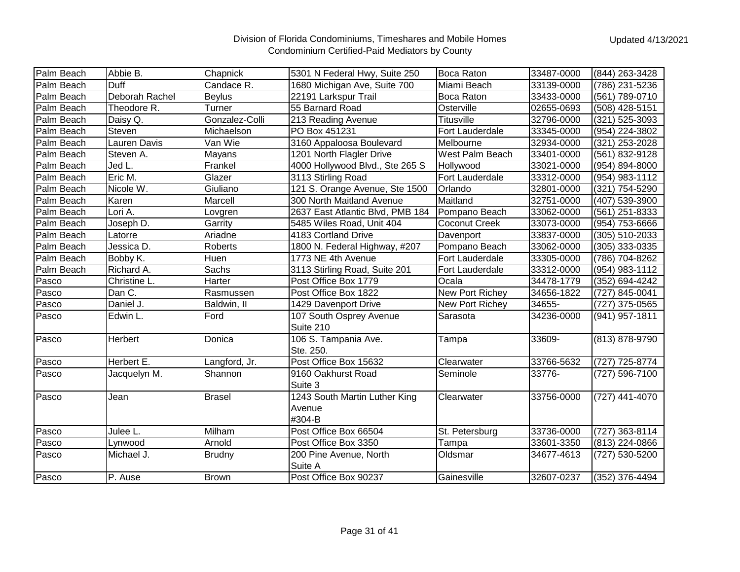Division of Florida Condominiums, Timeshares and Mobile Homes
Condominium Certified-Paid Mediators by County

Updated 4/13/2021

| | | | | | | |
|---|---|---|---|---|---|---|
| Palm Beach | Abbie B. | Chapnick | 5301 N Federal Hwy, Suite 250 | Boca Raton | 33487-0000 | (844) 263-3428 |
| Palm Beach | Duff | Candace R. | 1680 Michigan Ave, Suite 700 | Miami Beach | 33139-0000 | (786) 231-5236 |
| Palm Beach | Deborah Rachel | Beylus | 22191 Larkspur Trail | Boca Raton | 33433-0000 | (561) 789-0710 |
| Palm Beach | Theodore R. | Turner | 55 Barnard Road | Osterville | 02655-0693 | (508) 428-5151 |
| Palm Beach | Daisy Q. | Gonzalez-Colli | 213 Reading Avenue | Titusville | 32796-0000 | (321) 525-3093 |
| Palm Beach | Steven | Michaelson | PO Box 451231 | Fort Lauderdale | 33345-0000 | (954) 224-3802 |
| Palm Beach | Lauren Davis | Van Wie | 3160 Appaloosa Boulevard | Melbourne | 32934-0000 | (321) 253-2028 |
| Palm Beach | Steven A. | Mayans | 1201 North Flagler Drive | West Palm Beach | 33401-0000 | (561) 832-9128 |
| Palm Beach | Jed L. | Frankel | 4000 Hollywood Blvd., Ste 265 S | Hollywood | 33021-0000 | (954) 894-8000 |
| Palm Beach | Eric M. | Glazer | 3113 Stirling Road | Fort Lauderdale | 33312-0000 | (954) 983-1112 |
| Palm Beach | Nicole W. | Giuliano | 121 S. Orange Avenue, Ste 1500 | Orlando | 32801-0000 | (321) 754-5290 |
| Palm Beach | Karen | Marcell | 300 North Maitland Avenue | Maitland | 32751-0000 | (407) 539-3900 |
| Palm Beach | Lori A. | Lovgren | 2637 East Atlantic Blvd, PMB 184 | Pompano Beach | 33062-0000 | (561) 251-8333 |
| Palm Beach | Joseph D. | Garrity | 5485 Wiles Road, Unit 404 | Coconut Creek | 33073-0000 | (954) 753-6666 |
| Palm Beach | Latorre | Ariadne | 4183 Cortland Drive | Davenport | 33837-0000 | (305) 510-2033 |
| Palm Beach | Jessica D. | Roberts | 1800 N. Federal Highway, #207 | Pompano Beach | 33062-0000 | (305) 333-0335 |
| Palm Beach | Bobby K. | Huen | 1773 NE 4th Avenue | Fort Lauderdale | 33305-0000 | (786) 704-8262 |
| Palm Beach | Richard A. | Sachs | 3113 Stirling Road, Suite 201 | Fort Lauderdale | 33312-0000 | (954) 983-1112 |
| Pasco | Christine L. | Harter | Post Office Box 1779 | Ocala | 34478-1779 | (352) 694-4242 |
| Pasco | Dan C. | Rasmussen | Post Office Box 1822 | New Port Richey | 34656-1822 | (727) 845-0041 |
| Pasco | Daniel J. | Baldwin, II | 1429 Davenport Drive | New Port Richey | 34655- | (727) 375-0565 |
| Pasco | Edwin L. | Ford | 107 South Osprey Avenue Suite 210 | Sarasota | 34236-0000 | (941) 957-1811 |
| Pasco | Herbert | Donica | 106 S. Tampania Ave. Ste. 250. | Tampa | 33609- | (813) 878-9790 |
| Pasco | Herbert E. | Langford, Jr. | Post Office Box 15632 | Clearwater | 33766-5632 | (727) 725-8774 |
| Pasco | Jacquelyn M. | Shannon | 9160 Oakhurst Road Suite 3 | Seminole | 33776- | (727) 596-7100 |
| Pasco | Jean | Brasel | 1243 South Martin Luther King Avenue #304-B | Clearwater | 33756-0000 | (727) 441-4070 |
| Pasco | Julee L. | Milham | Post Office Box 66504 | St. Petersburg | 33736-0000 | (727) 363-8114 |
| Pasco | Lynwood | Arnold | Post Office Box 3350 | Tampa | 33601-3350 | (813) 224-0866 |
| Pasco | Michael J. | Brudny | 200 Pine Avenue, North Suite A | Oldsmar | 34677-4613 | (727) 530-5200 |
| Pasco | P. Ause | Brown | Post Office Box 90237 | Gainesville | 32607-0237 | (352) 376-4494 |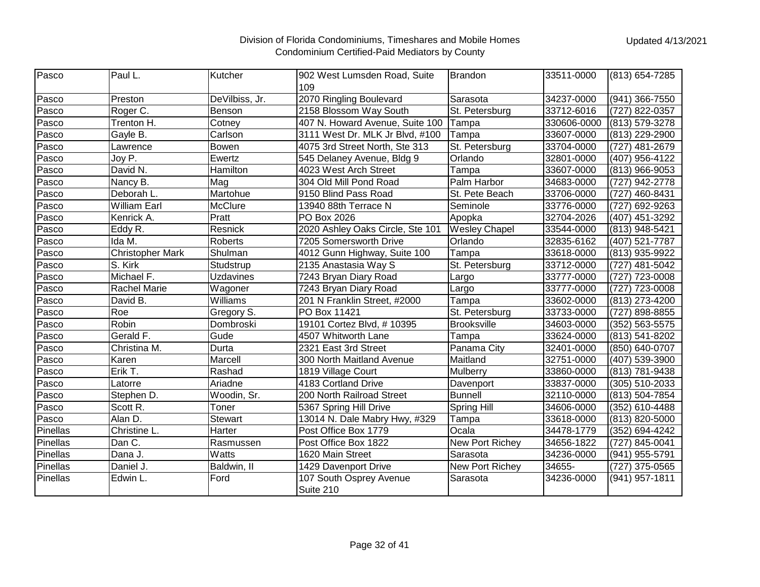Division of Florida Condominiums, Timeshares and Mobile Homes
Condominium Certified-Paid Mediators by County

Updated 4/13/2021

| Pasco | Paul L. | Kutcher | 902 West Lumsden Road, Suite 109 | Brandon | 33511-0000 | (813) 654-7285 |
|---|---|---|---|---|---|---|
| Pasco | Preston | DeVilbiss, Jr. | 2070 Ringling Boulevard | Sarasota | 34237-0000 | (941) 366-7550 |
| Pasco | Roger C. | Benson | 2158 Blossom Way South | St. Petersburg | 33712-6016 | (727) 822-0357 |
| Pasco | Trenton H. | Cotney | 407 N. Howard Avenue, Suite 100 | Tampa | 330606-0000 | (813) 579-3278 |
| Pasco | Gayle B. | Carlson | 3111 West Dr. MLK Jr Blvd, #100 | Tampa | 33607-0000 | (813) 229-2900 |
| Pasco | Lawrence | Bowen | 4075 3rd Street North, Ste 313 | St. Petersburg | 33704-0000 | (727) 481-2679 |
| Pasco | Joy P. | Ewertz | 545 Delaney Avenue, Bldg 9 | Orlando | 32801-0000 | (407) 956-4122 |
| Pasco | David N. | Hamilton | 4023 West Arch Street | Tampa | 33607-0000 | (813) 966-9053 |
| Pasco | Nancy B. | Mag | 304 Old Mill Pond Road | Palm Harbor | 34683-0000 | (727) 942-2778 |
| Pasco | Deborah L. | Martohue | 9150 Blind Pass Road | St. Pete Beach | 33706-0000 | (727) 460-8431 |
| Pasco | William Earl | McClure | 13940 88th Terrace N | Seminole | 33776-0000 | (727) 692-9263 |
| Pasco | Kenrick A. | Pratt | PO Box 2026 | Apopka | 32704-2026 | (407) 451-3292 |
| Pasco | Eddy R. | Resnick | 2020 Ashley Oaks Circle, Ste 101 | Wesley Chapel | 33544-0000 | (813) 948-5421 |
| Pasco | Ida M. | Roberts | 7205 Somersworth Drive | Orlando | 32835-6162 | (407) 521-7787 |
| Pasco | Christopher Mark | Shulman | 4012 Gunn Highway, Suite 100 | Tampa | 33618-0000 | (813) 935-9922 |
| Pasco | S. Kirk | Studstrup | 2135 Anastasia Way S | St. Petersburg | 33712-0000 | (727) 481-5042 |
| Pasco | Michael F. | Uzdavines | 7243 Bryan Diary Road | Largo | 33777-0000 | (727) 723-0008 |
| Pasco | Rachel Marie | Wagoner | 7243 Bryan Diary Road | Largo | 33777-0000 | (727) 723-0008 |
| Pasco | David B. | Williams | 201 N Franklin Street, #2000 | Tampa | 33602-0000 | (813) 273-4200 |
| Pasco | Roe | Gregory S. | PO Box 11421 | St. Petersburg | 33733-0000 | (727) 898-8855 |
| Pasco | Robin | Dombroski | 19101 Cortez Blvd, # 10395 | Brooksville | 34603-0000 | (352) 563-5575 |
| Pasco | Gerald F. | Gude | 4507 Whitworth Lane | Tampa | 33624-0000 | (813) 541-8202 |
| Pasco | Christina M. | Durta | 2321 East 3rd Street | Panama City | 32401-0000 | (850) 640-0707 |
| Pasco | Karen | Marcell | 300 North Maitland Avenue | Maitland | 32751-0000 | (407) 539-3900 |
| Pasco | Erik T. | Rashad | 1819 Village Court | Mulberry | 33860-0000 | (813) 781-9438 |
| Pasco | Latorre | Ariadne | 4183 Cortland Drive | Davenport | 33837-0000 | (305) 510-2033 |
| Pasco | Stephen D. | Woodin, Sr. | 200 North Railroad Street | Bunnell | 32110-0000 | (813) 504-7854 |
| Pasco | Scott R. | Toner | 5367 Spring Hill Drive | Spring Hill | 34606-0000 | (352) 610-4488 |
| Pasco | Alan D. | Stewart | 13014 N. Dale Mabry Hwy, #329 | Tampa | 33618-0000 | (813) 820-5000 |
| Pinellas | Christine L. | Harter | Post Office Box 1779 | Ocala | 34478-1779 | (352) 694-4242 |
| Pinellas | Dan C. | Rasmussen | Post Office Box 1822 | New Port Richey | 34656-1822 | (727) 845-0041 |
| Pinellas | Dana J. | Watts | 1620 Main Street | Sarasota | 34236-0000 | (941) 955-5791 |
| Pinellas | Daniel J. | Baldwin, II | 1429 Davenport Drive | New Port Richey | 34655- | (727) 375-0565 |
| Pinellas | Edwin L. | Ford | 107 South Osprey Avenue Suite 210 | Sarasota | 34236-0000 | (941) 957-1811 |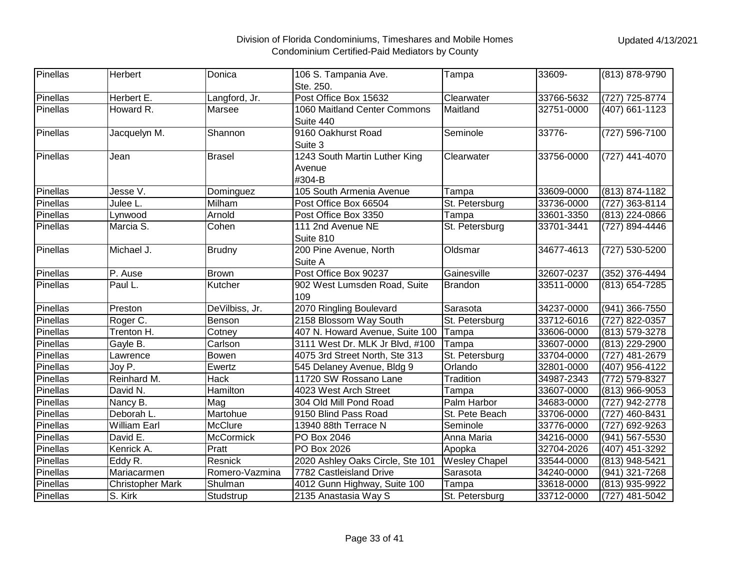Division of Florida Condominiums, Timeshares and Mobile Homes
Condominium Certified-Paid Mediators by County

Updated 4/13/2021

| | | | | | | |
|---|---|---|---|---|---|---|
| Pinellas | Herbert | Donica | 106 S. Tampania Ave. Ste. 250. | Tampa | 33609- | (813) 878-9790 |
| Pinellas | Herbert E. | Langford, Jr. | Post Office Box 15632 | Clearwater | 33766-5632 | (727) 725-8774 |
| Pinellas | Howard R. | Marsee | 1060 Maitland Center Commons Suite 440 | Maitland | 32751-0000 | (407) 661-1123 |
| Pinellas | Jacquelyn M. | Shannon | 9160 Oakhurst Road Suite 3 | Seminole | 33776- | (727) 596-7100 |
| Pinellas | Jean | Brasel | 1243 South Martin Luther King Avenue #304-B | Clearwater | 33756-0000 | (727) 441-4070 |
| Pinellas | Jesse V. | Dominguez | 105 South Armenia Avenue | Tampa | 33609-0000 | (813) 874-1182 |
| Pinellas | Julee L. | Milham | Post Office Box 66504 | St. Petersburg | 33736-0000 | (727) 363-8114 |
| Pinellas | Lynwood | Arnold | Post Office Box 3350 | Tampa | 33601-3350 | (813) 224-0866 |
| Pinellas | Marcia S. | Cohen | 111 2nd Avenue NE Suite 810 | St. Petersburg | 33701-3441 | (727) 894-4446 |
| Pinellas | Michael J. | Brudny | 200 Pine Avenue, North Suite A | Oldsmar | 34677-4613 | (727) 530-5200 |
| Pinellas | P. Ause | Brown | Post Office Box 90237 | Gainesville | 32607-0237 | (352) 376-4494 |
| Pinellas | Paul L. | Kutcher | 902 West Lumsden Road, Suite 109 | Brandon | 33511-0000 | (813) 654-7285 |
| Pinellas | Preston | DeVilbiss, Jr. | 2070 Ringling Boulevard | Sarasota | 34237-0000 | (941) 366-7550 |
| Pinellas | Roger C. | Benson | 2158 Blossom Way South | St. Petersburg | 33712-6016 | (727) 822-0357 |
| Pinellas | Trenton H. | Cotney | 407 N. Howard Avenue, Suite 100 | Tampa | 33606-0000 | (813) 579-3278 |
| Pinellas | Gayle B. | Carlson | 3111 West Dr. MLK Jr Blvd, #100 | Tampa | 33607-0000 | (813) 229-2900 |
| Pinellas | Lawrence | Bowen | 4075 3rd Street North, Ste 313 | St. Petersburg | 33704-0000 | (727) 481-2679 |
| Pinellas | Joy P. | Ewertz | 545 Delaney Avenue, Bldg 9 | Orlando | 32801-0000 | (407) 956-4122 |
| Pinellas | Reinhard M. | Hack | 11720 SW Rossano Lane | Tradition | 34987-2343 | (772) 579-8327 |
| Pinellas | David N. | Hamilton | 4023 West Arch Street | Tampa | 33607-0000 | (813) 966-9053 |
| Pinellas | Nancy B. | Mag | 304 Old Mill Pond Road | Palm Harbor | 34683-0000 | (727) 942-2778 |
| Pinellas | Deborah L. | Martohue | 9150 Blind Pass Road | St. Pete Beach | 33706-0000 | (727) 460-8431 |
| Pinellas | William Earl | McClure | 13940 88th Terrace N | Seminole | 33776-0000 | (727) 692-9263 |
| Pinellas | David E. | McCormick | PO Box 2046 | Anna Maria | 34216-0000 | (941) 567-5530 |
| Pinellas | Kenrick A. | Pratt | PO Box 2026 | Apopka | 32704-2026 | (407) 451-3292 |
| Pinellas | Eddy R. | Resnick | 2020 Ashley Oaks Circle, Ste 101 | Wesley Chapel | 33544-0000 | (813) 948-5421 |
| Pinellas | Mariacarmen | Romero-Vazmina | 7782 Castleisland Drive | Sarasota | 34240-0000 | (941) 321-7268 |
| Pinellas | Christopher Mark | Shulman | 4012 Gunn Highway, Suite 100 | Tampa | 33618-0000 | (813) 935-9922 |
| Pinellas | S. Kirk | Studstrup | 2135 Anastasia Way S | St. Petersburg | 33712-0000 | (727) 481-5042 |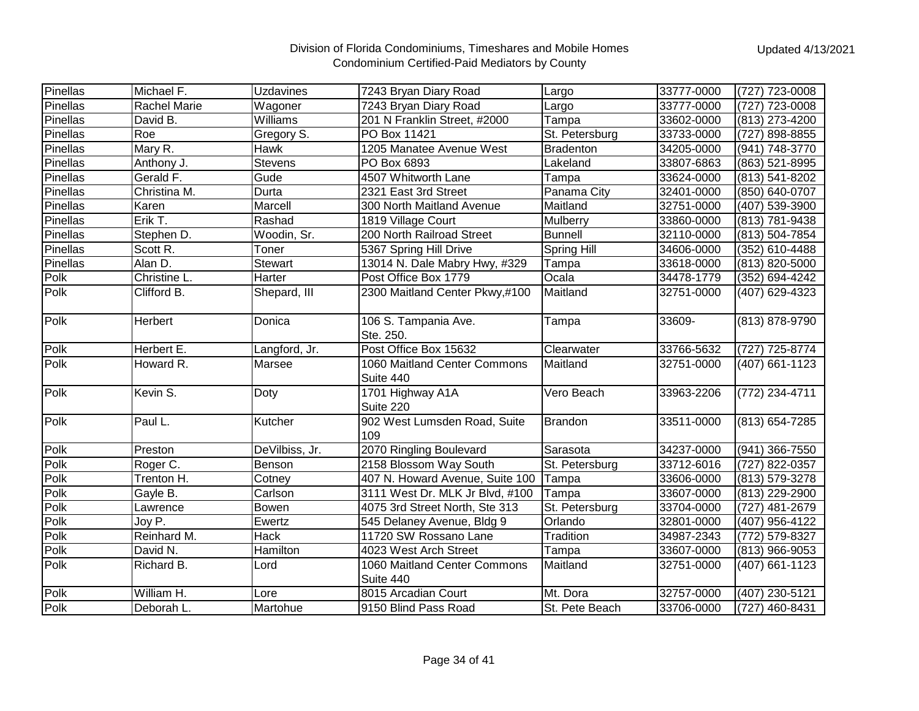Division of Florida Condominiums, Timeshares and Mobile Homes
Condominium Certified-Paid Mediators by County

Updated 4/13/2021

| | | | | | | |
|---|---|---|---|---|---|---|
| Pinellas | Michael F. | Uzdavines | 7243 Bryan Diary Road | Largo | 33777-0000 | (727) 723-0008 |
| Pinellas | Rachel Marie | Wagoner | 7243 Bryan Diary Road | Largo | 33777-0000 | (727) 723-0008 |
| Pinellas | David B. | Williams | 201 N Franklin Street, #2000 | Tampa | 33602-0000 | (813) 273-4200 |
| Pinellas | Roe | Gregory S. | PO Box 11421 | St. Petersburg | 33733-0000 | (727) 898-8855 |
| Pinellas | Mary R. | Hawk | 1205 Manatee Avenue West | Bradenton | 34205-0000 | (941) 748-3770 |
| Pinellas | Anthony J. | Stevens | PO Box 6893 | Lakeland | 33807-6863 | (863) 521-8995 |
| Pinellas | Gerald F. | Gude | 4507 Whitworth Lane | Tampa | 33624-0000 | (813) 541-8202 |
| Pinellas | Christina M. | Durta | 2321 East 3rd Street | Panama City | 32401-0000 | (850) 640-0707 |
| Pinellas | Karen | Marcell | 300 North Maitland Avenue | Maitland | 32751-0000 | (407) 539-3900 |
| Pinellas | Erik T. | Rashad | 1819 Village Court | Mulberry | 33860-0000 | (813) 781-9438 |
| Pinellas | Stephen D. | Woodin, Sr. | 200 North Railroad Street | Bunnell | 32110-0000 | (813) 504-7854 |
| Pinellas | Scott R. | Toner | 5367 Spring Hill Drive | Spring Hill | 34606-0000 | (352) 610-4488 |
| Pinellas | Alan D. | Stewart | 13014 N. Dale Mabry Hwy, #329 | Tampa | 33618-0000 | (813) 820-5000 |
| Polk | Christine L. | Harter | Post Office Box 1779 | Ocala | 34478-1779 | (352) 694-4242 |
| Polk | Clifford B. | Shepard, III | 2300 Maitland Center Pkwy,#100 | Maitland | 32751-0000 | (407) 629-4323 |
| Polk | Herbert | Donica | 106 S. Tampania Ave. Ste. 250. | Tampa | 33609- | (813) 878-9790 |
| Polk | Herbert E. | Langford, Jr. | Post Office Box 15632 | Clearwater | 33766-5632 | (727) 725-8774 |
| Polk | Howard R. | Marsee | 1060 Maitland Center Commons Suite 440 | Maitland | 32751-0000 | (407) 661-1123 |
| Polk | Kevin S. | Doty | 1701 Highway A1A Suite 220 | Vero Beach | 33963-2206 | (772) 234-4711 |
| Polk | Paul L. | Kutcher | 902 West Lumsden Road, Suite 109 | Brandon | 33511-0000 | (813) 654-7285 |
| Polk | Preston | DeVilbiss, Jr. | 2070 Ringling Boulevard | Sarasota | 34237-0000 | (941) 366-7550 |
| Polk | Roger C. | Benson | 2158 Blossom Way South | St. Petersburg | 33712-6016 | (727) 822-0357 |
| Polk | Trenton H. | Cotney | 407 N. Howard Avenue, Suite 100 | Tampa | 33606-0000 | (813) 579-3278 |
| Polk | Gayle B. | Carlson | 3111 West Dr. MLK Jr Blvd, #100 | Tampa | 33607-0000 | (813) 229-2900 |
| Polk | Lawrence | Bowen | 4075 3rd Street North, Ste 313 | St. Petersburg | 33704-0000 | (727) 481-2679 |
| Polk | Joy P. | Ewertz | 545 Delaney Avenue, Bldg 9 | Orlando | 32801-0000 | (407) 956-4122 |
| Polk | Reinhard M. | Hack | 11720 SW Rossano Lane | Tradition | 34987-2343 | (772) 579-8327 |
| Polk | David N. | Hamilton | 4023 West Arch Street | Tampa | 33607-0000 | (813) 966-9053 |
| Polk | Richard B. | Lord | 1060 Maitland Center Commons Suite 440 | Maitland | 32751-0000 | (407) 661-1123 |
| Polk | William H. | Lore | 8015 Arcadian Court | Mt. Dora | 32757-0000 | (407) 230-5121 |
| Polk | Deborah L. | Martohue | 9150 Blind Pass Road | St. Pete Beach | 33706-0000 | (727) 460-8431 |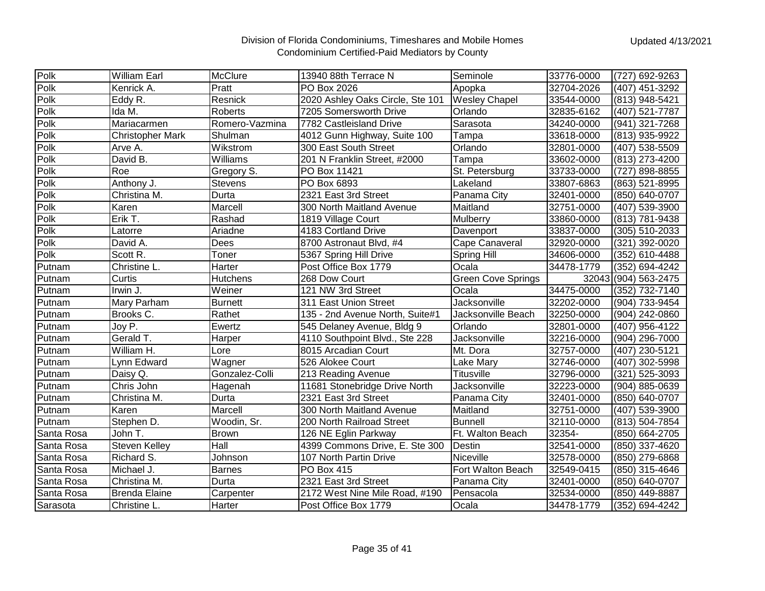# Division of Florida Condominiums, Timeshares and Mobile Homes
## Condominium Certified-Paid Mediators by County

Updated 4/13/2021

| | | | | | | |
|---|---|---|---|---|---|---|
| Polk | William Earl | McClure | 13940 88th Terrace N | Seminole | 33776-0000 | (727) 692-9263 |
| Polk | Kenrick A. | Pratt | PO Box 2026 | Apopka | 32704-2026 | (407) 451-3292 |
| Polk | Eddy R. | Resnick | 2020 Ashley Oaks Circle, Ste 101 | Wesley Chapel | 33544-0000 | (813) 948-5421 |
| Polk | Ida M. | Roberts | 7205 Somersworth Drive | Orlando | 32835-6162 | (407) 521-7787 |
| Polk | Mariacarmen | Romero-Vazmina | 7782 Castleisland Drive | Sarasota | 34240-0000 | (941) 321-7268 |
| Polk | Christopher Mark | Shulman | 4012 Gunn Highway, Suite 100 | Tampa | 33618-0000 | (813) 935-9922 |
| Polk | Arve A. | Wikstrom | 300 East South Street | Orlando | 32801-0000 | (407) 538-5509 |
| Polk | David B. | Williams | 201 N Franklin Street, #2000 | Tampa | 33602-0000 | (813) 273-4200 |
| Polk | Roe | Gregory S. | PO Box 11421 | St. Petersburg | 33733-0000 | (727) 898-8855 |
| Polk | Anthony J. | Stevens | PO Box 6893 | Lakeland | 33807-6863 | (863) 521-8995 |
| Polk | Christina M. | Durta | 2321 East 3rd Street | Panama City | 32401-0000 | (850) 640-0707 |
| Polk | Karen | Marcell | 300 North Maitland Avenue | Maitland | 32751-0000 | (407) 539-3900 |
| Polk | Erik T. | Rashad | 1819 Village Court | Mulberry | 33860-0000 | (813) 781-9438 |
| Polk | Latorre | Ariadne | 4183 Cortland Drive | Davenport | 33837-0000 | (305) 510-2033 |
| Polk | David A. | Dees | 8700 Astronaut Blvd, #4 | Cape Canaveral | 32920-0000 | (321) 392-0020 |
| Polk | Scott R. | Toner | 5367 Spring Hill Drive | Spring Hill | 34606-0000 | (352) 610-4488 |
| Putnam | Christine L. | Harter | Post Office Box 1779 | Ocala | 34478-1779 | (352) 694-4242 |
| Putnam | Curtis | Hutchens | 268 Dow Court | Green Cove Springs | 32043 | (904) 563-2475 |
| Putnam | Irwin J. | Weiner | 121 NW 3rd Street | Ocala | 34475-0000 | (352) 732-7140 |
| Putnam | Mary Parham | Burnett | 311 East Union Street | Jacksonville | 32202-0000 | (904) 733-9454 |
| Putnam | Brooks C. | Rathet | 135 - 2nd Avenue North, Suite#1 | Jacksonville Beach | 32250-0000 | (904) 242-0860 |
| Putnam | Joy P. | Ewertz | 545 Delaney Avenue, Bldg 9 | Orlando | 32801-0000 | (407) 956-4122 |
| Putnam | Gerald T. | Harper | 4110 Southpoint Blvd., Ste 228 | Jacksonville | 32216-0000 | (904) 296-7000 |
| Putnam | William H. | Lore | 8015 Arcadian Court | Mt. Dora | 32757-0000 | (407) 230-5121 |
| Putnam | Lynn Edward | Wagner | 526 Alokee Court | Lake Mary | 32746-0000 | (407) 302-5998 |
| Putnam | Daisy Q. | Gonzalez-Colli | 213 Reading Avenue | Titusville | 32796-0000 | (321) 525-3093 |
| Putnam | Chris John | Hagenah | 11681 Stonebridge Drive North | Jacksonville | 32223-0000 | (904) 885-0639 |
| Putnam | Christina M. | Durta | 2321 East 3rd Street | Panama City | 32401-0000 | (850) 640-0707 |
| Putnam | Karen | Marcell | 300 North Maitland Avenue | Maitland | 32751-0000 | (407) 539-3900 |
| Putnam | Stephen D. | Woodin, Sr. | 200 North Railroad Street | Bunnell | 32110-0000 | (813) 504-7854 |
| Santa Rosa | John T. | Brown | 126 NE Eglin Parkway | Ft. Walton Beach | 32354- | (850) 664-2705 |
| Santa Rosa | Steven Kelley | Hall | 4399 Commons Drive, E. Ste 300 | Destin | 32541-0000 | (850) 337-4620 |
| Santa Rosa | Richard S. | Johnson | 107 North Partin Drive | Niceville | 32578-0000 | (850) 279-6868 |
| Santa Rosa | Michael J. | Barnes | PO Box 415 | Fort Walton Beach | 32549-0415 | (850) 315-4646 |
| Santa Rosa | Christina M. | Durta | 2321 East 3rd Street | Panama City | 32401-0000 | (850) 640-0707 |
| Santa Rosa | Brenda Elaine | Carpenter | 2172 West Nine Mile Road, #190 | Pensacola | 32534-0000 | (850) 449-8887 |
| Sarasota | Christine L. | Harter | Post Office Box 1779 | Ocala | 34478-1779 | (352) 694-4242 |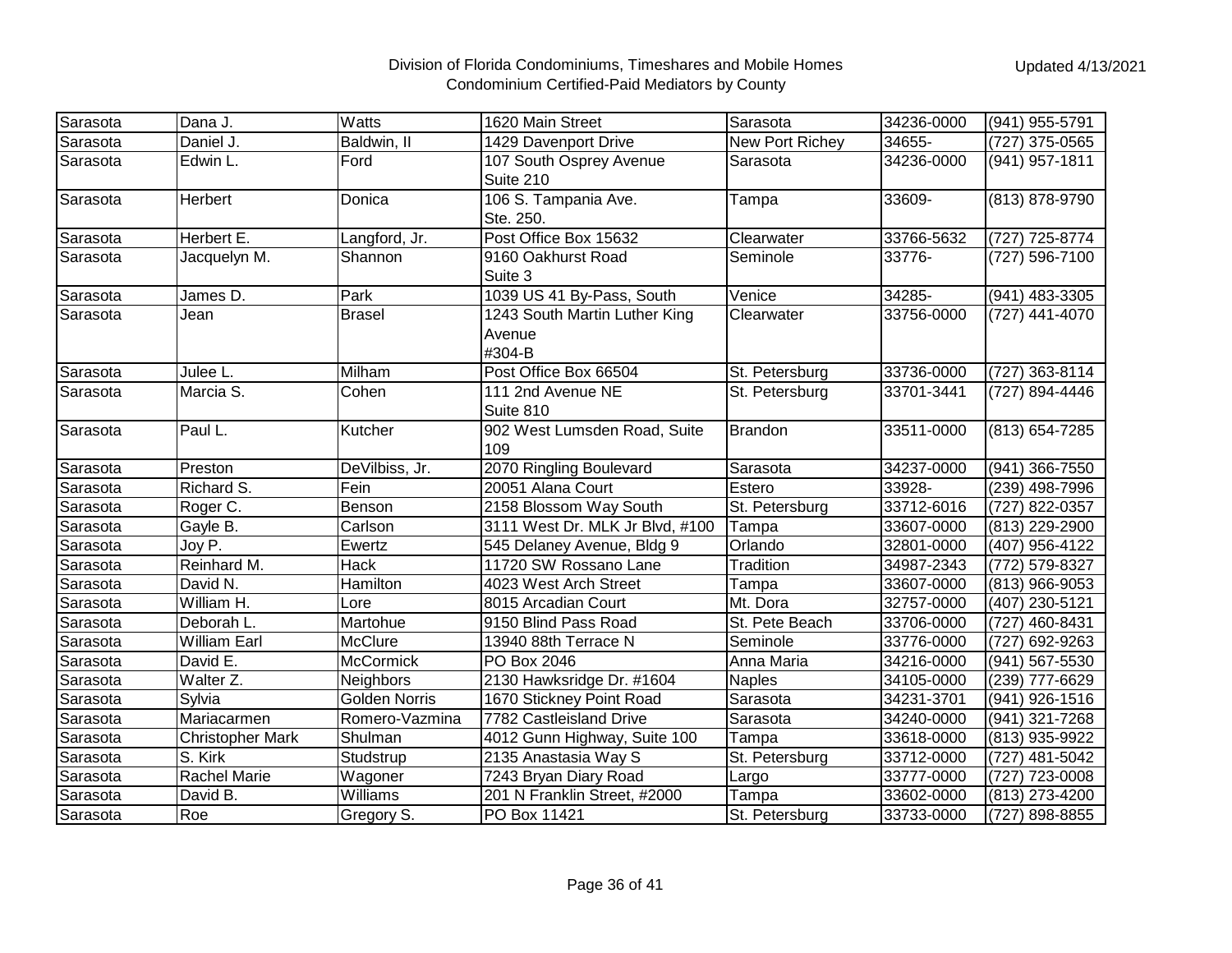| Sarasota | Dana J. | Watts | 1620 Main Street | Sarasota | 34236-0000 | (941) 955-5791 |
|---|---|---|---|---|---|---|
| Sarasota | Daniel J. | Baldwin, II | 1429 Davenport Drive | New Port Richey | 34655- | (727) 375-0565 |
| Sarasota | Edwin L. | Ford | 107 South Osprey Avenue Suite 210 | Sarasota | 34236-0000 | (941) 957-1811 |
| Sarasota | Herbert | Donica | 106 S. Tampania Ave. Ste. 250. | Tampa | 33609- | (813) 878-9790 |
| Sarasota | Herbert E. | Langford, Jr. | Post Office Box 15632 | Clearwater | 33766-5632 | (727) 725-8774 |
| Sarasota | Jacquelyn M. | Shannon | 9160 Oakhurst Road Suite 3 | Seminole | 33776- | (727) 596-7100 |
| Sarasota | James D. | Park | 1039 US 41 By-Pass, South | Venice | 34285- | (941) 483-3305 |
| Sarasota | Jean | Brasel | 1243 South Martin Luther King Avenue #304-B | Clearwater | 33756-0000 | (727) 441-4070 |
| Sarasota | Julee L. | Milham | Post Office Box 66504 | St. Petersburg | 33736-0000 | (727) 363-8114 |
| Sarasota | Marcia S. | Cohen | 111 2nd Avenue NE Suite 810 | St. Petersburg | 33701-3441 | (727) 894-4446 |
| Sarasota | Paul L. | Kutcher | 902 West Lumsden Road, Suite 109 | Brandon | 33511-0000 | (813) 654-7285 |
| Sarasota | Preston | DeVilbiss, Jr. | 2070 Ringling Boulevard | Sarasota | 34237-0000 | (941) 366-7550 |
| Sarasota | Richard S. | Fein | 20051 Alana Court | Estero | 33928- | (239) 498-7996 |
| Sarasota | Roger C. | Benson | 2158 Blossom Way South | St. Petersburg | 33712-6016 | (727) 822-0357 |
| Sarasota | Gayle B. | Carlson | 3111 West Dr. MLK Jr Blvd, #100 | Tampa | 33607-0000 | (813) 229-2900 |
| Sarasota | Joy P. | Ewertz | 545 Delaney Avenue, Bldg 9 | Orlando | 32801-0000 | (407) 956-4122 |
| Sarasota | Reinhard M. | Hack | 11720 SW Rossano Lane | Tradition | 34987-2343 | (772) 579-8327 |
| Sarasota | David N. | Hamilton | 4023 West Arch Street | Tampa | 33607-0000 | (813) 966-9053 |
| Sarasota | William H. | Lore | 8015 Arcadian Court | Mt. Dora | 32757-0000 | (407) 230-5121 |
| Sarasota | Deborah L. | Martohue | 9150 Blind Pass Road | St. Pete Beach | 33706-0000 | (727) 460-8431 |
| Sarasota | William Earl | McClure | 13940 88th Terrace N | Seminole | 33776-0000 | (727) 692-9263 |
| Sarasota | David E. | McCormick | PO Box 2046 | Anna Maria | 34216-0000 | (941) 567-5530 |
| Sarasota | Walter Z. | Neighbors | 2130 Hawksridge Dr. #1604 | Naples | 34105-0000 | (239) 777-6629 |
| Sarasota | Sylvia | Golden Norris | 1670 Stickney Point Road | Sarasota | 34231-3701 | (941) 926-1516 |
| Sarasota | Mariacarmen | Romero-Vazmina | 7782 Castleisland Drive | Sarasota | 34240-0000 | (941) 321-7268 |
| Sarasota | Christopher Mark | Shulman | 4012 Gunn Highway, Suite 100 | Tampa | 33618-0000 | (813) 935-9922 |
| Sarasota | S. Kirk | Studstrup | 2135 Anastasia Way S | St. Petersburg | 33712-0000 | (727) 481-5042 |
| Sarasota | Rachel Marie | Wagoner | 7243 Bryan Diary Road | Largo | 33777-0000 | (727) 723-0008 |
| Sarasota | David B. | Williams | 201 N Franklin Street, #2000 | Tampa | 33602-0000 | (813) 273-4200 |
| Sarasota | Roe | Gregory S. | PO Box 11421 | St. Petersburg | 33733-0000 | (727) 898-8855 |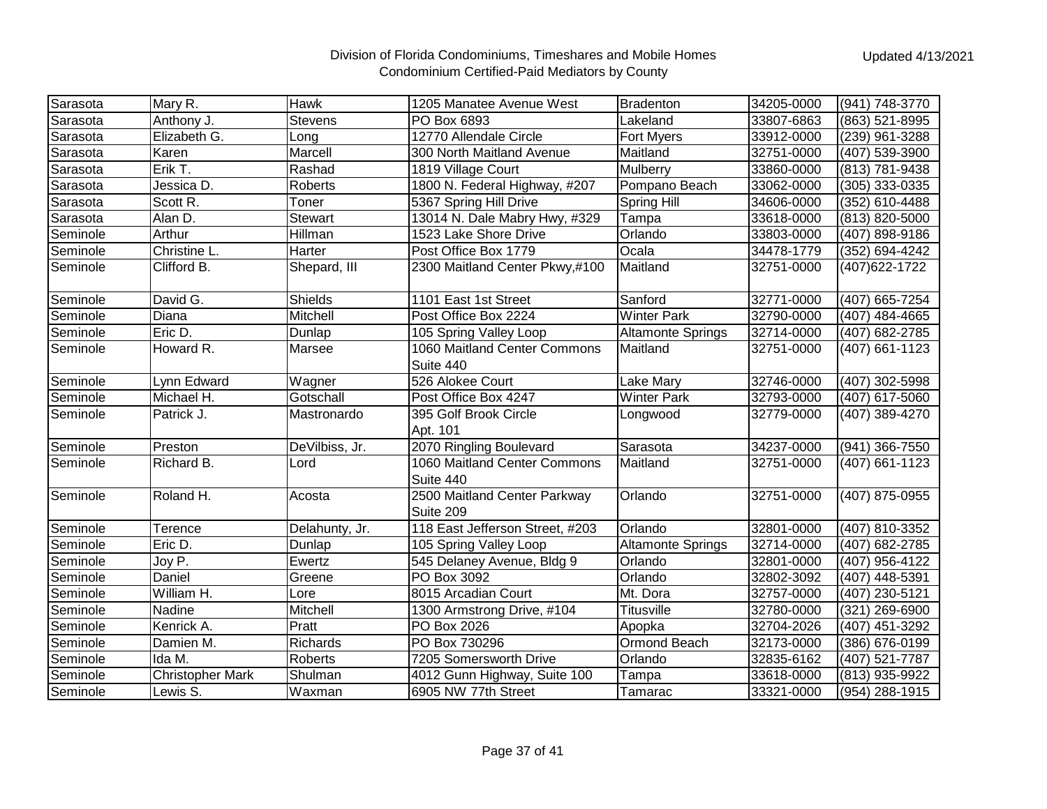Division of Florida Condominiums, Timeshares and Mobile Homes
Condominium Certified-Paid Mediators by County

Updated 4/13/2021

| | | | | | | |
|---|---|---|---|---|---|---|
| Sarasota | Mary R. | Hawk | 1205 Manatee Avenue West | Bradenton | 34205-0000 | (941) 748-3770 |
| Sarasota | Anthony J. | Stevens | PO Box 6893 | Lakeland | 33807-6863 | (863) 521-8995 |
| Sarasota | Elizabeth G. | Long | 12770 Allendale Circle | Fort Myers | 33912-0000 | (239) 961-3288 |
| Sarasota | Karen | Marcell | 300 North Maitland Avenue | Maitland | 32751-0000 | (407) 539-3900 |
| Sarasota | Erik T. | Rashad | 1819 Village Court | Mulberry | 33860-0000 | (813) 781-9438 |
| Sarasota | Jessica D. | Roberts | 1800 N. Federal Highway, #207 | Pompano Beach | 33062-0000 | (305) 333-0335 |
| Sarasota | Scott R. | Toner | 5367 Spring Hill Drive | Spring Hill | 34606-0000 | (352) 610-4488 |
| Sarasota | Alan D. | Stewart | 13014 N. Dale Mabry Hwy, #329 | Tampa | 33618-0000 | (813) 820-5000 |
| Seminole | Arthur | Hillman | 1523 Lake Shore Drive | Orlando | 33803-0000 | (407) 898-9186 |
| Seminole | Christine L. | Harter | Post Office Box 1779 | Ocala | 34478-1779 | (352) 694-4242 |
| Seminole | Clifford B. | Shepard, III | 2300 Maitland Center Pkwy,#100 | Maitland | 32751-0000 | (407)622-1722 |
| Seminole | David G. | Shields | 1101 East 1st Street | Sanford | 32771-0000 | (407) 665-7254 |
| Seminole | Diana | Mitchell | Post Office Box 2224 | Winter Park | 32790-0000 | (407) 484-4665 |
| Seminole | Eric D. | Dunlap | 105 Spring Valley Loop | Altamonte Springs | 32714-0000 | (407) 682-2785 |
| Seminole | Howard R. | Marsee | 1060 Maitland Center Commons Suite 440 | Maitland | 32751-0000 | (407) 661-1123 |
| Seminole | Lynn Edward | Wagner | 526 Alokee Court | Lake Mary | 32746-0000 | (407) 302-5998 |
| Seminole | Michael H. | Gotschall | Post Office Box 4247 | Winter Park | 32793-0000 | (407) 617-5060 |
| Seminole | Patrick J. | Mastronardo | 395 Golf Brook Circle Apt. 101 | Longwood | 32779-0000 | (407) 389-4270 |
| Seminole | Preston | DeVilbiss, Jr. | 2070 Ringling Boulevard | Sarasota | 34237-0000 | (941) 366-7550 |
| Seminole | Richard B. | Lord | 1060 Maitland Center Commons Suite 440 | Maitland | 32751-0000 | (407) 661-1123 |
| Seminole | Roland H. | Acosta | 2500 Maitland Center Parkway Suite 209 | Orlando | 32751-0000 | (407) 875-0955 |
| Seminole | Terence | Delahunty, Jr. | 118 East Jefferson Street, #203 | Orlando | 32801-0000 | (407) 810-3352 |
| Seminole | Eric D. | Dunlap | 105 Spring Valley Loop | Altamonte Springs | 32714-0000 | (407) 682-2785 |
| Seminole | Joy P. | Ewertz | 545 Delaney Avenue, Bldg 9 | Orlando | 32801-0000 | (407) 956-4122 |
| Seminole | Daniel | Greene | PO Box 3092 | Orlando | 32802-3092 | (407) 448-5391 |
| Seminole | William H. | Lore | 8015 Arcadian Court | Mt. Dora | 32757-0000 | (407) 230-5121 |
| Seminole | Nadine | Mitchell | 1300 Armstrong Drive, #104 | Titusville | 32780-0000 | (321) 269-6900 |
| Seminole | Kenrick A. | Pratt | PO Box 2026 | Apopka | 32704-2026 | (407) 451-3292 |
| Seminole | Damien M. | Richards | PO Box 730296 | Ormond Beach | 32173-0000 | (386) 676-0199 |
| Seminole | Ida M. | Roberts | 7205 Somersworth Drive | Orlando | 32835-6162 | (407) 521-7787 |
| Seminole | Christopher Mark | Shulman | 4012 Gunn Highway, Suite 100 | Tampa | 33618-0000 | (813) 935-9922 |
| Seminole | Lewis S. | Waxman | 6905 NW 77th Street | Tamarac | 33321-0000 | (954) 288-1915 |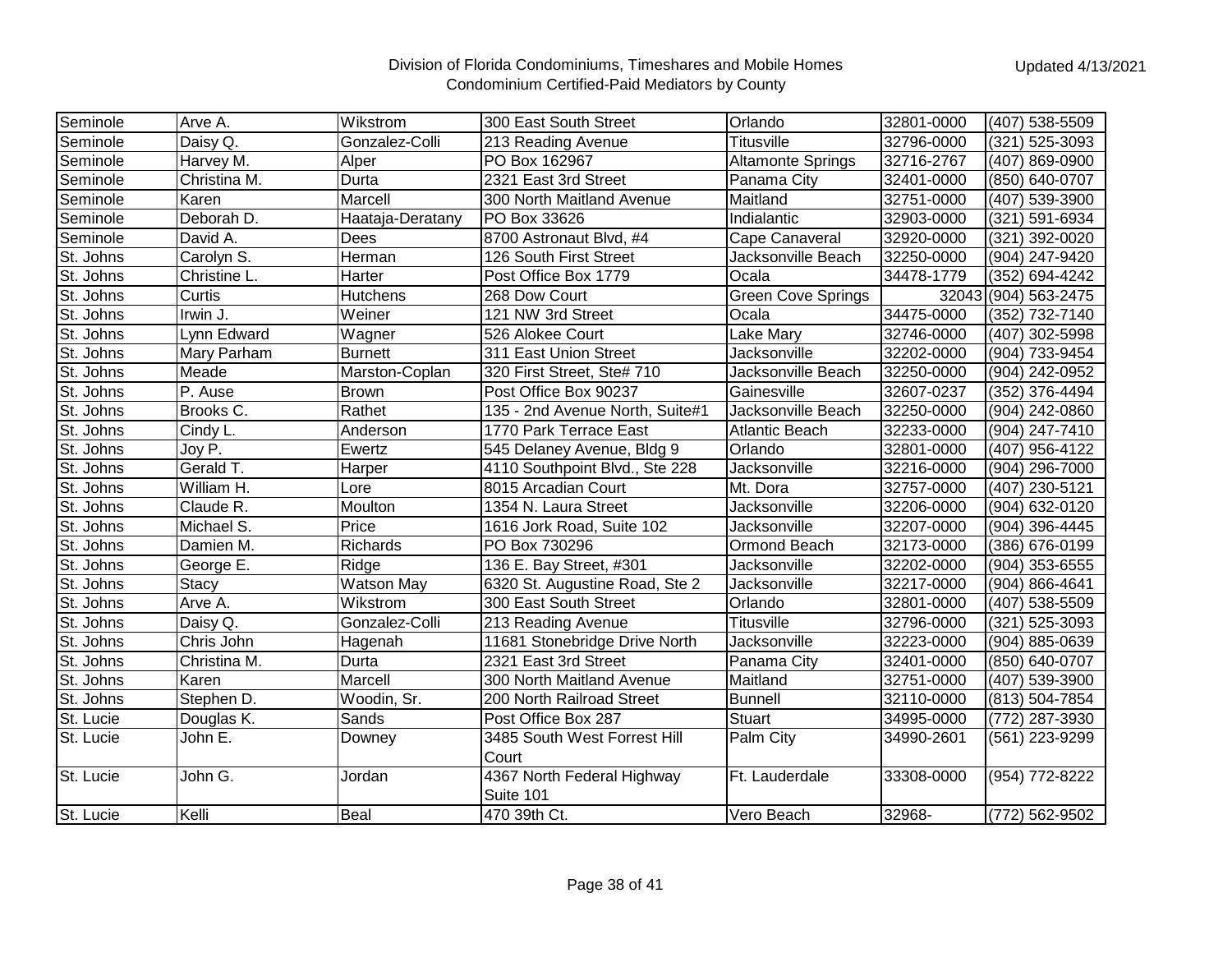Division of Florida Condominiums, Timeshares and Mobile Homes
Condominium Certified-Paid Mediators by County

Updated 4/13/2021

| | | | | | | |
|---|---|---|---|---|---|---|
| Seminole | Arve A. | Wikstrom | 300 East South Street | Orlando | 32801-0000 | (407) 538-5509 |
| Seminole | Daisy Q. | Gonzalez-Colli | 213 Reading Avenue | Titusville | 32796-0000 | (321) 525-3093 |
| Seminole | Harvey M. | Alper | PO Box 162967 | Altamonte Springs | 32716-2767 | (407) 869-0900 |
| Seminole | Christina M. | Durta | 2321 East 3rd Street | Panama City | 32401-0000 | (850) 640-0707 |
| Seminole | Karen | Marcell | 300 North Maitland Avenue | Maitland | 32751-0000 | (407) 539-3900 |
| Seminole | Deborah D. | Haataja-Deratany | PO Box 33626 | Indialantic | 32903-0000 | (321) 591-6934 |
| Seminole | David A. | Dees | 8700 Astronaut Blvd, #4 | Cape Canaveral | 32920-0000 | (321) 392-0020 |
| St. Johns | Carolyn S. | Herman | 126 South First Street | Jacksonville Beach | 32250-0000 | (904) 247-9420 |
| St. Johns | Christine L. | Harter | Post Office Box 1779 | Ocala | 34478-1779 | (352) 694-4242 |
| St. Johns | Curtis | Hutchens | 268 Dow Court | Green Cove Springs | 32043 | (904) 563-2475 |
| St. Johns | Irwin J. | Weiner | 121 NW 3rd Street | Ocala | 34475-0000 | (352) 732-7140 |
| St. Johns | Lynn Edward | Wagner | 526 Alokee Court | Lake Mary | 32746-0000 | (407) 302-5998 |
| St. Johns | Mary Parham | Burnett | 311 East Union Street | Jacksonville | 32202-0000 | (904) 733-9454 |
| St. Johns | Meade | Marston-Coplan | 320 First Street, Ste# 710 | Jacksonville Beach | 32250-0000 | (904) 242-0952 |
| St. Johns | P. Ause | Brown | Post Office Box 90237 | Gainesville | 32607-0237 | (352) 376-4494 |
| St. Johns | Brooks C. | Rathet | 135 - 2nd Avenue North, Suite#1 | Jacksonville Beach | 32250-0000 | (904) 242-0860 |
| St. Johns | Cindy L. | Anderson | 1770 Park Terrace East | Atlantic Beach | 32233-0000 | (904) 247-7410 |
| St. Johns | Joy P. | Ewertz | 545 Delaney Avenue, Bldg 9 | Orlando | 32801-0000 | (407) 956-4122 |
| St. Johns | Gerald T. | Harper | 4110 Southpoint Blvd., Ste 228 | Jacksonville | 32216-0000 | (904) 296-7000 |
| St. Johns | William H. | Lore | 8015 Arcadian Court | Mt. Dora | 32757-0000 | (407) 230-5121 |
| St. Johns | Claude R. | Moulton | 1354 N. Laura Street | Jacksonville | 32206-0000 | (904) 632-0120 |
| St. Johns | Michael S. | Price | 1616 Jork Road, Suite 102 | Jacksonville | 32207-0000 | (904) 396-4445 |
| St. Johns | Damien M. | Richards | PO Box 730296 | Ormond Beach | 32173-0000 | (386) 676-0199 |
| St. Johns | George E. | Ridge | 136 E. Bay Street, #301 | Jacksonville | 32202-0000 | (904) 353-6555 |
| St. Johns | Stacy | Watson May | 6320 St. Augustine Road, Ste 2 | Jacksonville | 32217-0000 | (904) 866-4641 |
| St. Johns | Arve A. | Wikstrom | 300 East South Street | Orlando | 32801-0000 | (407) 538-5509 |
| St. Johns | Daisy Q. | Gonzalez-Colli | 213 Reading Avenue | Titusville | 32796-0000 | (321) 525-3093 |
| St. Johns | Chris John | Hagenah | 11681 Stonebridge Drive North | Jacksonville | 32223-0000 | (904) 885-0639 |
| St. Johns | Christina M. | Durta | 2321 East 3rd Street | Panama City | 32401-0000 | (850) 640-0707 |
| St. Johns | Karen | Marcell | 300 North Maitland Avenue | Maitland | 32751-0000 | (407) 539-3900 |
| St. Johns | Stephen D. | Woodin, Sr. | 200 North Railroad Street | Bunnell | 32110-0000 | (813) 504-7854 |
| St. Lucie | Douglas K. | Sands | Post Office Box 287 | Stuart | 34995-0000 | (772) 287-3930 |
| St. Lucie | John E. | Downey | 3485 South West Forrest Hill Court | Palm City | 34990-2601 | (561) 223-9299 |
| St. Lucie | John G. | Jordan | 4367 North Federal Highway Suite 101 | Ft. Lauderdale | 33308-0000 | (954) 772-8222 |
| St. Lucie | Kelli | Beal | 470 39th Ct. | Vero Beach | 32968- | (772) 562-9502 |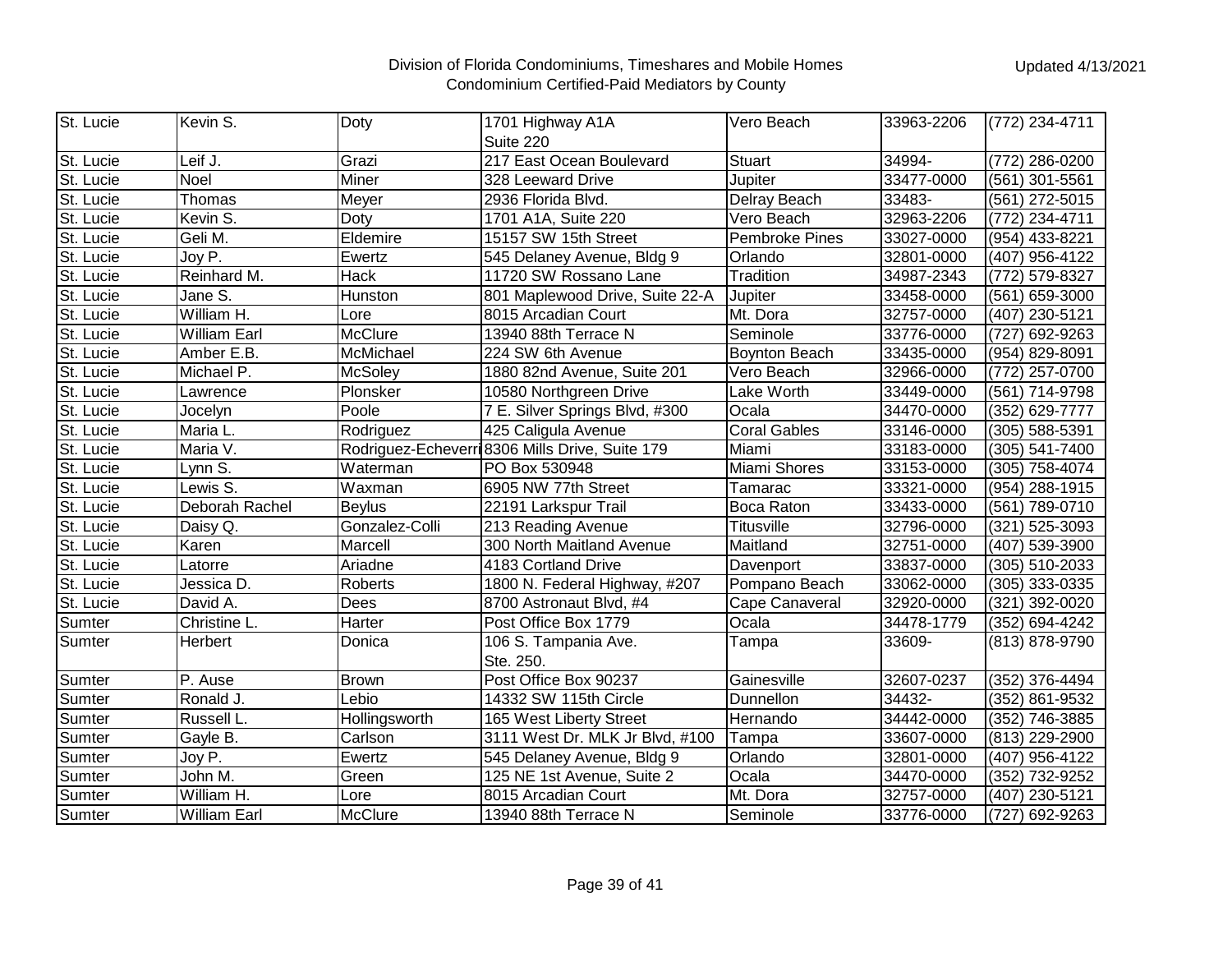Division of Florida Condominiums, Timeshares and Mobile Homes
Condominium Certified-Paid Mediators by County

Updated 4/13/2021

| | | | | | | |
|---|---|---|---|---|---|---|
| St. Lucie | Kevin S. | Doty | 1701 Highway A1A Suite 220 | Vero Beach | 33963-2206 | (772) 234-4711 |
| St. Lucie | Leif J. | Grazi | 217 East Ocean Boulevard | Stuart | 34994- | (772) 286-0200 |
| St. Lucie | Noel | Miner | 328 Leeward Drive | Jupiter | 33477-0000 | (561) 301-5561 |
| St. Lucie | Thomas | Meyer | 2936 Florida Blvd. | Delray Beach | 33483- | (561) 272-5015 |
| St. Lucie | Kevin S. | Doty | 1701 A1A, Suite 220 | Vero Beach | 32963-2206 | (772) 234-4711 |
| St. Lucie | Geli M. | Eldemire | 15157 SW 15th Street | Pembroke Pines | 33027-0000 | (954) 433-8221 |
| St. Lucie | Joy P. | Ewertz | 545 Delaney Avenue, Bldg 9 | Orlando | 32801-0000 | (407) 956-4122 |
| St. Lucie | Reinhard M. | Hack | 11720 SW Rossano Lane | Tradition | 34987-2343 | (772) 579-8327 |
| St. Lucie | Jane S. | Hunston | 801 Maplewood Drive, Suite 22-A | Jupiter | 33458-0000 | (561) 659-3000 |
| St. Lucie | William H. | Lore | 8015 Arcadian Court | Mt. Dora | 32757-0000 | (407) 230-5121 |
| St. Lucie | William Earl | McClure | 13940 88th Terrace N | Seminole | 33776-0000 | (727) 692-9263 |
| St. Lucie | Amber E.B. | McMichael | 224 SW 6th Avenue | Boynton Beach | 33435-0000 | (954) 829-8091 |
| St. Lucie | Michael P. | McSoley | 1880 82nd Avenue, Suite 201 | Vero Beach | 32966-0000 | (772) 257-0700 |
| St. Lucie | Lawrence | Plonsker | 10580 Northgreen Drive | Lake Worth | 33449-0000 | (561) 714-9798 |
| St. Lucie | Jocelyn | Poole | 7 E. Silver Springs Blvd, #300 | Ocala | 34470-0000 | (352) 629-7777 |
| St. Lucie | Maria L. | Rodriguez | 425 Caligula Avenue | Coral Gables | 33146-0000 | (305) 588-5391 |
| St. Lucie | Maria V. | Rodriguez-Echeverri | 8306 Mills Drive, Suite 179 | Miami | 33183-0000 | (305) 541-7400 |
| St. Lucie | Lynn S. | Waterman | PO Box 530948 | Miami Shores | 33153-0000 | (305) 758-4074 |
| St. Lucie | Lewis S. | Waxman | 6905 NW 77th Street | Tamarac | 33321-0000 | (954) 288-1915 |
| St. Lucie | Deborah Rachel | Beylus | 22191 Larkspur Trail | Boca Raton | 33433-0000 | (561) 789-0710 |
| St. Lucie | Daisy Q. | Gonzalez-Colli | 213 Reading Avenue | Titusville | 32796-0000 | (321) 525-3093 |
| St. Lucie | Karen | Marcell | 300 North Maitland Avenue | Maitland | 32751-0000 | (407) 539-3900 |
| St. Lucie | Latorre | Ariadne | 4183 Cortland Drive | Davenport | 33837-0000 | (305) 510-2033 |
| St. Lucie | Jessica D. | Roberts | 1800 N. Federal Highway, #207 | Pompano Beach | 33062-0000 | (305) 333-0335 |
| St. Lucie | David A. | Dees | 8700 Astronaut Blvd, #4 | Cape Canaveral | 32920-0000 | (321) 392-0020 |
| Sumter | Christine L. | Harter | Post Office Box 1779 | Ocala | 34478-1779 | (352) 694-4242 |
| Sumter | Herbert | Donica | 106 S. Tampania Ave. Ste. 250. | Tampa | 33609- | (813) 878-9790 |
| Sumter | P. Ause | Brown | Post Office Box 90237 | Gainesville | 32607-0237 | (352) 376-4494 |
| Sumter | Ronald J. | Lebio | 14332 SW 115th Circle | Dunnellon | 34432- | (352) 861-9532 |
| Sumter | Russell L. | Hollingsworth | 165 West Liberty Street | Hernando | 34442-0000 | (352) 746-3885 |
| Sumter | Gayle B. | Carlson | 3111 West Dr. MLK Jr Blvd, #100 | Tampa | 33607-0000 | (813) 229-2900 |
| Sumter | Joy P. | Ewertz | 545 Delaney Avenue, Bldg 9 | Orlando | 32801-0000 | (407) 956-4122 |
| Sumter | John M. | Green | 125 NE 1st Avenue, Suite 2 | Ocala | 34470-0000 | (352) 732-9252 |
| Sumter | William H. | Lore | 8015 Arcadian Court | Mt. Dora | 32757-0000 | (407) 230-5121 |
| Sumter | William Earl | McClure | 13940 88th Terrace N | Seminole | 33776-0000 | (727) 692-9263 |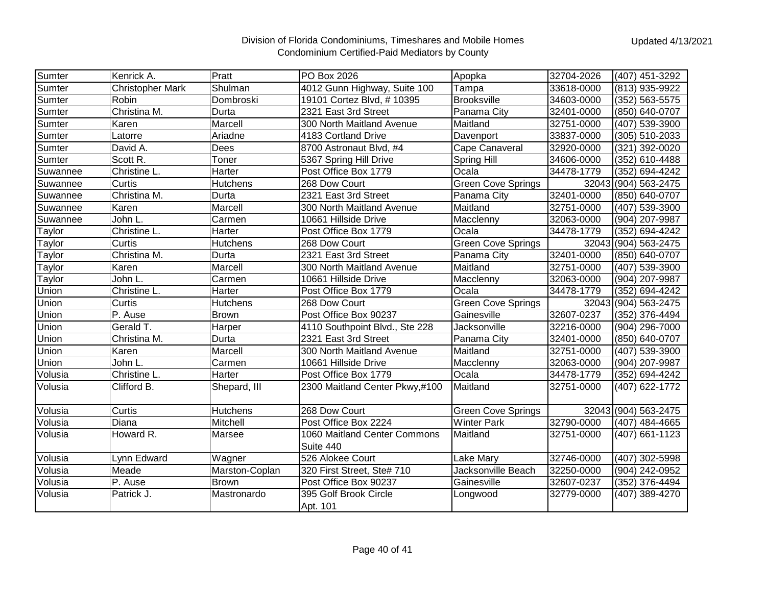Division of Florida Condominiums, Timeshares and Mobile Homes
Condominium Certified-Paid Mediators by County

Updated 4/13/2021

| | | | | | | |
|---|---|---|---|---|---|---|
| Sumter | Kenrick A. | Pratt | PO Box 2026 | Apopka | 32704-2026 | (407) 451-3292 |
| Sumter | Christopher Mark | Shulman | 4012 Gunn Highway, Suite 100 | Tampa | 33618-0000 | (813) 935-9922 |
| Sumter | Robin | Dombroski | 19101 Cortez Blvd, # 10395 | Brooksville | 34603-0000 | (352) 563-5575 |
| Sumter | Christina M. | Durta | 2321 East 3rd Street | Panama City | 32401-0000 | (850) 640-0707 |
| Sumter | Karen | Marcell | 300 North Maitland Avenue | Maitland | 32751-0000 | (407) 539-3900 |
| Sumter | Latorre | Ariadne | 4183 Cortland Drive | Davenport | 33837-0000 | (305) 510-2033 |
| Sumter | David A. | Dees | 8700 Astronaut Blvd, #4 | Cape Canaveral | 32920-0000 | (321) 392-0020 |
| Sumter | Scott R. | Toner | 5367 Spring Hill Drive | Spring Hill | 34606-0000 | (352) 610-4488 |
| Suwannee | Christine L. | Harter | Post Office Box 1779 | Ocala | 34478-1779 | (352) 694-4242 |
| Suwannee | Curtis | Hutchens | 268 Dow Court | Green Cove Springs | 32043 | (904) 563-2475 |
| Suwannee | Christina M. | Durta | 2321 East 3rd Street | Panama City | 32401-0000 | (850) 640-0707 |
| Suwannee | Karen | Marcell | 300 North Maitland Avenue | Maitland | 32751-0000 | (407) 539-3900 |
| Suwannee | John L. | Carmen | 10661 Hillside Drive | Macclenny | 32063-0000 | (904) 207-9987 |
| Taylor | Christine L. | Harter | Post Office Box 1779 | Ocala | 34478-1779 | (352) 694-4242 |
| Taylor | Curtis | Hutchens | 268 Dow Court | Green Cove Springs | 32043 | (904) 563-2475 |
| Taylor | Christina M. | Durta | 2321 East 3rd Street | Panama City | 32401-0000 | (850) 640-0707 |
| Taylor | Karen | Marcell | 300 North Maitland Avenue | Maitland | 32751-0000 | (407) 539-3900 |
| Taylor | John L. | Carmen | 10661 Hillside Drive | Macclenny | 32063-0000 | (904) 207-9987 |
| Union | Christine L. | Harter | Post Office Box 1779 | Ocala | 34478-1779 | (352) 694-4242 |
| Union | Curtis | Hutchens | 268 Dow Court | Green Cove Springs | 32043 | (904) 563-2475 |
| Union | P. Ause | Brown | Post Office Box 90237 | Gainesville | 32607-0237 | (352) 376-4494 |
| Union | Gerald T. | Harper | 4110 Southpoint Blvd., Ste 228 | Jacksonville | 32216-0000 | (904) 296-7000 |
| Union | Christina M. | Durta | 2321 East 3rd Street | Panama City | 32401-0000 | (850) 640-0707 |
| Union | Karen | Marcell | 300 North Maitland Avenue | Maitland | 32751-0000 | (407) 539-3900 |
| Union | John L. | Carmen | 10661 Hillside Drive | Macclenny | 32063-0000 | (904) 207-9987 |
| Volusia | Christine L. | Harter | Post Office Box 1779 | Ocala | 34478-1779 | (352) 694-4242 |
| Volusia | Clifford B. | Shepard, III | 2300 Maitland Center Pkwy,#100 | Maitland | 32751-0000 | (407) 622-1772 |
| Volusia | Curtis | Hutchens | 268 Dow Court | Green Cove Springs | 32043 | (904) 563-2475 |
| Volusia | Diana | Mitchell | Post Office Box 2224 | Winter Park | 32790-0000 | (407) 484-4665 |
| Volusia | Howard R. | Marsee | 1060 Maitland Center Commons Suite 440 | Maitland | 32751-0000 | (407) 661-1123 |
| Volusia | Lynn Edward | Wagner | 526 Alokee Court | Lake Mary | 32746-0000 | (407) 302-5998 |
| Volusia | Meade | Marston-Coplan | 320 First Street, Ste# 710 | Jacksonville Beach | 32250-0000 | (904) 242-0952 |
| Volusia | P. Ause | Brown | Post Office Box 90237 | Gainesville | 32607-0237 | (352) 376-4494 |
| Volusia | Patrick J. | Mastronardo | 395 Golf Brook Circle Apt. 101 | Longwood | 32779-0000 | (407) 389-4270 |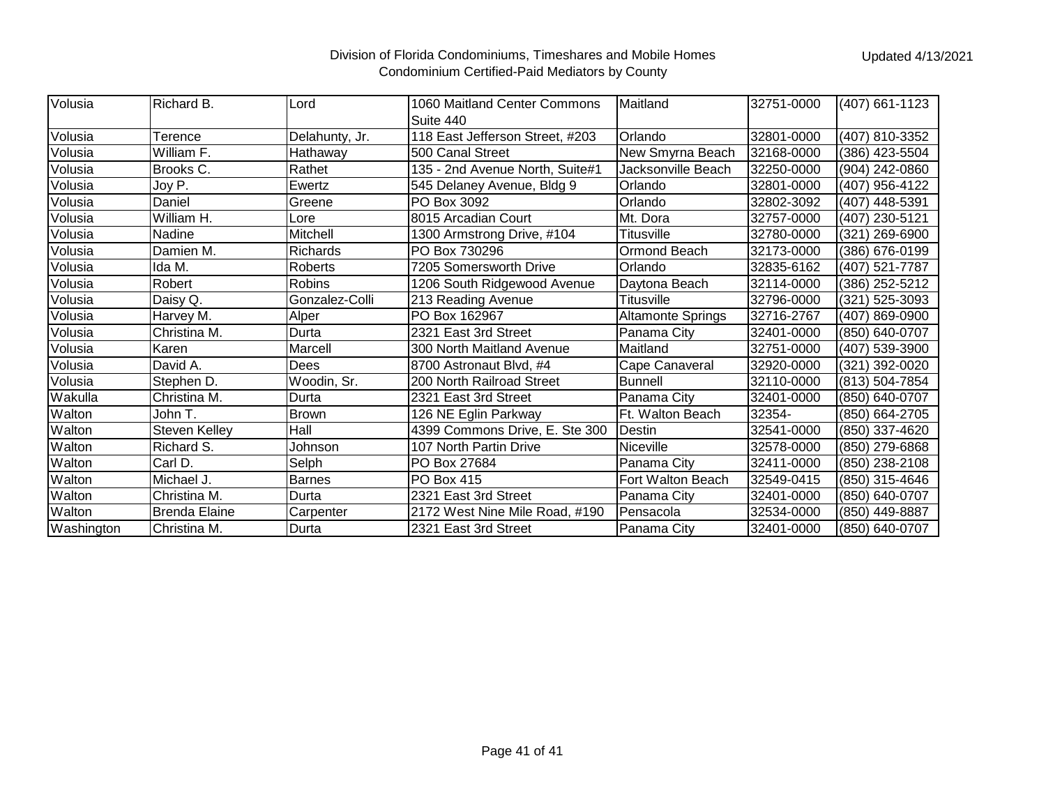Division of Florida Condominiums, Timeshares and Mobile Homes
Condominium Certified-Paid Mediators by County

Updated 4/13/2021

| | | | | | | |
|---|---|---|---|---|---|---|
| Volusia | Richard B. | Lord | 1060 Maitland Center Commons Suite 440 | Maitland | 32751-0000 | (407) 661-1123 |
| Volusia | Terence | Delahunty, Jr. | 118 East Jefferson Street, #203 | Orlando | 32801-0000 | (407) 810-3352 |
| Volusia | William F. | Hathaway | 500 Canal Street | New Smyrna Beach | 32168-0000 | (386) 423-5504 |
| Volusia | Brooks C. | Rathet | 135 - 2nd Avenue North, Suite#1 | Jacksonville Beach | 32250-0000 | (904) 242-0860 |
| Volusia | Joy P. | Ewertz | 545 Delaney Avenue, Bldg 9 | Orlando | 32801-0000 | (407) 956-4122 |
| Volusia | Daniel | Greene | PO Box 3092 | Orlando | 32802-3092 | (407) 448-5391 |
| Volusia | William H. | Lore | 8015 Arcadian Court | Mt. Dora | 32757-0000 | (407) 230-5121 |
| Volusia | Nadine | Mitchell | 1300 Armstrong Drive, #104 | Titusville | 32780-0000 | (321) 269-6900 |
| Volusia | Damien M. | Richards | PO Box 730296 | Ormond Beach | 32173-0000 | (386) 676-0199 |
| Volusia | Ida M. | Roberts | 7205 Somersworth Drive | Orlando | 32835-6162 | (407) 521-7787 |
| Volusia | Robert | Robins | 1206 South Ridgewood Avenue | Daytona Beach | 32114-0000 | (386) 252-5212 |
| Volusia | Daisy Q. | Gonzalez-Colli | 213 Reading Avenue | Titusville | 32796-0000 | (321) 525-3093 |
| Volusia | Harvey M. | Alper | PO Box 162967 | Altamonte Springs | 32716-2767 | (407) 869-0900 |
| Volusia | Christina M. | Durta | 2321 East 3rd Street | Panama City | 32401-0000 | (850) 640-0707 |
| Volusia | Karen | Marcell | 300 North Maitland Avenue | Maitland | 32751-0000 | (407) 539-3900 |
| Volusia | David A. | Dees | 8700 Astronaut Blvd, #4 | Cape Canaveral | 32920-0000 | (321) 392-0020 |
| Volusia | Stephen D. | Woodin, Sr. | 200 North Railroad Street | Bunnell | 32110-0000 | (813) 504-7854 |
| Wakulla | Christina M. | Durta | 2321 East 3rd Street | Panama City | 32401-0000 | (850) 640-0707 |
| Walton | John T. | Brown | 126 NE Eglin Parkway | Ft. Walton Beach | 32354- | (850) 664-2705 |
| Walton | Steven Kelley | Hall | 4399 Commons Drive, E. Ste 300 | Destin | 32541-0000 | (850) 337-4620 |
| Walton | Richard S. | Johnson | 107 North Partin Drive | Niceville | 32578-0000 | (850) 279-6868 |
| Walton | Carl D. | Selph | PO Box 27684 | Panama City | 32411-0000 | (850) 238-2108 |
| Walton | Michael J. | Barnes | PO Box 415 | Fort Walton Beach | 32549-0415 | (850) 315-4646 |
| Walton | Christina M. | Durta | 2321 East 3rd Street | Panama City | 32401-0000 | (850) 640-0707 |
| Walton | Brenda Elaine | Carpenter | 2172 West Nine Mile Road, #190 | Pensacola | 32534-0000 | (850) 449-8887 |
| Washington | Christina M. | Durta | 2321 East 3rd Street | Panama City | 32401-0000 | (850) 640-0707 |